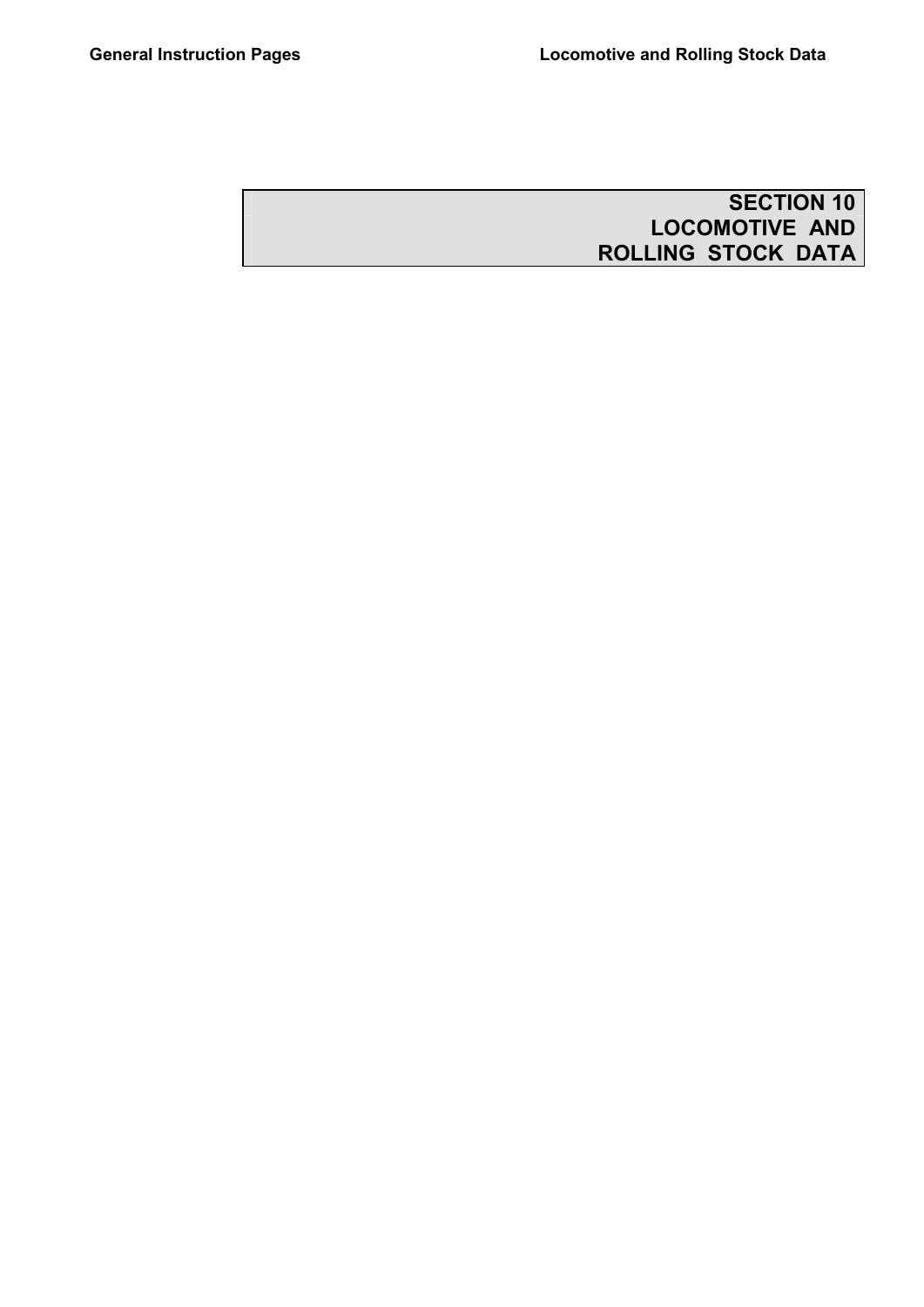# SECTION 10
# LOCOMOTIVE AND ROLLING STOCK DATA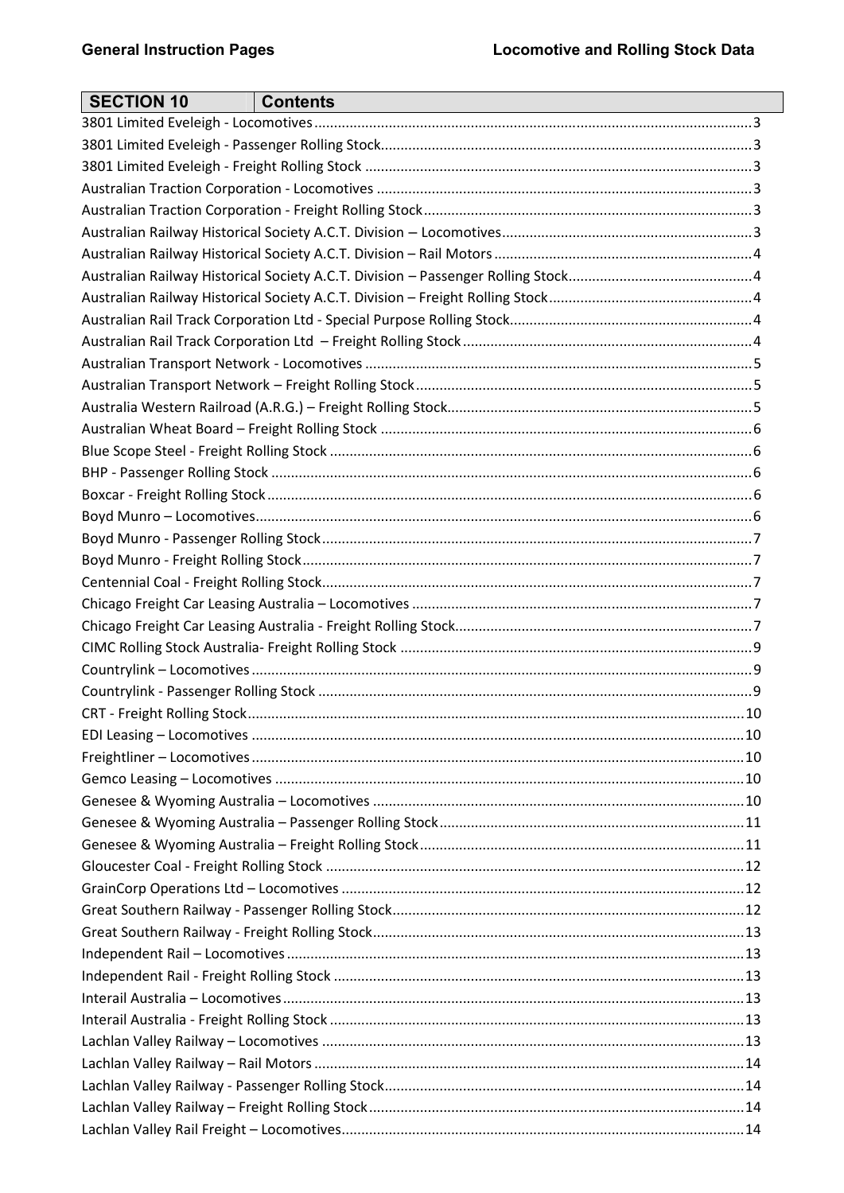| SECTION 10 | Contents |
|---|---|

3801 Limited Eveleigh - Locomotives ..... 3
3801 Limited Eveleigh - Passenger Rolling Stock ..... 3
3801 Limited Eveleigh - Freight Rolling Stock ..... 3
Australian Traction Corporation - Locomotives ..... 3
Australian Traction Corporation - Freight Rolling Stock ..... 3
Australian Railway Historical Society A.C.T. Division – Locomotives ..... 3
Australian Railway Historical Society A.C.T. Division – Rail Motors ..... 4
Australian Railway Historical Society A.C.T. Division – Passenger Rolling Stock ..... 4
Australian Railway Historical Society A.C.T. Division – Freight Rolling Stock ..... 4
Australian Rail Track Corporation Ltd - Special Purpose Rolling Stock ..... 4
Australian Rail Track Corporation Ltd – Freight Rolling Stock ..... 4
Australian Transport Network - Locomotives ..... 5
Australian Transport Network – Freight Rolling Stock ..... 5
Australia Western Railroad (A.R.G.) – Freight Rolling Stock ..... 5
Australian Wheat Board – Freight Rolling Stock ..... 6
Blue Scope Steel - Freight Rolling Stock ..... 6
BHP - Passenger Rolling Stock ..... 6
Boxcar - Freight Rolling Stock ..... 6
Boyd Munro – Locomotives ..... 6
Boyd Munro - Passenger Rolling Stock ..... 7
Boyd Munro - Freight Rolling Stock ..... 7
Centennial Coal - Freight Rolling Stock ..... 7
Chicago Freight Car Leasing Australia – Locomotives ..... 7
Chicago Freight Car Leasing Australia - Freight Rolling Stock ..... 7
CIMC Rolling Stock Australia- Freight Rolling Stock ..... 9
Countrylink – Locomotives ..... 9
Countrylink - Passenger Rolling Stock ..... 9
CRT - Freight Rolling Stock ..... 10
EDI Leasing – Locomotives ..... 10
Freightliner – Locomotives ..... 10
Gemco Leasing – Locomotives ..... 10
Genesee & Wyoming Australia – Locomotives ..... 10
Genesee & Wyoming Australia – Passenger Rolling Stock ..... 11
Genesee & Wyoming Australia – Freight Rolling Stock ..... 11
Gloucester Coal - Freight Rolling Stock ..... 12
GrainCorp Operations Ltd – Locomotives ..... 12
Great Southern Railway - Passenger Rolling Stock ..... 12
Great Southern Railway - Freight Rolling Stock ..... 13
Independent Rail – Locomotives ..... 13
Independent Rail - Freight Rolling Stock ..... 13
Interail Australia – Locomotives ..... 13
Interail Australia - Freight Rolling Stock ..... 13
Lachlan Valley Railway – Locomotives ..... 13
Lachlan Valley Railway – Rail Motors ..... 14
Lachlan Valley Railway - Passenger Rolling Stock ..... 14
Lachlan Valley Railway – Freight Rolling Stock ..... 14
Lachlan Valley Rail Freight – Locomotives ..... 14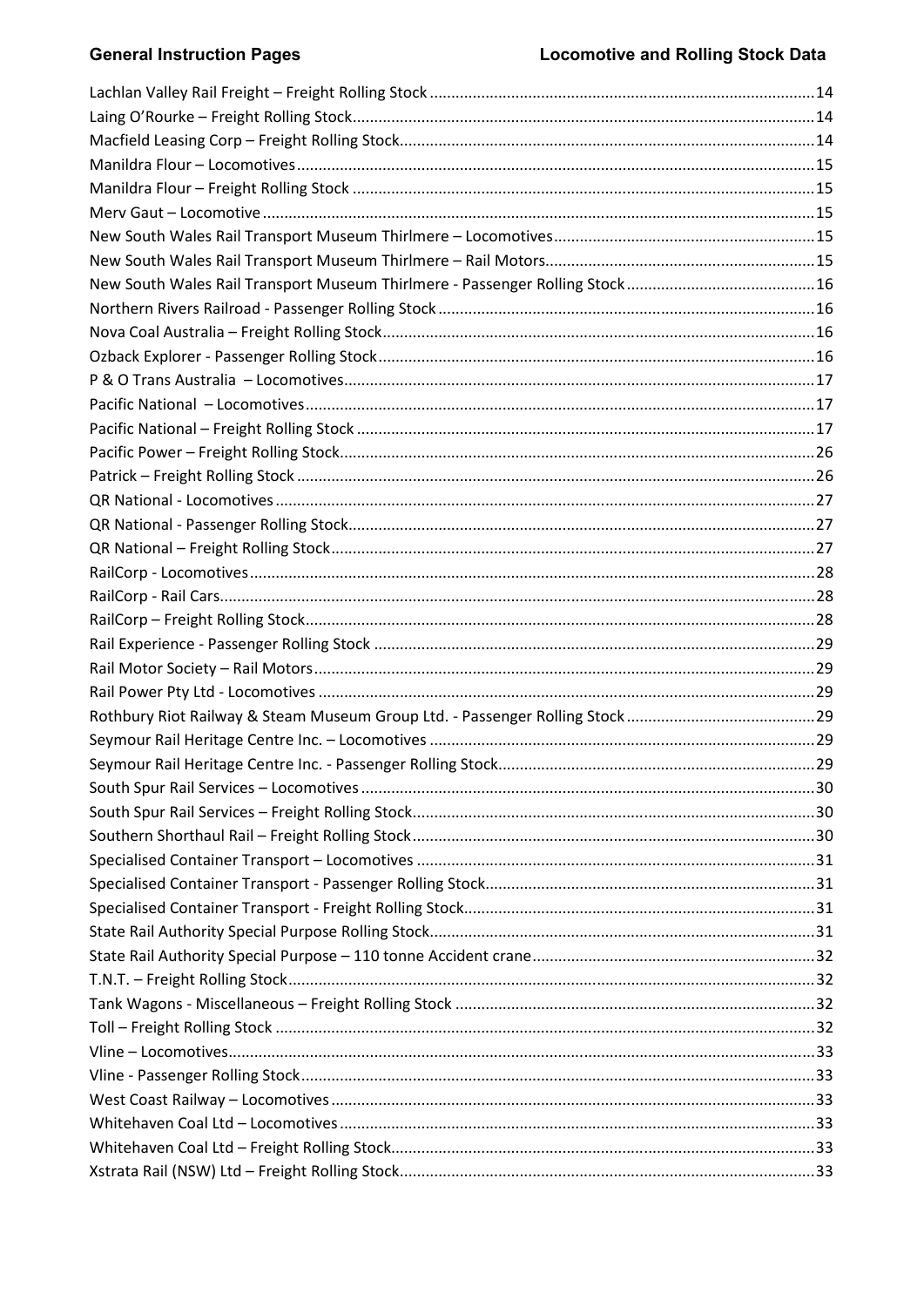Lachlan Valley Rail Freight – Freight Rolling Stock ........................................................................................14
Laing O'Rourke – Freight Rolling Stock..........................................................................................................14
Macfield Leasing Corp – Freight Rolling Stock................................................................................................14
Manildra Flour – Locomotives.......................................................................................................................15
Manildra Flour – Freight Rolling Stock ..........................................................................................................15
Merv Gaut – Locomotive...............................................................................................................................15
New South Wales Rail Transport Museum Thirlmere – Locomotives............................................................15
New South Wales Rail Transport Museum Thirlmere – Rail Motors..............................................................15
New South Wales Rail Transport Museum Thirlmere - Passenger Rolling Stock...........................................16
Northern Rivers Railroad - Passenger Rolling Stock.......................................................................................16
Nova Coal Australia – Freight Rolling Stock....................................................................................................16
Ozback Explorer - Passenger Rolling Stock.....................................................................................................16
P & O Trans Australia – Locomotives.............................................................................................................17
Pacific National – Locomotives......................................................................................................................17
Pacific National – Freight Rolling Stock..........................................................................................................17
Pacific Power – Freight Rolling Stock.............................................................................................................26
Patrick – Freight Rolling Stock.......................................................................................................................26
QR National - Locomotives............................................................................................................................27
QR National - Passenger Rolling Stock...........................................................................................................27
QR National – Freight Rolling Stock...............................................................................................................27
RailCorp - Locomotives..................................................................................................................................28
RailCorp - Rail Cars.........................................................................................................................................28
RailCorp – Freight Rolling Stock.....................................................................................................................28
Rail Experience - Passenger Rolling Stock......................................................................................................29
Rail Motor Society – Rail Motors...................................................................................................................29
Rail Power Pty Ltd - Locomotives..................................................................................................................29
Rothbury Riot Railway & Steam Museum Group Ltd. - Passenger Rolling Stock...........................................29
Seymour Rail Heritage Centre Inc. – Locomotives.........................................................................................29
Seymour Rail Heritage Centre Inc. - Passenger Rolling Stock.........................................................................29
South Spur Rail Services – Locomotives.........................................................................................................30
South Spur Rail Services – Freight Rolling Stock.............................................................................................30
Southern Shorthaul Rail – Freight Rolling Stock.............................................................................................30
Specialised Container Transport – Locomotives............................................................................................31
Specialised Container Transport - Passenger Rolling Stock............................................................................31
Specialised Container Transport - Freight Rolling Stock.................................................................................31
State Rail Authority Special Purpose Rolling Stock.........................................................................................31
State Rail Authority Special Purpose – 110 tonne Accident crane.................................................................32
T.N.T. – Freight Rolling Stock.........................................................................................................................32
Tank Wagons - Miscellaneous – Freight Rolling Stock...................................................................................32
Toll – Freight Rolling Stock............................................................................................................................32
Vline – Locomotives.......................................................................................................................................33
Vline - Passenger Rolling Stock......................................................................................................................33
West Coast Railway – Locomotives...............................................................................................................33
Whitehaven Coal Ltd – Locomotives.............................................................................................................33
Whitehaven Coal Ltd – Freight Rolling Stock.................................................................................................33
Xstrata Rail (NSW) Ltd – Freight Rolling Stock................................................................................................33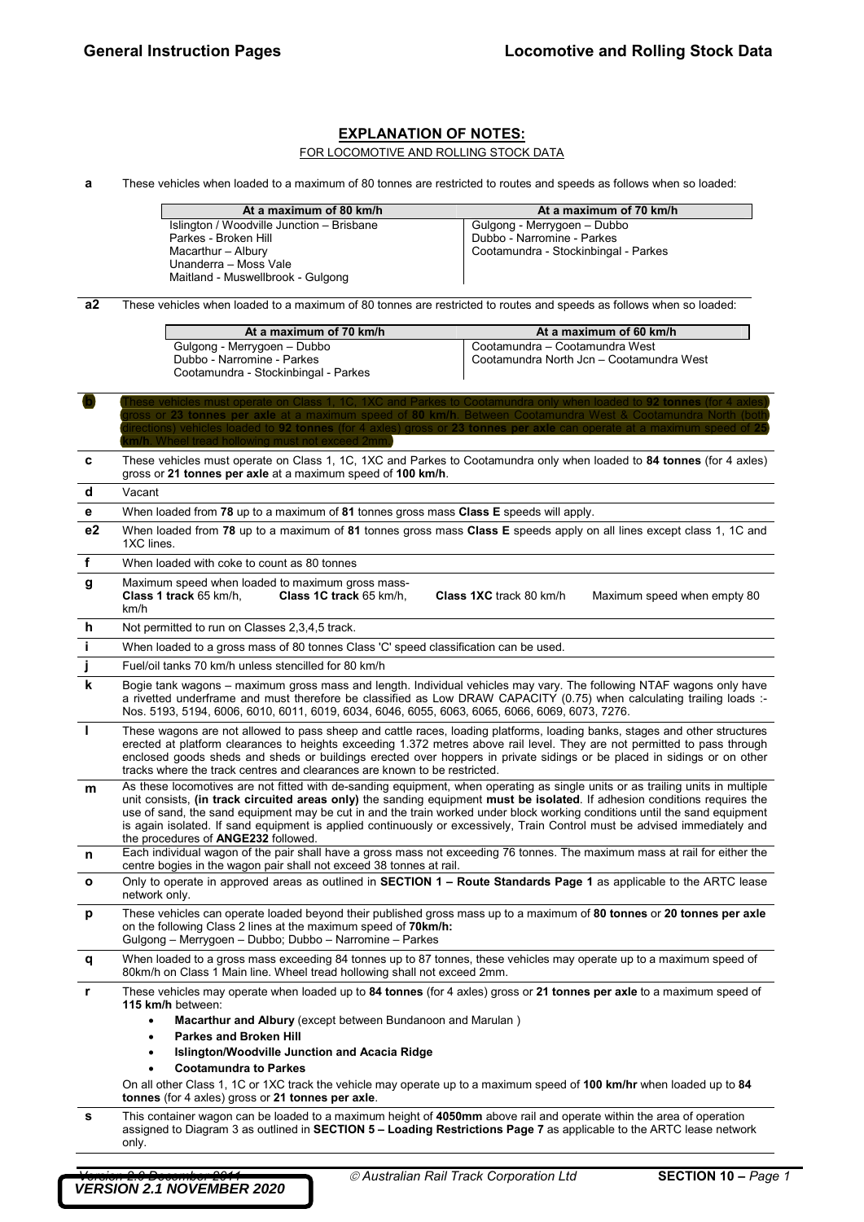## EXPLANATION OF NOTES:

FOR LOCOMOTIVE AND ROLLING STOCK DATA

**a** These vehicles when loaded to a maximum of 80 tonnes are restricted to routes and speeds as follows when so loaded:

| At a maximum of 80 km/h | At a maximum of 70 km/h |
|---|---|
| Islington / Woodville Junction – Brisbane<br>Parkes - Broken Hill<br>Macarthur – Albury<br>Unanderra – Moss Vale<br>Maitland - Muswellbrook - Gulgong | Gulgong - Merrygoen – Dubbo<br>Dubbo - Narromine - Parkes<br>Cootamundra - Stockinbingal - Parkes |

**a2** These vehicles when loaded to a maximum of 80 tonnes are restricted to routes and speeds as follows when so loaded:

| At a maximum of 70 km/h | At a maximum of 60 km/h |
|---|---|
| Gulgong - Merrygoen – Dubbo<br>Dubbo - Narromine - Parkes<br>Cootamundra - Stockinbingal - Parkes | Cootamundra – Cootamundra West<br>Cootamundra North Jcn – Cootamundra West |

| | |
|---|---|
| **b** | These vehicles must operate on Class 1, 1C, 1XC and Parkes to Cootamundra only when loaded to **92 tonnes** (for 4 axles) gross or **23 tonnes per axle** at a maximum speed of **80 km/h**. Between Cootamundra West & Cootamundra North (both directions) vehicles loaded to **92 tonnes** (for 4 axles) gross or **23 tonnes per axle** can operate at a maximum speed of **25 km/h**. Wheel tread hollowing must not exceed 2mm. |
| **c** | These vehicles must operate on Class 1, 1C, 1XC and Parkes to Cootamundra only when loaded to **84 tonnes** (for 4 axles) gross or **21 tonnes per axle** at a maximum speed of **100 km/h**. |
| **d** | Vacant |
| **e** | When loaded from **78** up to a maximum of **81** tonnes gross mass **Class E** speeds will apply. |
| **e2** | When loaded from **78** up to a maximum of **81** tonnes gross mass **Class E** speeds apply on all lines except class 1, 1C and 1XC lines. |
| **f** | When loaded with coke to count as 80 tonnes |
| **g** | Maximum speed when loaded to maximum gross mass- **Class 1 track** 65 km/h, **Class 1C track** 65 km/h, **Class 1XC** track 80 km/h Maximum speed when empty 80 km/h |
| **h** | Not permitted to run on Classes 2,3,4,5 track. |
| **i** | When loaded to a gross mass of 80 tonnes Class 'C' speed classification can be used. |
| **j** | Fuel/oil tanks 70 km/h unless stencilled for 80 km/h |
| **k** | Bogie tank wagons – maximum gross mass and length. Individual vehicles may vary. The following NTAF wagons only have a rivetted underframe and must therefore be classified as Low DRAW CAPACITY (0.75) when calculating trailing loads :- Nos. 5193, 5194, 6006, 6010, 6011, 6019, 6034, 6046, 6055, 6063, 6065, 6066, 6069, 6073, 7276. |
| **l** | These wagons are not allowed to pass sheep and cattle races, loading platforms, loading banks, stages and other structures erected at platform clearances to heights exceeding 1.372 metres above rail level. They are not permitted to pass through enclosed goods sheds and sheds or buildings erected over hoppers in private sidings or be placed in sidings or on other tracks where the track centres and clearances are known to be restricted. |
| **m** | As these locomotives are not fitted with de-sanding equipment, when operating as single units or as trailing units in multiple unit consists, **(in track circuited areas only)** the sanding equipment **must be isolated**. If adhesion conditions requires the use of sand, the sand equipment may be cut in and the train worked under block working conditions until the sand equipment is again isolated. If sand equipment is applied continuously or excessively, Train Control must be advised immediately and the procedures of **ANGE232** followed. |
| **n** | Each individual wagon of the pair shall have a gross mass not exceeding 76 tonnes. The maximum mass at rail for either the centre bogies in the wagon pair shall not exceed 38 tonnes at rail. |
| **o** | Only to operate in approved areas as outlined in **SECTION 1 – Route Standards Page 1** as applicable to the ARTC lease network only. |
| **p** | These vehicles can operate loaded beyond their published gross mass up to a maximum of **80 tonnes** or **20 tonnes per axle** on the following Class 2 lines at the maximum speed of **70km/h:** Gulgong – Merrygoen – Dubbo; Dubbo – Narromine – Parkes |
| **q** | When loaded to a gross mass exceeding 84 tonnes up to 87 tonnes, these vehicles may operate up to a maximum speed of 80km/h on Class 1 Main line. Wheel tread hollowing shall not exceed 2mm. |
| **r** | These vehicles may operate when loaded up to **84 tonnes** (for 4 axles) gross or **21 tonnes per axle** to a maximum speed of **115 km/h** between:<br>• **Macarthur and Albury** (except between Bundanoon and Marulan )<br>• **Parkes and Broken Hill**<br>• **Islington/Woodville Junction and Acacia Ridge**<br>• **Cootamundra to Parkes**<br>On all other Class 1, 1C or 1XC track the vehicle may operate up to a maximum speed of **100 km/hr** when loaded up to **84 tonnes** (for 4 axles) gross or **21 tonnes per axle**. |
| **s** | This container wagon can be loaded to a maximum height of **4050mm** above rail and operate within the area of operation assigned to Diagram 3 as outlined in **SECTION 5 – Loading Restrictions Page 7** as applicable to the ARTC lease network only. |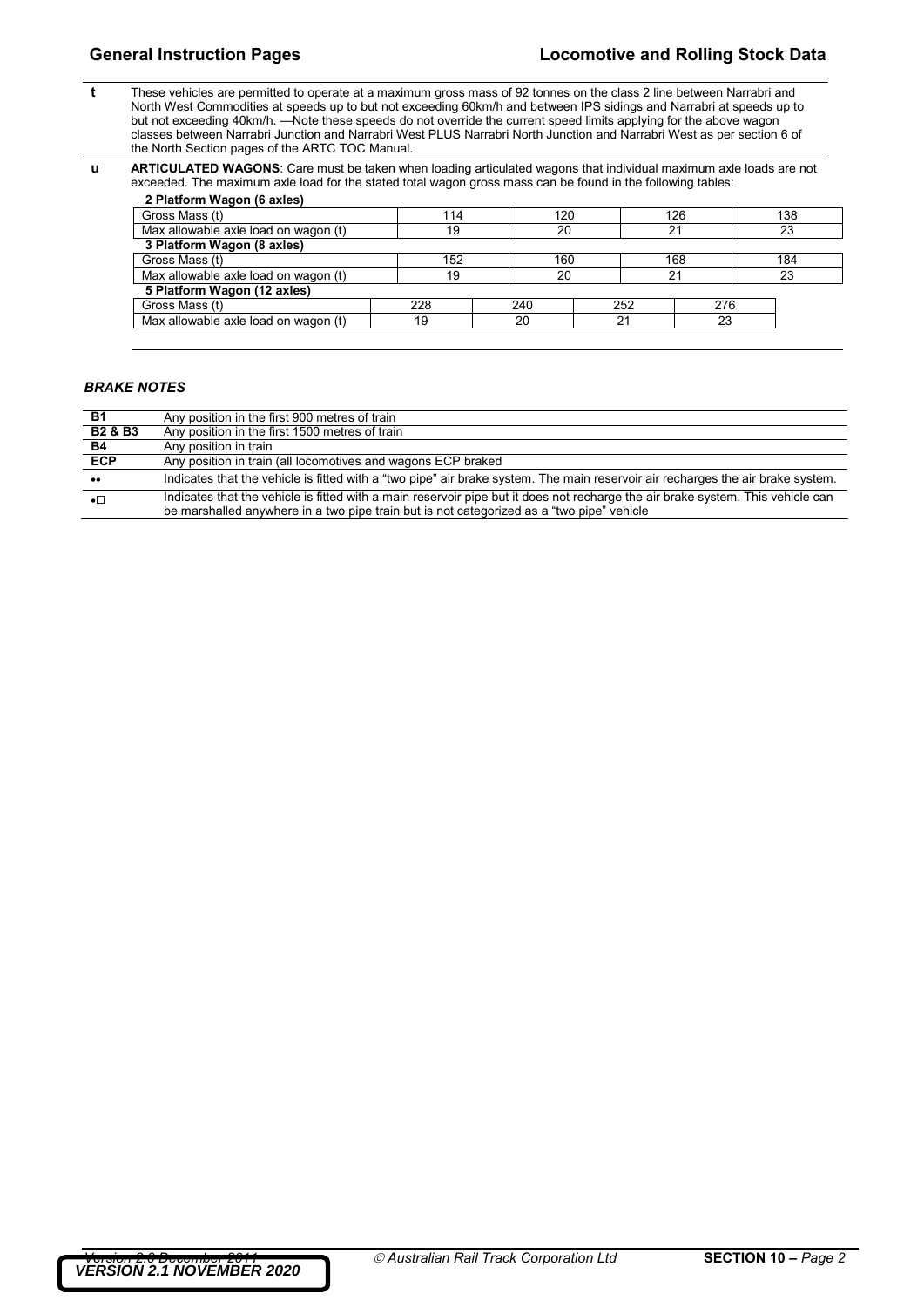**t** These vehicles are permitted to operate at a maximum gross mass of 92 tonnes on the class 2 line between Narrabri and North West Commodities at speeds up to but not exceeding 60km/h and between IPS sidings and Narrabri at speeds up to but not exceeding 40km/h. —Note these speeds do not override the current speed limits applying for the above wagon classes between Narrabri Junction and Narrabri West PLUS Narrabri North Junction and Narrabri West as per section 6 of the North Section pages of the ARTC TOC Manual.

**u** **ARTICULATED WAGONS**: Care must be taken when loading articulated wagons that individual maximum axle loads are not exceeded. The maximum axle load for the stated total wagon gross mass can be found in the following tables:

**2 Platform Wagon (6 axles)**

| Gross Mass (t) | 114 | 120 | 126 | 138 |
|---|---|---|---|---|
| Max allowable axle load on wagon (t) | 19 | 20 | 21 | 23 |

**3 Platform Wagon (8 axles)**

| Gross Mass (t) | 152 | 160 | 168 | 184 |
|---|---|---|---|---|
| Max allowable axle load on wagon (t) | 19 | 20 | 21 | 23 |

**5 Platform Wagon (12 axles)**

| Gross Mass (t) | 228 | 240 | 252 | 276 |
|---|---|---|---|---|
| Max allowable axle load on wagon (t) | 19 | 20 | 21 | 23 |

### *BRAKE NOTES*

| | |
|---|---|
| **B1** | Any position in the first 900 metres of train |
| **B2 & B3** | Any position in the first 1500 metres of train |
| **B4** | Any position in train |
| **ECP** | Any position in train (all locomotives and wagons ECP braked |
| •• | Indicates that the vehicle is fitted with a "two pipe" air brake system. The main reservoir air recharges the air brake system. |
| •□ | Indicates that the vehicle is fitted with a main reservoir pipe but it does not recharge the air brake system. This vehicle can be marshalled anywhere in a two pipe train but is not categorized as a "two pipe" vehicle |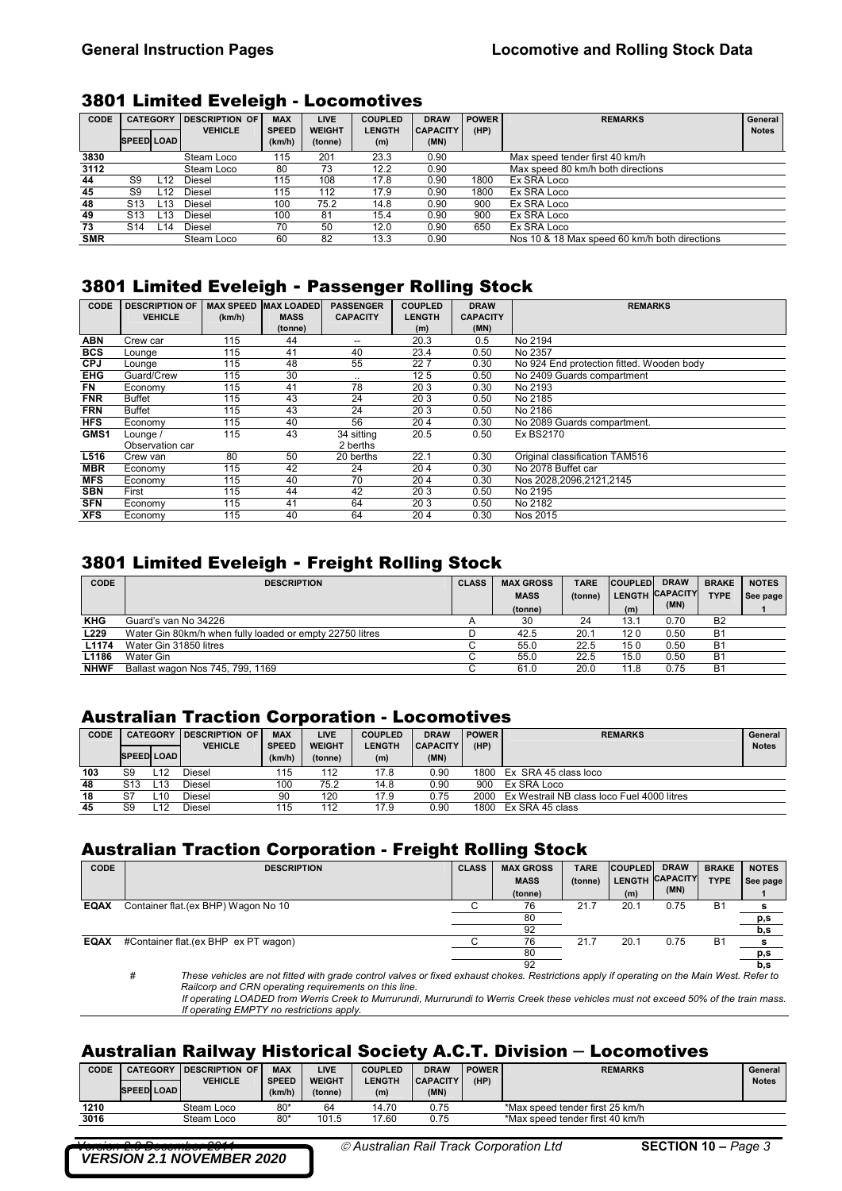## 3801 Limited Eveleigh - Locomotives

| CODE | CATEGORY | | DESCRIPTION OF VEHICLE | MAX SPEED (km/h) | LIVE WEIGHT (tonne) | COUPLED LENGTH (m) | DRAW CAPACITY (MN) | POWER (HP) | REMARKS | General Notes |
|---|---|---|---|---|---|---|---|---|---|---|
| | SPEED | LOAD | | | | | | | | |
| 3830 | | | Steam Loco | 115 | 201 | 23.3 | 0.90 | | Max speed tender first 40 km/h | |
| 3112 | | | Steam Loco | 80 | 73 | 12.2 | 0.90 | | Max speed 80 km/h both directions | |
| 44 | S9 | L12 | Diesel | 115 | 108 | 17.8 | 0.90 | 1800 | Ex SRA Loco | |
| 45 | S9 | L12 | Diesel | 115 | 112 | 17.9 | 0.90 | 1800 | Ex SRA Loco | |
| 48 | S13 | L13 | Diesel | 100 | 75.2 | 14.8 | 0.90 | 900 | Ex SRA Loco | |
| 49 | S13 | L13 | Diesel | 100 | 81 | 15.4 | 0.90 | 900 | Ex SRA Loco | |
| 73 | S14 | L14 | Diesel | 70 | 50 | 12.0 | 0.90 | 650 | Ex SRA Loco | |
| SMR | | | Steam Loco | 60 | 82 | 13.3 | 0.90 | | Nos 10 & 18 Max speed 60 km/h both directions | |

## 3801 Limited Eveleigh - Passenger Rolling Stock

| CODE | DESCRIPTION OF VEHICLE | MAX SPEED (km/h) | MAX LOADED MASS (tonne) | PASSENGER CAPACITY | COUPLED LENGTH (m) | DRAW CAPACITY (MN) | REMARKS |
|---|---|---|---|---|---|---|---|
| ABN | Crew car | 115 | 44 | -- | 20.3 | 0.5 | No 2194 |
| BCS | Lounge | 115 | 41 | 40 | 23.4 | 0.50 | No 2357 |
| CPJ | Lounge | 115 | 48 | 55 | 22 7 | 0.30 | No 924 End protection fitted. Wooden body |
| EHG | Guard/Crew | 115 | 30 | .. | 12 5 | 0.50 | No 2409 Guards compartment |
| FN | Economy | 115 | 41 | 78 | 20 3 | 0.30 | No 2193 |
| FNR | Buffet | 115 | 43 | 24 | 20 3 | 0.50 | No 2185 |
| FRN | Buffet | 115 | 43 | 24 | 20 3 | 0.50 | No 2186 |
| HFS | Economy | 115 | 40 | 56 | 20 4 | 0.30 | No 2089 Guards compartment. |
| GMS1 | Lounge / Observation car | 115 | 43 | 34 sitting 2 berths | 20.5 | 0.50 | Ex BS2170 |
| L516 | Crew van | 80 | 50 | 20 berths | 22.1 | 0.30 | Original classification TAM516 |
| MBR | Economy | 115 | 42 | 24 | 20 4 | 0.30 | No 2078 Buffet car |
| MFS | Economy | 115 | 40 | 70 | 20 4 | 0.30 | Nos 2028,2096,2121,2145 |
| SBN | First | 115 | 44 | 42 | 20 3 | 0.50 | No 2195 |
| SFN | Economy | 115 | 41 | 64 | 20 3 | 0.50 | No 2182 |
| XFS | Economy | 115 | 40 | 64 | 20 4 | 0.30 | Nos 2015 |

## 3801 Limited Eveleigh - Freight Rolling Stock

| CODE | DESCRIPTION | CLASS | MAX GROSS MASS (tonne) | TARE (tonne) | COUPLED LENGTH (m) | DRAW CAPACITY (MN) | BRAKE TYPE | NOTES See page 1 |
|---|---|---|---|---|---|---|---|---|
| KHG | Guard's van No 34226 | A | 30 | 24 | 13.1 | 0.70 | B2 | |
| L229 | Water Gin 80km/h when fully loaded or empty 22750 litres | D | 42.5 | 20.1 | 12 0 | 0.50 | B1 | |
| L1174 | Water Gin 31850 litres | C | 55.0 | 22.5 | 15 0 | 0.50 | B1 | |
| L1186 | Water Gin | C | 55.0 | 22.5 | 15.0 | 0.50 | B1 | |
| NHWF | Ballast wagon Nos 745, 799, 1169 | C | 61.0 | 20.0 | 11.8 | 0.75 | B1 | |

## Australian Traction Corporation - Locomotives

| CODE | CATEGORY | | DESCRIPTION OF VEHICLE | MAX SPEED (km/h) | LIVE WEIGHT (tonne) | COUPLED LENGTH (m) | DRAW CAPACITY (MN) | POWER (HP) | REMARKS | General Notes |
|---|---|---|---|---|---|---|---|---|---|---|
| | SPEED | LOAD | | | | | | | | |
| 103 | S9 | L12 | Diesel | 115 | 112 | 17.8 | 0.90 | 1800 | Ex SRA 45 class loco | |
| 48 | S13 | L13 | Diesel | 100 | 75.2 | 14.8 | 0.90 | 900 | Ex SRA Loco | |
| 18 | S7 | L10 | Diesel | 90 | 120 | 17.9 | 0.75 | 2000 | Ex Westrail NB class loco Fuel 4000 litres | |
| 45 | S9 | L12 | Diesel | 115 | 112 | 17.9 | 0.90 | 1800 | Ex SRA 45 class | |

## Australian Traction Corporation - Freight Rolling Stock

| CODE | DESCRIPTION | CLASS | MAX GROSS MASS (tonne) | TARE (tonne) | COUPLED LENGTH (m) | DRAW CAPACITY (MN) | BRAKE TYPE | NOTES See page 1 |
|---|---|---|---|---|---|---|---|---|
| EQAX | Container flat.(ex BHP) Wagon No 10 | C | 76 | 21.7 | 20.1 | 0.75 | B1 | s |
| | | | 80 | | | | | p,s |
| | | | 92 | | | | | b,s |
| EQAX | #Container flat.(ex BHP ex PT wagon) | C | 76 | 21.7 | 20.1 | 0.75 | B1 | s |
| | | | 80 | | | | | p,s |
| | | | 92 | | | | | b,s |

\# *These vehicles are not fitted with grade control valves or fixed exhaust chokes. Restrictions apply if operating on the Main West. Refer to Railcorp and CRN operating requirements on this line.*
*If operating LOADED from Werris Creek to Murrurundi, Murrurundi to Werris Creek these vehicles must not exceed 50% of the train mass. If operating EMPTY no restrictions apply.*

## Australian Railway Historical Society A.C.T. Division – Locomotives

| CODE | CATEGORY | | DESCRIPTION OF VEHICLE | MAX SPEED (km/h) | LIVE WEIGHT (tonne) | COUPLED LENGTH (m) | DRAW CAPACITY (MN) | POWER (HP) | REMARKS | General Notes |
|---|---|---|---|---|---|---|---|---|---|---|
| | SPEED | LOAD | | | | | | | | |
| 1210 | | | Steam Loco | 80* | 64 | 14.70 | 0.75 | | *Max speed tender first 25 km/h | |
| 3016 | | | Steam Loco | 80* | 101.5 | 17.60 | 0.75 | | *Max speed tender first 40 km/h | |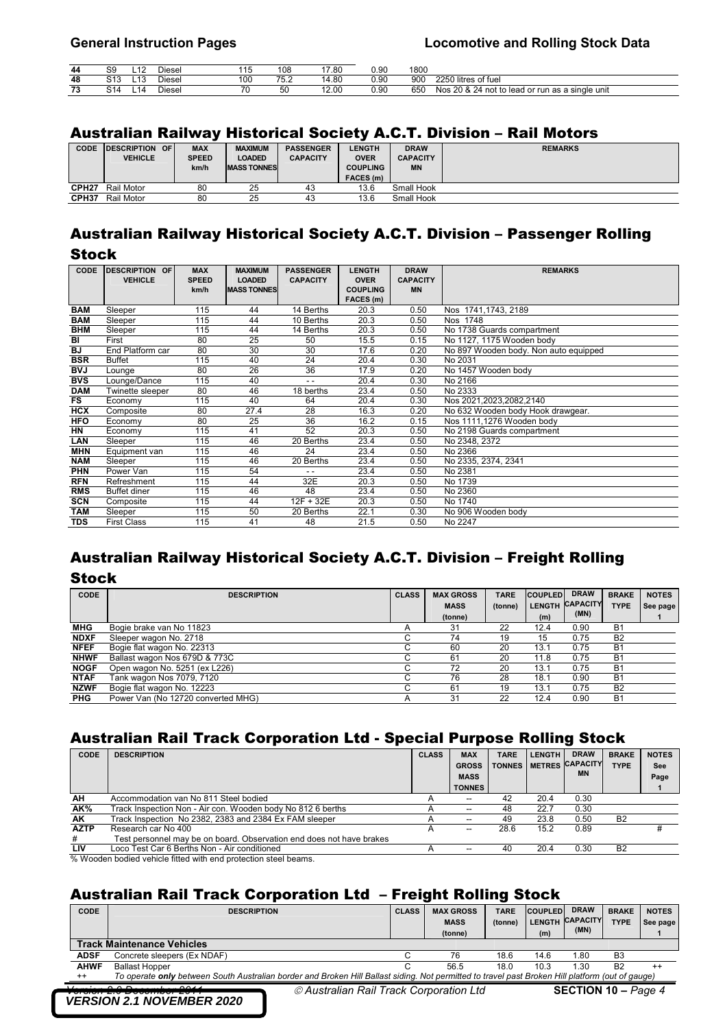| 44 | S9 | L12 | Diesel | 115 | 108 | 17.80 | 0.90 | 1800 | |
|---|---|---|---|---|---|---|---|---|---|
| 48 | S13 | L13 | Diesel | 100 | 75.2 | 14.80 | 0.90 | 900 | 2250 litres of fuel |
| 73 | S14 | L14 | Diesel | 70 | 50 | 12.00 | 0.90 | 650 | Nos 20 & 24 not to lead or run as a single unit |

## Australian Railway Historical Society A.C.T. Division – Rail Motors

| CODE | DESCRIPTION OF VEHICLE | MAX SPEED km/h | MAXIMUM LOADED MASS TONNES | PASSENGER CAPACITY | LENGTH OVER COUPLING FACES (m) | DRAW CAPACITY MN | REMARKS |
|---|---|---|---|---|---|---|---|
| CPH27 | Rail Motor | 80 | 25 | 43 | 13.6 | Small Hook | |
| CPH37 | Rail Motor | 80 | 25 | 43 | 13.6 | Small Hook | |

## Australian Railway Historical Society A.C.T. Division – Passenger Rolling Stock

| CODE | DESCRIPTION OF VEHICLE | MAX SPEED km/h | MAXIMUM LOADED MASS TONNES | PASSENGER CAPACITY | LENGTH OVER COUPLING FACES (m) | DRAW CAPACITY MN | REMARKS |
|---|---|---|---|---|---|---|---|
| BAM | Sleeper | 115 | 44 | 14 Berths | 20.3 | 0.50 | Nos 1741,1743, 2189 |
| BAM | Sleeper | 115 | 44 | 10 Berths | 20.3 | 0.50 | Nos 1748 |
| BHM | Sleeper | 115 | 44 | 14 Berths | 20.3 | 0.50 | No 1738 Guards compartment |
| BI | First | 80 | 25 | 50 | 15.5 | 0.15 | No 1127, 1175 Wooden body |
| BJ | End Platform car | 80 | 30 | 30 | 17.6 | 0.20 | No 897 Wooden body. Non auto equipped |
| BSR | Buffet | 115 | 40 | 24 | 20.4 | 0.30 | No 2031 |
| BVJ | Lounge | 80 | 26 | 36 | 17.9 | 0.20 | No 1457 Wooden body |
| BVS | Lounge/Dance | 115 | 40 | - - | 20.4 | 0.30 | No 2166 |
| DAM | Twinette sleeper | 80 | 46 | 18 berths | 23.4 | 0.50 | No 2333 |
| FS | Economy | 115 | 40 | 64 | 20.4 | 0.30 | Nos 2021,2023,2082,2140 |
| HCX | Composite | 80 | 27.4 | 28 | 16.3 | 0.20 | No 632 Wooden body Hook drawgear. |
| HFO | Economy | 80 | 25 | 36 | 16.2 | 0.15 | Nos 1111,1276 Wooden body |
| HN | Economy | 115 | 41 | 52 | 20.3 | 0.50 | No 2198 Guards compartment |
| LAN | Sleeper | 115 | 46 | 20 Berths | 23.4 | 0.50 | No 2348, 2372 |
| MHN | Equipment van | 115 | 46 | 24 | 23.4 | 0.50 | No 2366 |
| NAM | Sleeper | 115 | 46 | 20 Berths | 23.4 | 0.50 | No 2335, 2374, 2341 |
| PHN | Power Van | 115 | 54 | - - | 23.4 | 0.50 | No 2381 |
| RFN | Refreshment | 115 | 44 | 32E | 20.3 | 0.50 | No 1739 |
| RMS | Buffet diner | 115 | 46 | 48 | 23.4 | 0.50 | No 2360 |
| SCN | Composite | 115 | 44 | 12F + 32E | 20.3 | 0.50 | No 1740 |
| TAM | Sleeper | 115 | 50 | 20 Berths | 22.1 | 0.30 | No 906 Wooden body |
| TDS | First Class | 115 | 41 | 48 | 21.5 | 0.50 | No 2247 |

## Australian Railway Historical Society A.C.T. Division – Freight Rolling Stock

| CODE | DESCRIPTION | CLASS | MAX GROSS MASS (tonne) | TARE (tonne) | COUPLED LENGTH (m) | DRAW CAPACITY (MN) | BRAKE TYPE | NOTES See page 1 |
|---|---|---|---|---|---|---|---|---|
| MHG | Bogie brake van No 11823 | A | 31 | 22 | 12.4 | 0.90 | B1 | |
| NDXF | Sleeper wagon No. 2718 | C | 74 | 19 | 15 | 0.75 | B2 | |
| NFEF | Bogie flat wagon No. 22313 | C | 60 | 20 | 13.1 | 0.75 | B1 | |
| NHWF | Ballast wagon Nos 679D & 773C | C | 61 | 20 | 11.8 | 0.75 | B1 | |
| NOGF | Open wagon No. 5251 (ex L226) | C | 72 | 20 | 13.1 | 0.75 | B1 | |
| NTAF | Tank wagon Nos 7079, 7120 | C | 76 | 28 | 18.1 | 0.90 | B1 | |
| NZWF | Bogie flat wagon No. 12223 | C | 61 | 19 | 13.1 | 0.75 | B2 | |
| PHG | Power Van (No 12720 converted MHG) | A | 31 | 22 | 12.4 | 0.90 | B1 | |

## Australian Rail Track Corporation Ltd - Special Purpose Rolling Stock

| CODE | DESCRIPTION | CLASS | MAX GROSS MASS TONNES | TARE TONNES | LENGTH METRES | DRAW CAPACITY MN | BRAKE TYPE | NOTES See Page 1 |
|---|---|---|---|---|---|---|---|---|
| AH | Accommodation van No 811 Steel bodied | A | -- | 42 | 20.4 | 0.30 | | |
| AK% | Track Inspection Non - Air con. Wooden body No 812 6 berths | A | -- | 48 | 22.7 | 0.30 | | |
| AK | Track Inspection No 2382, 2383 and 2384 Ex FAM sleeper | A | -- | 49 | 23.8 | 0.50 | B2 | |
| AZTP | Research car No 400 | A | -- | 28.6 | 15.2 | 0.89 | | # |
| # | Test personnel may be on board. Observation end does not have brakes | | | | | | | |
| LIV | Loco Test Car 6 Berths Non - Air conditioned | A | -- | 40 | 20.4 | 0.30 | B2 | |

% Wooden bodied vehicle fitted with end protection steel beams.

## Australian Rail Track Corporation Ltd – Freight Rolling Stock

| CODE | DESCRIPTION | CLASS | MAX GROSS MASS (tonne) | TARE (tonne) | COUPLED LENGTH (m) | DRAW CAPACITY (MN) | BRAKE TYPE | NOTES See page 1 |
|---|---|---|---|---|---|---|---|---|
| **Track Maintenance Vehicles** | | | | | | | | |
| ADSF | Concrete sleepers (Ex NDAF) | C | 76 | 18.6 | 14.6 | 1.80 | B3 | |
| AHWF | Ballast Hopper | C | 56.5 | 18.0 | 10.3 | 1.30 | B2 | ++ |
| ++ | *To operate **only** between South Australian border and Broken Hill Ballast siding. Not permitted to travel past Broken Hill platform (out of gauge)* | | | | | | | |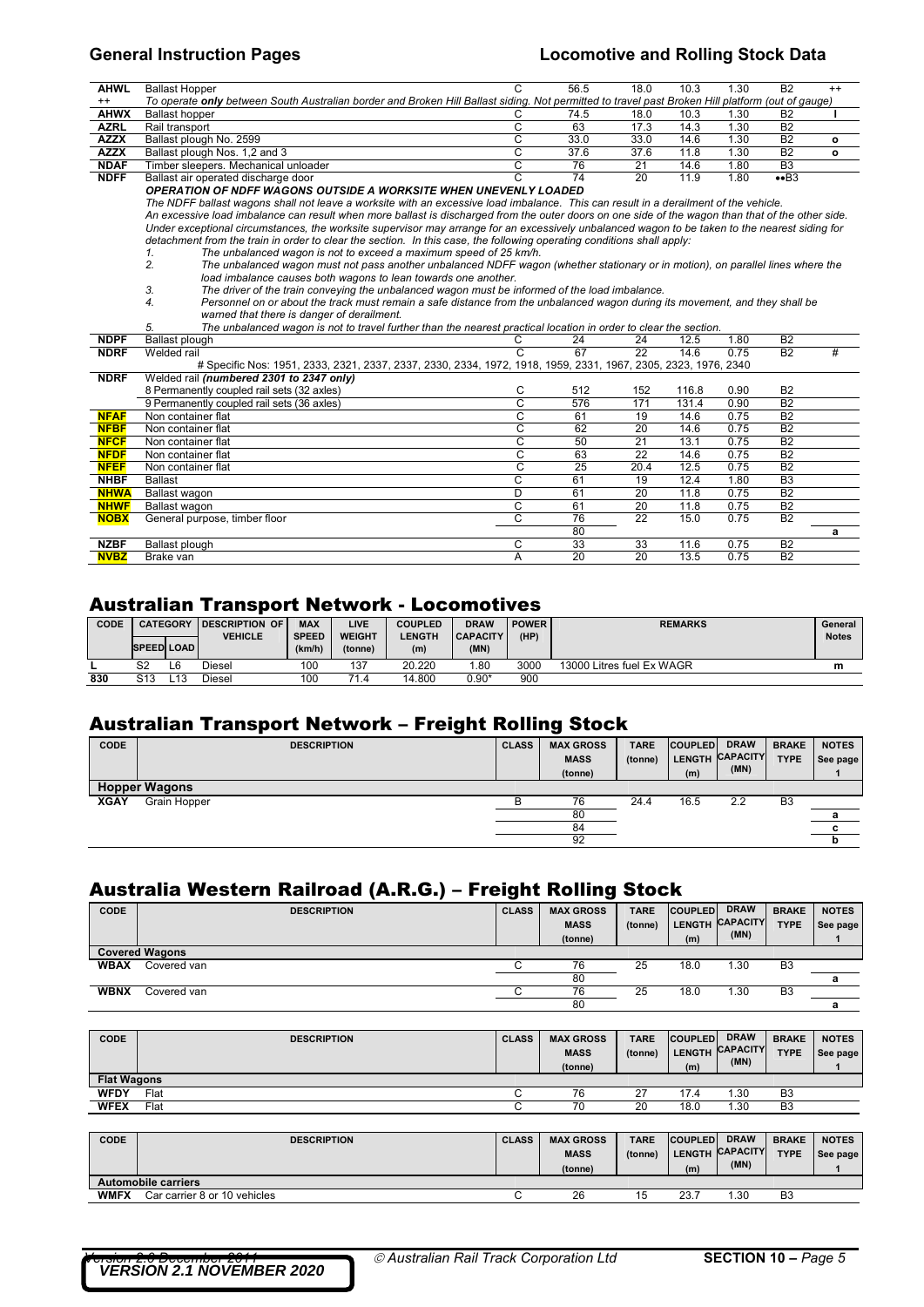| | | | | | | | | |
|---|---|---|---|---|---|---|---|---|
| **AHWL** | Ballast Hopper | C | 56.5 | 18.0 | 10.3 | 1.30 | B2 | ++ |
| ++ | *To operate **only** between South Australian border and Broken Hill Ballast siding. Not permitted to travel past Broken Hill platform (out of gauge)* | | | | | | | |
| **AHWX** | Ballast hopper | C | 74.5 | 18.0 | 10.3 | 1.30 | B2 | **I** |
| **AZRL** | Rail transport | C | 63 | 17.3 | 14.3 | 1.30 | B2 | |
| **AZZX** | Ballast plough No. 2599 | C | 33.0 | 33.0 | 14.6 | 1.30 | B2 | **o** |
| **AZZX** | Ballast plough Nos. 1,2 and 3 | C | 37.6 | 37.6 | 11.8 | 1.30 | B2 | **o** |
| **NDAF** | Timber sleepers. Mechanical unloader | C | 76 | 21 | 14.6 | 1.80 | B3 | |
| **NDFF** | Ballast air operated discharge door | C | 74 | 20 | 11.9 | 1.80 | ••B3 | |

***OPERATION OF NDFF WAGONS OUTSIDE A WORKSITE WHEN UNEVENLY LOADED***

*The NDFF ballast wagons shall not leave a worksite with an excessive load imbalance. This can result in a derailment of the vehicle.*
*An excessive load imbalance can result when more ballast is discharged from the outer doors on one side of the wagon than that of the other side.*
*Under exceptional circumstances, the worksite supervisor may arrange for an excessively unbalanced wagon to be taken to the nearest siding for detachment from the train in order to clear the section. In this case, the following operating conditions shall apply:*

1. *The unbalanced wagon is not to exceed a maximum speed of 25 km/h.*
2. *The unbalanced wagon must not pass another unbalanced NDFF wagon (whether stationary or in motion), on parallel lines where the load imbalance causes both wagons to lean towards one another.*
3. *The driver of the train conveying the unbalanced wagon must be informed of the load imbalance.*
4. *Personnel on or about the track must remain a safe distance from the unbalanced wagon during its movement, and they shall be warned that there is danger of derailment.*
5. *The unbalanced wagon is not to travel further than the nearest practical location in order to clear the section.*

| | | | | | | | | |
|---|---|---|---|---|---|---|---|---|
| **NDPF** | Ballast plough | C | 24 | 24 | 12.5 | 1.80 | B2 | |
| **NDRF** | Welded rail | C | 67 | 22 | 14.6 | 0.75 | B2 | # |
| | # Specific Nos: 1951, 2333, 2321, 2337, 2337, 2330, 2334, 1972, 1918, 1959, 2331, 1967, 2305, 2323, 1976, 2340 | | | | | | | |
| **NDRF** | Welded rail ***(numbered 2301 to 2347 only)*** | | | | | | | |
| | 8 Permanently coupled rail sets (32 axles) | C | 512 | 152 | 116.8 | 0.90 | B2 | |
| | 9 Permanently coupled rail sets (36 axles) | C | 576 | 171 | 131.4 | 0.90 | B2 | |
| **NFAF** | Non container flat | C | 61 | 19 | 14.6 | 0.75 | B2 | |
| **NFBF** | Non container flat | C | 62 | 20 | 14.6 | 0.75 | B2 | |
| **NFCF** | Non container flat | C | 50 | 21 | 13.1 | 0.75 | B2 | |
| **NFDF** | Non container flat | C | 63 | 22 | 14.6 | 0.75 | B2 | |
| **NFEF** | Non container flat | C | 25 | 20.4 | 12.5 | 0.75 | B2 | |
| **NHBF** | Ballast | C | 61 | 19 | 12.4 | 1.80 | B3 | |
| **NHWA** | Ballast wagon | D | 61 | 20 | 11.8 | 0.75 | B2 | |
| **NHWF** | Ballast wagon | C | 61 | 20 | 11.8 | 0.75 | B2 | |
| **NOBX** | General purpose, timber floor | C | 76 | 22 | 15.0 | 0.75 | B2 | |
| | | | 80 | | | | | **a** |
| **NZBF** | Ballast plough | C | 33 | 33 | 11.6 | 0.75 | B2 | |
| **NVBZ** | Brake van | A | 20 | 20 | 13.5 | 0.75 | B2 | |

## Australian Transport Network - Locomotives

| CODE | CATEGORY SPEED | CATEGORY LOAD | DESCRIPTION OF VEHICLE | MAX SPEED (km/h) | LIVE WEIGHT (tonne) | COUPLED LENGTH (m) | DRAW CAPACITY (MN) | POWER (HP) | REMARKS | General Notes |
|---|---|---|---|---|---|---|---|---|---|---|
| **L** | S2 | L6 | Diesel | 100 | 137 | 20.220 | 1.80 | 3000 | 13000 Litres fuel Ex WAGR | **m** |
| **830** | S13 | L13 | Diesel | 100 | 71.4 | 14.800 | 0.90* | 900 | | |

## Australian Transport Network – Freight Rolling Stock

| CODE | DESCRIPTION | CLASS | MAX GROSS MASS (tonne) | TARE (tonne) | COUPLED LENGTH (m) | DRAW CAPACITY (MN) | BRAKE TYPE | NOTES See page 1 |
|---|---|---|---|---|---|---|---|---|
| **Hopper Wagons** | | | | | | | | |
| **XGAY** | Grain Hopper | B | 76 | 24.4 | 16.5 | 2.2 | B3 | |
| | | | 80 | | | | | **a** |
| | | | 84 | | | | | **c** |
| | | | 92 | | | | | **b** |

## Australia Western Railroad (A.R.G.) – Freight Rolling Stock

| CODE | DESCRIPTION | CLASS | MAX GROSS MASS (tonne) | TARE (tonne) | COUPLED LENGTH (m) | DRAW CAPACITY (MN) | BRAKE TYPE | NOTES See page 1 |
|---|---|---|---|---|---|---|---|---|
| **Covered Wagons** | | | | | | | | |
| **WBAX** | Covered van | C | 76 | 25 | 18.0 | 1.30 | B3 | |
| | | | 80 | | | | | **a** |
| **WBNX** | Covered van | C | 76 | 25 | 18.0 | 1.30 | B3 | |
| | | | 80 | | | | | **a** |

| CODE | DESCRIPTION | CLASS | MAX GROSS MASS (tonne) | TARE (tonne) | COUPLED LENGTH (m) | DRAW CAPACITY (MN) | BRAKE TYPE | NOTES See page 1 |
|---|---|---|---|---|---|---|---|---|
| **Flat Wagons** | | | | | | | | |
| **WFDY** | Flat | C | 76 | 27 | 17.4 | 1.30 | B3 | |
| **WFEX** | Flat | C | 70 | 20 | 18.0 | 1.30 | B3 | |

| CODE | DESCRIPTION | CLASS | MAX GROSS MASS (tonne) | TARE (tonne) | COUPLED LENGTH (m) | DRAW CAPACITY (MN) | BRAKE TYPE | NOTES See page 1 |
|---|---|---|---|---|---|---|---|---|
| **Automobile carriers** | | | | | | | | |
| **WMFX** | Car carrier 8 or 10 vehicles | C | 26 | 15 | 23.7 | 1.30 | B3 | |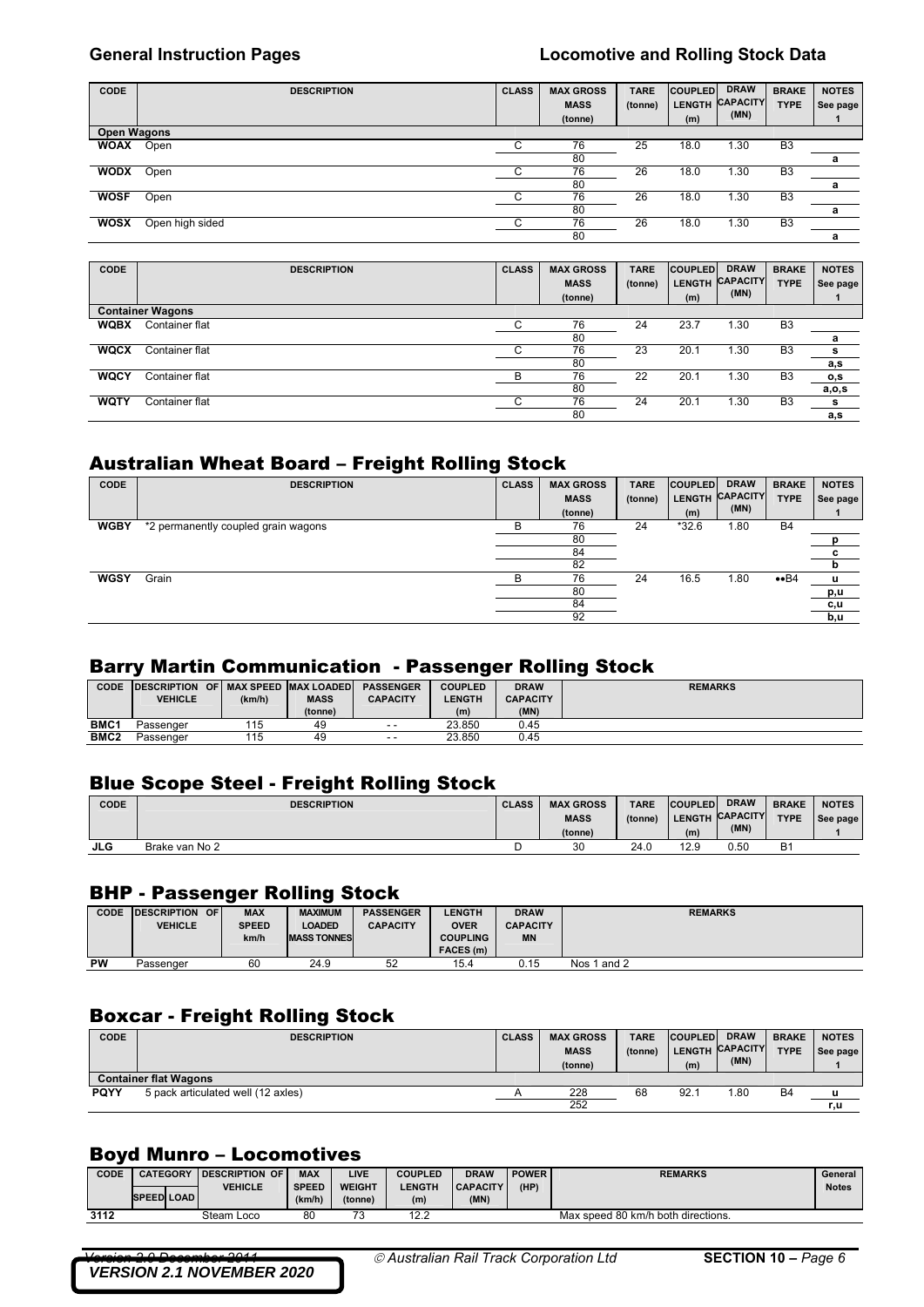| CODE | DESCRIPTION | CLASS | MAX GROSS MASS (tonne) | TARE (tonne) | COUPLED LENGTH (m) | DRAW CAPACITY (MN) | BRAKE TYPE | NOTES See page 1 |
|---|---|---|---|---|---|---|---|---|
| **Open Wagons** | | | | | | | | |
| **WOAX** | Open | C | 76 | 25 | 18.0 | 1.30 | B3 | |
| | | | 80 | | | | | a |
| **WODX** | Open | C | 76 | 26 | 18.0 | 1.30 | B3 | |
| | | | 80 | | | | | a |
| **WOSF** | Open | C | 76 | 26 | 18.0 | 1.30 | B3 | |
| | | | 80 | | | | | a |
| **WOSX** | Open high sided | C | 76 | 26 | 18.0 | 1.30 | B3 | |
| | | | 80 | | | | | a |

| CODE | DESCRIPTION | CLASS | MAX GROSS MASS (tonne) | TARE (tonne) | COUPLED LENGTH (m) | DRAW CAPACITY (MN) | BRAKE TYPE | NOTES See page 1 |
|---|---|---|---|---|---|---|---|---|
| **Container Wagons** | | | | | | | | |
| **WQBX** | Container flat | C | 76 | 24 | 23.7 | 1.30 | B3 | |
| | | | 80 | | | | | a |
| **WQCX** | Container flat | C | 76 | 23 | 20.1 | 1.30 | B3 | s |
| | | | 80 | | | | | a,s |
| **WQCY** | Container flat | B | 76 | 22 | 20.1 | 1.30 | B3 | o,s |
| | | | 80 | | | | | a,o,s |
| **WQTY** | Container flat | C | 76 | 24 | 20.1 | 1.30 | B3 | s |
| | | | 80 | | | | | a,s |

## Australian Wheat Board – Freight Rolling Stock

| CODE | DESCRIPTION | CLASS | MAX GROSS MASS (tonne) | TARE (tonne) | COUPLED LENGTH (m) | DRAW CAPACITY (MN) | BRAKE TYPE | NOTES See page 1 |
|---|---|---|---|---|---|---|---|---|
| **WGBY** | *2 permanently coupled grain wagons | B | 76 | 24 | *32.6 | 1.80 | B4 | |
| | | | 80 | | | | | p |
| | | | 84 | | | | | c |
| | | | 82 | | | | | b |
| **WGSY** | Grain | B | 76 | 24 | 16.5 | 1.80 | ••B4 | u |
| | | | 80 | | | | | p,u |
| | | | 84 | | | | | c,u |
| | | | 92 | | | | | b,u |

## Barry Martin Communication - Passenger Rolling Stock

| CODE | DESCRIPTION OF VEHICLE | MAX SPEED (km/h) | MAX LOADED MASS (tonne) | PASSENGER CAPACITY | COUPLED LENGTH (m) | DRAW CAPACITY (MN) | REMARKS |
|---|---|---|---|---|---|---|---|
| **BMC1** | Passenger | 115 | 49 | - - | 23.850 | 0.45 | |
| **BMC2** | Passenger | 115 | 49 | - - | 23.850 | 0.45 | |

## Blue Scope Steel - Freight Rolling Stock

| CODE | DESCRIPTION | CLASS | MAX GROSS MASS (tonne) | TARE (tonne) | COUPLED LENGTH (m) | DRAW CAPACITY (MN) | BRAKE TYPE | NOTES See page 1 |
|---|---|---|---|---|---|---|---|---|
| **JLG** | Brake van No 2 | D | 30 | 24.0 | 12.9 | 0.50 | B1 | |

## BHP - Passenger Rolling Stock

| CODE | DESCRIPTION OF VEHICLE | MAX SPEED km/h | MAXIMUM LOADED MASS TONNES | PASSENGER CAPACITY | LENGTH OVER COUPLING FACES (m) | DRAW CAPACITY MN | REMARKS |
|---|---|---|---|---|---|---|---|
| **PW** | Passenger | 60 | 24.9 | 52 | 15.4 | 0.15 | Nos 1 and 2 |

## Boxcar - Freight Rolling Stock

| CODE | DESCRIPTION | CLASS | MAX GROSS MASS (tonne) | TARE (tonne) | COUPLED LENGTH (m) | DRAW CAPACITY (MN) | BRAKE TYPE | NOTES See page 1 |
|---|---|---|---|---|---|---|---|---|
| **Container flat Wagons** | | | | | | | | |
| **PQYY** | 5 pack articulated well (12 axles) | A | 228 | 68 | 92.1 | 1.80 | B4 | u |
| | | | 252 | | | | | r,u |

## Boyd Munro – Locomotives

| CODE | CATEGORY | | DESCRIPTION OF VEHICLE | MAX SPEED (km/h) | LIVE WEIGHT (tonne) | COUPLED LENGTH (m) | DRAW CAPACITY (MN) | POWER (HP) | REMARKS | General Notes |
|---|---|---|---|---|---|---|---|---|---|---|
| | SPEED | LOAD | | | | | | | | |
| **3112** | | | Steam Loco | 80 | 73 | 12.2 | | | Max speed 80 km/h both directions. | |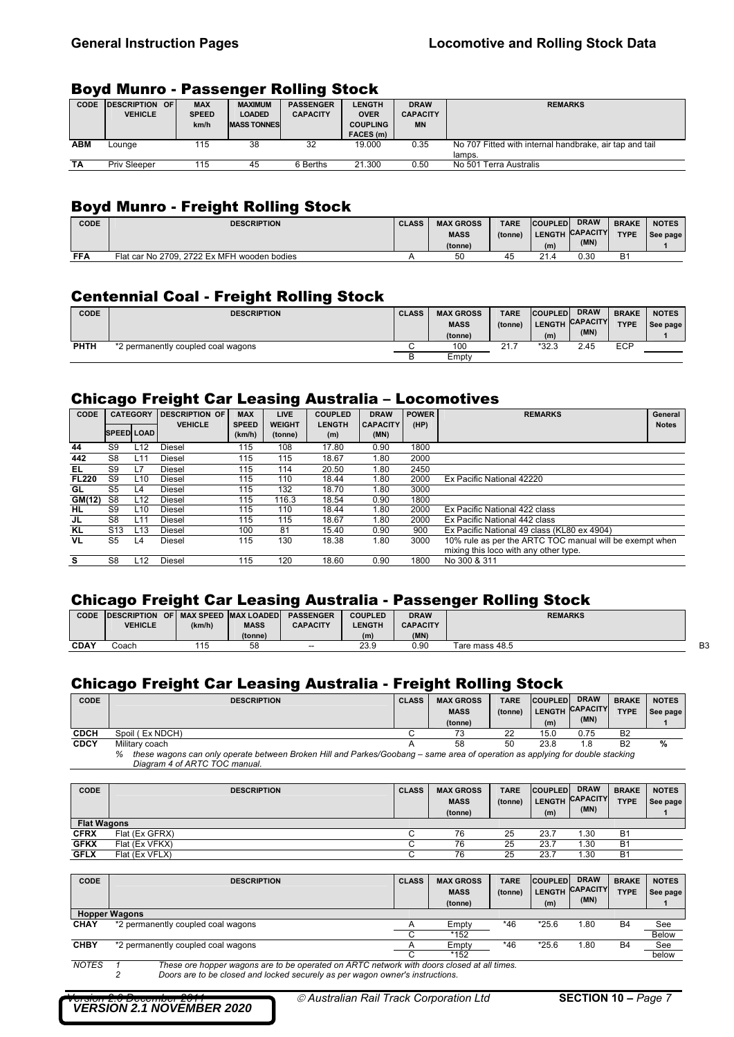## Boyd Munro - Passenger Rolling Stock

| CODE | DESCRIPTION OF VEHICLE | MAX SPEED km/h | MAXIMUM LOADED MASS TONNES | PASSENGER CAPACITY | LENGTH OVER COUPLING FACES (m) | DRAW CAPACITY MN | REMARKS |
|---|---|---|---|---|---|---|---|
| ABM | Lounge | 115 | 38 | 32 | 19.000 | 0.35 | No 707 Fitted with internal handbrake, air tap and tail lamps. |
| TA | Priv Sleeper | 115 | 45 | 6 Berths | 21.300 | 0.50 | No 501 Terra Australis |

## Boyd Munro - Freight Rolling Stock

| CODE | DESCRIPTION | CLASS | MAX GROSS MASS (tonne) | TARE (tonne) | COUPLED LENGTH (m) | DRAW CAPACITY (MN) | BRAKE TYPE | NOTES See page 1 |
|---|---|---|---|---|---|---|---|---|
| FFA | Flat car No 2709, 2722 Ex MFH wooden bodies | A | 50 | 45 | 21.4 | 0.30 | B1 | |

## Centennial Coal - Freight Rolling Stock

| CODE | DESCRIPTION | CLASS | MAX GROSS MASS (tonne) | TARE (tonne) | COUPLED LENGTH (m) | DRAW CAPACITY (MN) | BRAKE TYPE | NOTES See page 1 |
|---|---|---|---|---|---|---|---|---|
| PHTH | *2 permanently coupled coal wagons | C | 100 | 21.7 | *32.3 | 2.45 | ECP | |
| | | B | Empty | | | | | |

## Chicago Freight Car Leasing Australia – Locomotives

| CODE | CATEGORY | | DESCRIPTION OF VEHICLE | MAX SPEED (km/h) | LIVE WEIGHT (tonne) | COUPLED LENGTH (m) | DRAW CAPACITY (MN) | POWER (HP) | REMARKS | General Notes |
|---|---|---|---|---|---|---|---|---|---|---|
| | SPEED | LOAD | | | | | | | | |
| 44 | S9 | L12 | Diesel | 115 | 108 | 17.80 | 0.90 | 1800 | | |
| 442 | S8 | L11 | Diesel | 115 | 115 | 18.67 | 1.80 | 2000 | | |
| EL | S9 | L7 | Diesel | 115 | 114 | 20.50 | 1.80 | 2450 | | |
| FL220 | S9 | L10 | Diesel | 115 | 110 | 18.44 | 1.80 | 2000 | Ex Pacific National 42220 | |
| GL | S5 | L4 | Diesel | 115 | 132 | 18.70 | 1.80 | 3000 | | |
| GM(12) | S8 | L12 | Diesel | 115 | 116.3 | 18.54 | 0.90 | 1800 | | |
| HL | S9 | L10 | Diesel | 115 | 110 | 18.44 | 1.80 | 2000 | Ex Pacific National 422 class | |
| JL | S8 | L11 | Diesel | 115 | 115 | 18.67 | 1.80 | 2000 | Ex Pacific National 442 class | |
| KL | S13 | L13 | Diesel | 100 | 81 | 15.40 | 0.90 | 900 | Ex Pacific National 49 class (KL80 ex 4904) | |
| VL | S5 | L4 | Diesel | 115 | 130 | 18.38 | 1.80 | 3000 | 10% rule as per the ARTC TOC manual will be exempt when mixing this loco with any other type. | |
| S | S8 | L12 | Diesel | 115 | 120 | 18.60 | 0.90 | 1800 | No 300 & 311 | |

## Chicago Freight Car Leasing Australia - Passenger Rolling Stock

| CODE | DESCRIPTION OF VEHICLE | MAX SPEED (km/h) | MAX LOADED MASS (tonne) | PASSENGER CAPACITY | COUPLED LENGTH (m) | DRAW CAPACITY (MN) | REMARKS | |
|---|---|---|---|---|---|---|---|---|
| CDAY | Coach | 115 | 58 | -- | 23.9 | 0.90 | Tare mass 48.5 | B3 |

## Chicago Freight Car Leasing Australia - Freight Rolling Stock

| CODE | DESCRIPTION | CLASS | MAX GROSS MASS (tonne) | TARE (tonne) | COUPLED LENGTH (m) | DRAW CAPACITY (MN) | BRAKE TYPE | NOTES See page 1 |
|---|---|---|---|---|---|---|---|---|
| CDCH | Spoil ( Ex NDCH) | C | 73 | 22 | 15.0 | 0.75 | B2 | |
| CDCY | Military coach | A | 58 | 50 | 23.8 | 1.8 | B2 | % |

% these wagons can only operate between Broken Hill and Parkes/Goobang – same area of operation as applying for double stacking Diagram 4 of ARTC TOC manual.

| CODE | DESCRIPTION | CLASS | MAX GROSS MASS (tonne) | TARE (tonne) | COUPLED LENGTH (m) | DRAW CAPACITY (MN) | BRAKE TYPE | NOTES See page 1 |
|---|---|---|---|---|---|---|---|---|
| **Flat Wagons** | | | | | | | | |
| CFRX | Flat (Ex GFRX) | C | 76 | 25 | 23.7 | 1.30 | B1 | |
| GFKX | Flat (Ex VFKX) | C | 76 | 25 | 23.7 | 1.30 | B1 | |
| GFLX | Flat (Ex VFLX) | C | 76 | 25 | 23.7 | 1.30 | B1 | |

| CODE | DESCRIPTION | CLASS | MAX GROSS MASS (tonne) | TARE (tonne) | COUPLED LENGTH (m) | DRAW CAPACITY (MN) | BRAKE TYPE | NOTES See page 1 |
|---|---|---|---|---|---|---|---|---|
| **Hopper Wagons** | | | | | | | | |
| CHAY | *2 permanently coupled coal wagons | A | Empty | *46 | *25.6 | 1.80 | B4 | See |
| | | C | *152 | | | | | Below |
| CHBY | *2 permanently coupled coal wagons | A | Empty | *46 | *25.6 | 1.80 | B4 | See |
| | | C | *152 | | | | | below |

*NOTES*
1. *These ore hopper wagons are to be operated on ARTC network with doors closed at all times.*
2. *Doors are to be closed and locked securely as per wagon owner's instructions.*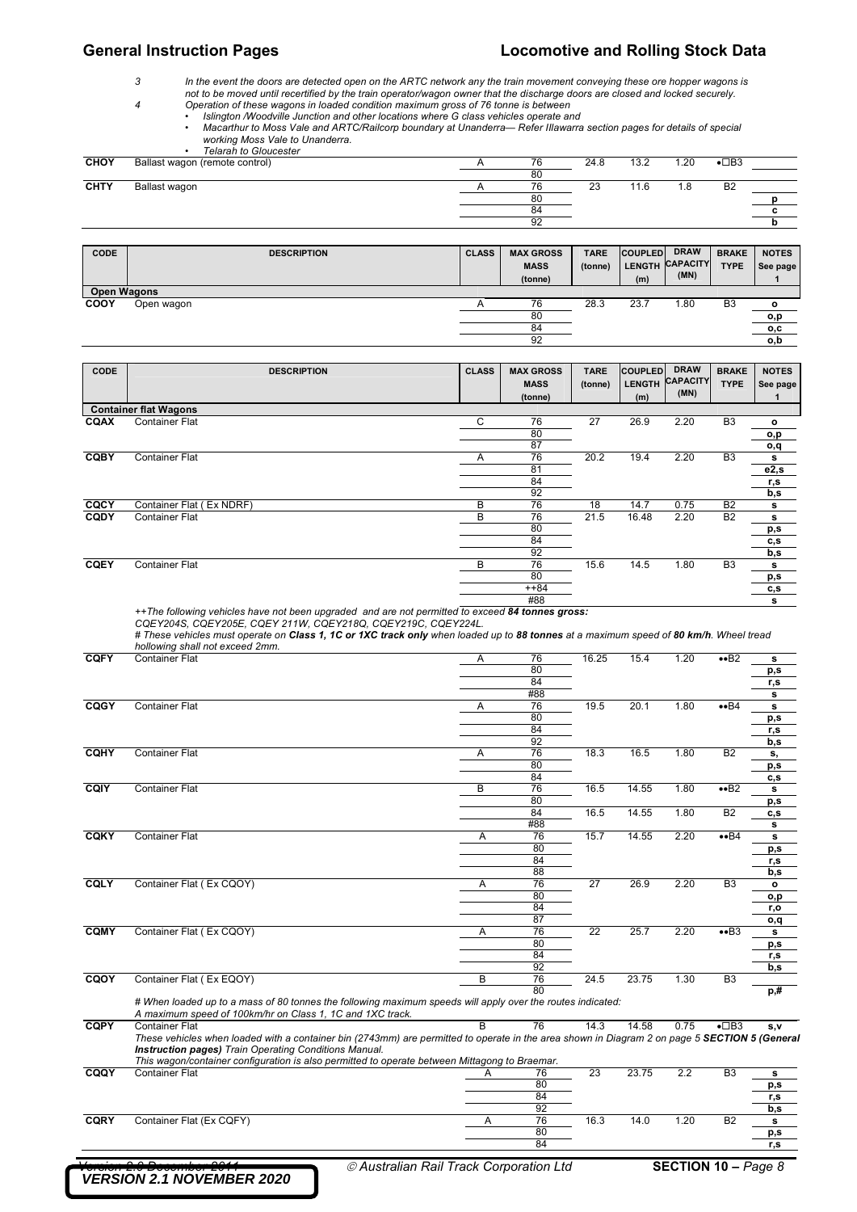3 *In the event the doors are detected open on the ARTC network any the train movement conveying these ore hopper wagons is not to be moved until recertified by the train operator/wagon owner that the discharge doors are closed and locked securely.*

4 *Operation of these wagons in loaded condition maximum gross of 76 tonne is between*

- *Islington /Woodville Junction and other locations where G class vehicles operate and*
- *Macarthur to Moss Vale and ARTC/Railcorp boundary at Unanderra— Refer Illawarra section pages for details of special working Moss Vale to Unanderra.*
- *Telarah to Gloucester*

| | | | | | | | | |
|---|---|---|---|---|---|---|---|---|
| **CHOY** | Ballast wagon (remote control) | A | 76 | 24.8 | 13.2 | 1.20 | •☐B3 | |
| | | | 80 | | | | | |
| **CHTY** | Ballast wagon | A | 76 | 23 | 11.6 | 1.8 | B2 | |
| | | | 80 | | | | | p |
| | | | 84 | | | | | c |
| | | | 92 | | | | | b |

| CODE | DESCRIPTION | CLASS | MAX GROSS MASS (tonne) | TARE (tonne) | COUPLED LENGTH (m) | DRAW CAPACITY (MN) | BRAKE TYPE | NOTES See page 1 |
|---|---|---|---|---|---|---|---|---|
| **Open Wagons** | | | | | | | | |
| **COOY** | Open wagon | A | 76 | 28.3 | 23.7 | 1.80 | B3 | o |
| | | | 80 | | | | | o,p |
| | | | 84 | | | | | o,c |
| | | | 92 | | | | | o,b |

| CODE | DESCRIPTION | CLASS | MAX GROSS MASS (tonne) | TARE (tonne) | COUPLED LENGTH (m) | DRAW CAPACITY (MN) | BRAKE TYPE | NOTES See page 1 |
|---|---|---|---|---|---|---|---|---|
| **Container flat Wagons** | | | | | | | | |
| **CQAX** | Container Flat | C | 76 | 27 | 26.9 | 2.20 | B3 | o |
| | | | 80 | | | | | o,p |
| | | | 87 | | | | | o,q |
| **CQBY** | Container Flat | A | 76 | 20.2 | 19.4 | 2.20 | B3 | s |
| | | | 81 | | | | | e2,s |
| | | | 84 | | | | | r,s |
| | | | 92 | | | | | b,s |
| **CQCY** | Container Flat ( Ex NDRF) | B | 76 | 18 | 14.7 | 0.75 | B2 | s |
| **CQDY** | Container Flat | B | 76 | 21.5 | 16.48 | 2.20 | B2 | s |
| | | | 80 | | | | | p,s |
| | | | 84 | | | | | c,s |
| | | | 92 | | | | | b,s |
| **CQEY** | Container Flat | B | 76 | 15.6 | 14.5 | 1.80 | B3 | s |
| | | | 80 | | | | | p,s |
| | | | ++84 | | | | | c,s |
| | | | #88 | | | | | s |

*++The following vehicles have not been upgraded and are not permitted to exceed **84 tonnes gross:** CQEY204S, CQEY205E, CQEY 211W, CQEY218Q, CQEY219C, CQEY224L.*

*# These vehicles must operate on **Class 1, 1C or 1XC track only** when loaded up to **88 tonnes** at a maximum speed of **80 km/h**. Wheel tread hollowing shall not exceed 2mm.*

| | | | | | | | | |
|---|---|---|---|---|---|---|---|---|
| **CQFY** | Container Flat | A | 76 | 16.25 | 15.4 | 1.20 | ••B2 | s |
| | | | 80 | | | | | p,s |
| | | | 84 | | | | | r,s |
| | | | #88 | | | | | s |
| **CQGY** | Container Flat | A | 76 | 19.5 | 20.1 | 1.80 | ••B4 | s |
| | | | 80 | | | | | p,s |
| | | | 84 | | | | | r,s |
| | | | 92 | | | | | b,s |
| **CQHY** | Container Flat | A | 76 | 18.3 | 16.5 | 1.80 | B2 | s, |
| | | | 80 | | | | | p,s |
| | | | 84 | | | | | c,s |
| **CQIY** | Container Flat | B | 76 | 16.5 | 14.55 | 1.80 | ••B2 | s |
| | | | 80 | | | | | p,s |
| | | | 84 | 16.5 | 14.55 | 1.80 | B2 | c,s |
| | | | #88 | | | | | s |
| **CQKY** | Container Flat | A | 76 | 15.7 | 14.55 | 2.20 | ••B4 | s |
| | | | 80 | | | | | p,s |
| | | | 84 | | | | | r,s |
| | | | 88 | | | | | b,s |
| **CQLY** | Container Flat ( Ex CQOY) | A | 76 | 27 | 26.9 | 2.20 | B3 | o |
| | | | 80 | | | | | o,p |
| | | | 84 | | | | | r,o |
| | | | 87 | | | | | o,q |
| **CQMY** | Container Flat ( Ex CQOY) | A | 76 | 22 | 25.7 | 2.20 | ••B3 | s |
| | | | 80 | | | | | p,s |
| | | | 84 | | | | | r,s |
| | | | 92 | | | | | b,s |
| **CQOY** | Container Flat ( Ex EQOY) | B | 76 | 24.5 | 23.75 | 1.30 | B3 | |
| | | | 80 | | | | | p,# |

*# When loaded up to a mass of 80 tonnes the following maximum speeds will apply over the routes indicated: A maximum speed of 100km/hr on Class 1, 1C and 1XC track.*

| | | | | | | | | |
|---|---|---|---|---|---|---|---|---|
| **CQPY** | Container Flat | B | 76 | 14.3 | 14.58 | 0.75 | •☐B3 | s,v |

*These vehicles when loaded with a container bin (2743mm) are permitted to operate in the area shown in Diagram 2 on page 5 **SECTION 5 (General Instruction pages)** Train Operating Conditions Manual.*
*This wagon/container configuration is also permitted to operate between Mittagong to Braemar.*

| | | | | | | | | |
|---|---|---|---|---|---|---|---|---|
| **CQQY** | Container Flat | A | 76 | 23 | 23.75 | 2.2 | B3 | s |
| | | | 80 | | | | | p,s |
| | | | 84 | | | | | r,s |
| | | | 92 | | | | | b,s |
| **CQRY** | Container Flat (Ex CQFY) | A | 76 | 16.3 | 14.0 | 1.20 | B2 | s |
| | | | 80 | | | | | p,s |
| | | | 84 | | | | | r,s |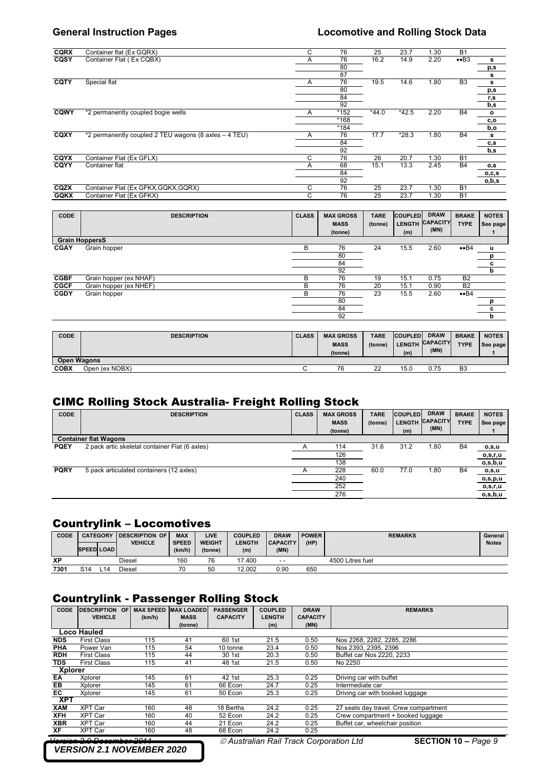| CODE | DESCRIPTION | CLASS | MAX GROSS MASS (tonne) | TARE (tonne) | COUPLED LENGTH (m) | DRAW CAPACITY (MN) | BRAKE TYPE | NOTES See page 1 |
|---|---|---|---|---|---|---|---|---|
| CQRX | Container flat (Ex GQRX) | C | 76 | 25 | 23.7 | 1.30 | B1 | |
| CQSY | Container Flat ( Ex CQBX) | A | 76 | 16.2 | 14.9 | 2.20 | ••B3 | s |
| | | | 80 | | | | | p,s |
| | | | 87 | | | | | s |
| CQTY | Special flat | A | 76 | 19.5 | 14.6 | 1.80 | B3 | s |
| | | | 80 | | | | | p,s |
| | | | 84 | | | | | r,s |
| | | | 92 | | | | | b,s |
| CQWY | *2 permanently coupled bogie wells | A | *152 | *44.0 | *42.5 | 2.20 | B4 | o |
| | | | *168 | | | | | c,o |
| | | | *184 | | | | | b,o |
| CQXY | *2 permanently coupled 2 TEU wagons (8 axles – 4 TEU) | A | 76 | 17.7 | *28.3 | 1.80 | B4 | s |
| | | | 84 | | | | | c,s |
| | | | 92 | | | | | b,s |
| CQYX | Container Flat (Ex GFLX) | C | 76 | 26 | 20.7 | 1.30 | B1 | |
| CQYY | Container flat | A | 68 | 15.1 | 13.3 | 2.45 | B4 | o,s |
| | | | 84 | | | | | o,c,s |
| | | | 92 | | | | | o,b,s |
| CQZX | Container Flat (Ex GFKX,GQKX,GQRX) | C | 76 | 25 | 23.7 | 1.30 | B1 | |
| GQKX | Container Flat (Ex GFKX) | C | 76 | 25 | 23.7 | 1.30 | B1 | |

| CODE | DESCRIPTION | CLASS | MAX GROSS MASS (tonne) | TARE (tonne) | COUPLED LENGTH (m) | DRAW CAPACITY (MN) | BRAKE TYPE | NOTES See page 1 |
|---|---|---|---|---|---|---|---|---|
| **Grain HoppersS** | | | | | | | | |
| CGAY | Grain hopper | B | 76 | 24 | 15.5 | 2.60 | ••B4 | u |
| | | | 80 | | | | | p |
| | | | 84 | | | | | c |
| | | | 92 | | | | | b |
| CGBF | Grain hopper (ex NHAF) | B | 76 | 19 | 15.1 | 0.75 | B2 | |
| CGCF | Grain hopper (ex NHEF) | B | 76 | 20 | 15.1 | 0.90 | B2 | |
| CGDY | Grain hopper | B | 76 | 23 | 15.5 | 2.60 | ••B4 | |
| | | | 80 | | | | | p |
| | | | 84 | | | | | c |
| | | | 92 | | | | | b |

| CODE | DESCRIPTION | CLASS | MAX GROSS MASS (tonne) | TARE (tonne) | COUPLED LENGTH (m) | DRAW CAPACITY (MN) | BRAKE TYPE | NOTES See page 1 |
|---|---|---|---|---|---|---|---|---|
| **Open Wagons** | | | | | | | | |
| COBX | Open (ex NOBX) | C | 76 | 22 | 15.0 | 0.75 | B3 | |

## CIMC Rolling Stock Australia- Freight Rolling Stock

| CODE | DESCRIPTION | CLASS | MAX GROSS MASS (tonne) | TARE (tonne) | COUPLED LENGTH (m) | DRAW CAPACITY (MN) | BRAKE TYPE | NOTES See page 1 |
|---|---|---|---|---|---|---|---|---|
| **Container flat Wagons** | | | | | | | | |
| PQEY | 2 pack artic skeletal container Flat (6 axles) | A | 114 | 31.6 | 31.2 | 1.80 | B4 | o,s,u |
| | | | 126 | | | | | o,s,r,u |
| | | | 138 | | | | | o,s,b,u |
| PQRY | 5 pack articulated containers (12 axles) | A | 228 | 60.0 | 77.0 | 1.80 | B4 | o,s,u |
| | | | 240 | | | | | o,s,p,u |
| | | | 252 | | | | | o,s,r,u |
| | | | 276 | | | | | o,s,b,u |

## Countrylink – Locomotives

| CODE | CATEGORY | | DESCRIPTION OF VEHICLE | MAX SPEED (km/h) | LIVE WEIGHT (tonne) | COUPLED LENGTH (m) | DRAW CAPACITY (MN) | POWER (HP) | REMARKS | General Notes |
|---|---|---|---|---|---|---|---|---|---|---|
| | SPEED | LOAD | | | | | | | | |
| XP | | | Diesel | 160 | 76 | 17.400 | - - | | 4500 Litres fuel | |
| 7301 | S14 | L14 | Diesel | 70 | 50 | 12.002 | 0.90 | 650 | | |

## Countrylink - Passenger Rolling Stock

| CODE | DESCRIPTION OF VEHICLE | MAX SPEED (km/h) | MAX LOADED MASS (tonne) | PASSENGER CAPACITY | COUPLED LENGTH (m) | DRAW CAPACITY (MN) | REMARKS |
|---|---|---|---|---|---|---|---|
| **Loco Hauled** | | | | | | | |
| NDS | First Class | 115 | 41 | 60 1st | 21.5 | 0.50 | Nos 2268, 2282, 2285, 2286 |
| PHA | Power Van | 115 | 54 | 10 tonne | 23.4 | 0.50 | Nos 2393, 2395, 2396 |
| RDH | First Class | 115 | 44 | 30 1st | 20.3 | 0.50 | Buffet car Nos 2220, 2233 |
| TDS | First Class | 115 | 41 | 48 1st | 21.5 | 0.50 | No 2250 |
| **Xplorer** | | | | | | | |
| EA | Xplorer | 145 | 61 | 42 1st | 25.3 | 0.25 | Driving car with buffet |
| EB | Xplorer | 145 | 61 | 66 Econ | 24.7 | 0.25 | Intermediate car |
| EC | Xplorer | 145 | 61 | 50 Econ | 25.3 | 0.25 | Driving car with booked luggage |
| **XPT** | | | | | | | |
| XAM | XPT Car | 160 | 48 | 18 Berths | 24.2 | 0.25 | 27 seats day travel. Crew compartment |
| XFH | XPT Car | 160 | 40 | 52 Econ | 24.2 | 0.25 | Crew compartment + booked luggage |
| XBR | XPT Car | 160 | 44 | 21 Econ | 24.2 | 0.25 | Buffet car, wheelchair position |
| XF | XPT Car | 160 | 48 | 68 Econ | 24.2 | 0.25 | |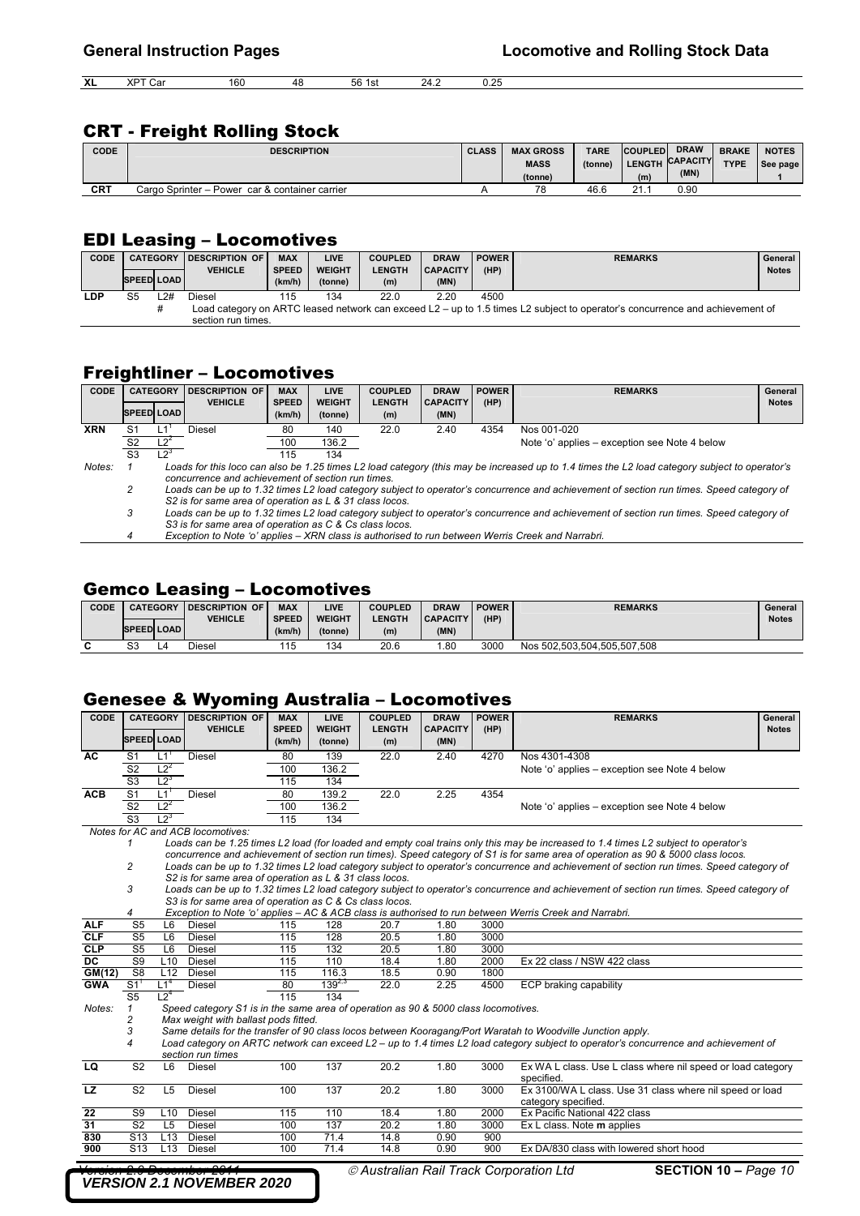| XL | XPT Car | 160 | 48 | 56 1st | 24.2 | 0.25 |
|---|---|---|---|---|---|---|

## CRT - Freight Rolling Stock

| CODE | DESCRIPTION | CLASS | MAX GROSS MASS (tonne) | TARE (tonne) | COUPLED LENGTH (m) | DRAW CAPACITY (MN) | BRAKE TYPE | NOTES See page 1 |
|---|---|---|---|---|---|---|---|---|
| CRT | Cargo Sprinter – Power car & container carrier | A | 78 | 46.6 | 21.1 | 0.90 | | |

## EDI Leasing – Locomotives

| CODE | CATEGORY | | DESCRIPTION OF VEHICLE | MAX SPEED (km/h) | LIVE WEIGHT (tonne) | COUPLED LENGTH (m) | DRAW CAPACITY (MN) | POWER (HP) | REMARKS | General Notes |
|---|---|---|---|---|---|---|---|---|---|---|
| | SPEED | LOAD | | | | | | | | |
| LDP | S5 | L2# | Diesel | 115 | 134 | 22.0 | 2.20 | 4500 | | |
| | | # | Load category on ARTC leased network can exceed L2 – up to 1.5 times L2 subject to operator's concurrence and achievement of section run times. | | | | | | | |

## Freightliner – Locomotives

| CODE | CATEGORY | | DESCRIPTION OF VEHICLE | MAX SPEED (km/h) | LIVE WEIGHT (tonne) | COUPLED LENGTH (m) | DRAW CAPACITY (MN) | POWER (HP) | REMARKS | General Notes |
|---|---|---|---|---|---|---|---|---|---|---|
| | SPEED | LOAD | | | | | | | | |
| XRN | S1 | L1[1] | Diesel | 80 | 140 | 22.0 | 2.40 | 4354 | Nos 001-020 | |
| | S2 | L2[2] | | 100 | 136.2 | | | | Note 'o' applies – exception see Note 4 below | |
| | S3 | L2[3] | | 115 | 134 | | | | | |

*Notes:*

1. *Loads for this loco can also be 1.25 times L2 load category (this may be increased up to 1.4 times the L2 load category subject to operator's concurrence and achievement of section run times.*
2. *Loads can be up to 1.32 times L2 load category subject to operator's concurrence and achievement of section run times. Speed category of S2 is for same area of operation as L & 31 class locos.*
3. *Loads can be up to 1.32 times L2 load category subject to operator's concurrence and achievement of section run times. Speed category of S3 is for same area of operation as C & Cs class locos.*
4. *Exception to Note 'o' applies – XRN class is authorised to run between Werris Creek and Narrabri.*

## Gemco Leasing – Locomotives

| CODE | CATEGORY | | DESCRIPTION OF VEHICLE | MAX SPEED (km/h) | LIVE WEIGHT (tonne) | COUPLED LENGTH (m) | DRAW CAPACITY (MN) | POWER (HP) | REMARKS | General Notes |
|---|---|---|---|---|---|---|---|---|---|---|
| | SPEED | LOAD | | | | | | | | |
| C | S3 | L4 | Diesel | 115 | 134 | 20.6 | 1.80 | 3000 | Nos 502,503,504,505,507,508 | |

## Genesee & Wyoming Australia – Locomotives

| CODE | CATEGORY | | DESCRIPTION OF VEHICLE | MAX SPEED (km/h) | LIVE WEIGHT (tonne) | COUPLED LENGTH (m) | DRAW CAPACITY (MN) | POWER (HP) | REMARKS | General Notes |
|---|---|---|---|---|---|---|---|---|---|---|
| | SPEED | LOAD | | | | | | | | |
| AC | S1 | L1[1] | Diesel | 80 | 139 | 22.0 | 2.40 | 4270 | Nos 4301-4308 | |
| | S2 | L2[2] | | 100 | 136.2 | | | | Note 'o' applies – exception see Note 4 below | |
| | S3 | L2[3] | | 115 | 134 | | | | | |
| ACB | S1 | L1[1] | Diesel | 80 | 139.2 | 22.0 | 2.25 | 4354 | | |
| | S2 | L2[2] | | 100 | 136.2 | | | | Note 'o' applies – exception see Note 4 below | |
| | S3 | L2[3] | | 115 | 134 | | | | | |

*Notes for AC and ACB locomotives:*

1. *Loads can be 1.25 times L2 load (for loaded and empty coal trains only this may be increased to 1.4 times L2 subject to operator's concurrence and achievement of section run times). Speed category of S1 is for same area of operation as 90 & 5000 class locos.*
2. *Loads can be up to 1.32 times L2 load category subject to operator's concurrence and achievement of section run times. Speed category of S2 is for same area of operation as L & 31 class locos.*
3. *Loads can be up to 1.32 times L2 load category subject to operator's concurrence and achievement of section run times. Speed category of S3 is for same area of operation as C & Cs class locos.*
4. *Exception to Note 'o' applies – AC & ACB class is authorised to run between Werris Creek and Narrabri.*

| CODE | SPEED | LOAD | DESCRIPTION OF VEHICLE | MAX SPEED (km/h) | LIVE WEIGHT (tonne) | COUPLED LENGTH (m) | DRAW CAPACITY (MN) | POWER (HP) | REMARKS | General Notes |
|---|---|---|---|---|---|---|---|---|---|---|
| ALF | S5 | L6 | Diesel | 115 | 128 | 20.7 | 1.80 | 3000 | | |
| CLF | S5 | L6 | Diesel | 115 | 128 | 20.5 | 1.80 | 3000 | | |
| CLP | S5 | L6 | Diesel | 115 | 132 | 20.5 | 1.80 | 3000 | | |
| DC | S9 | L10 | Diesel | 115 | 110 | 18.4 | 1.80 | 2000 | Ex 22 class / NSW 422 class | |
| GM(12) | S8 | L12 | Diesel | 115 | 116.3 | 18.5 | 0.90 | 1800 | | |
| GWA | S1[1] | L1[4] | Diesel | 80 | 139[2,3] | 22.0 | 2.25 | 4500 | ECP braking capability | |
| | S5 | L2[4] | | 115 | 134 | | | | | |

*Notes:*

1. *Speed category S1 is in the same area of operation as 90 & 5000 class locomotives.*
2. *Max weight with ballast pods fitted.*
3. *Same details for the transfer of 90 class locos between Kooragang/Port Waratah to Woodville Junction apply.*
4. *Load category on ARTC network can exceed L2 – up to 1.4 times L2 load category subject to operator's concurrence and achievement of section run times*

| CODE | SPEED | LOAD | DESCRIPTION OF VEHICLE | MAX SPEED (km/h) | LIVE WEIGHT (tonne) | COUPLED LENGTH (m) | DRAW CAPACITY (MN) | POWER (HP) | REMARKS | General Notes |
|---|---|---|---|---|---|---|---|---|---|---|
| LQ | S2 | L6 | Diesel | 100 | 137 | 20.2 | 1.80 | 3000 | Ex WA L class. Use L class where nil speed or load category specified. | |
| LZ | S2 | L5 | Diesel | 100 | 137 | 20.2 | 1.80 | 3000 | Ex 3100/WA L class. Use 31 class where nil speed or load category specified. | |
| 22 | S9 | L10 | Diesel | 115 | 110 | 18.4 | 1.80 | 2000 | Ex Pacific National 422 class | |
| 31 | S2 | L5 | Diesel | 100 | 137 | 20.2 | 1.80 | 3000 | Ex L class. Note **m** applies | |
| 830 | S13 | L13 | Diesel | 100 | 71.4 | 14.8 | 0.90 | 900 | | |
| 900 | S13 | L13 | Diesel | 100 | 71.4 | 14.8 | 0.90 | 900 | Ex DA/830 class with lowered short hood | |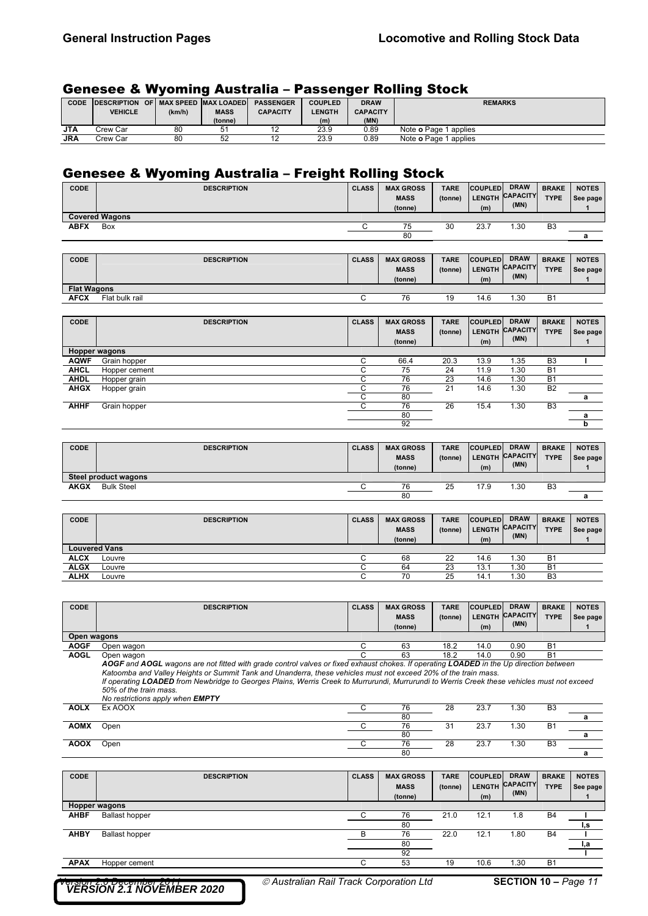## Genesee & Wyoming Australia – Passenger Rolling Stock

| CODE | DESCRIPTION OF VEHICLE | MAX SPEED (km/h) | MAX LOADED MASS (tonne) | PASSENGER CAPACITY | COUPLED LENGTH (m) | DRAW CAPACITY (MN) | REMARKS |
|---|---|---|---|---|---|---|---|
| **JTA** | Crew Car | 80 | 51 | 12 | 23.9 | 0.89 | Note **o** Page 1 applies |
| **JRA** | Crew Car | 80 | 52 | 12 | 23.9 | 0.89 | Note **o** Page 1 applies |

## Genesee & Wyoming Australia – Freight Rolling Stock

| CODE | DESCRIPTION | CLASS | MAX GROSS MASS (tonne) | TARE (tonne) | COUPLED LENGTH (m) | DRAW CAPACITY (MN) | BRAKE TYPE | NOTES See page 1 |
|---|---|---|---|---|---|---|---|---|
| **Covered Wagons** | | | | | | | | |
| **ABFX** | Box | C | 75 | 30 | 23.7 | 1.30 | B3 | |
| | | | 80 | | | | | a |

| CODE | DESCRIPTION | CLASS | MAX GROSS MASS (tonne) | TARE (tonne) | COUPLED LENGTH (m) | DRAW CAPACITY (MN) | BRAKE TYPE | NOTES See page 1 |
|---|---|---|---|---|---|---|---|---|
| **Flat Wagons** | | | | | | | | |
| **AFCX** | Flat bulk rail | C | 76 | 19 | 14.6 | 1.30 | B1 | |

| CODE | DESCRIPTION | CLASS | MAX GROSS MASS (tonne) | TARE (tonne) | COUPLED LENGTH (m) | DRAW CAPACITY (MN) | BRAKE TYPE | NOTES See page 1 |
|---|---|---|---|---|---|---|---|---|
| **Hopper wagons** | | | | | | | | |
| **AQWF** | Grain hopper | C | 66.4 | 20.3 | 13.9 | 1.35 | B3 | l |
| **AHCL** | Hopper cement | C | 75 | 24 | 11.9 | 1.30 | B1 | |
| **AHDL** | Hopper grain | C | 76 | 23 | 14.6 | 1.30 | B1 | |
| **AHGX** | Hopper grain | C | 76 | 21 | 14.6 | 1.30 | B2 | |
| | | C | 80 | | | | | a |
| **AHHF** | Grain hopper | C | 76 | 26 | 15.4 | 1.30 | B3 | |
| | | | 80 | | | | | a |
| | | | 92 | | | | | b |

| CODE | DESCRIPTION | CLASS | MAX GROSS MASS (tonne) | TARE (tonne) | COUPLED LENGTH (m) | DRAW CAPACITY (MN) | BRAKE TYPE | NOTES See page 1 |
|---|---|---|---|---|---|---|---|---|
| **Steel product wagons** | | | | | | | | |
| **AKGX** | Bulk Steel | C | 76 | 25 | 17.9 | 1.30 | B3 | |
| | | | 80 | | | | | a |

| CODE | DESCRIPTION | CLASS | MAX GROSS MASS (tonne) | TARE (tonne) | COUPLED LENGTH (m) | DRAW CAPACITY (MN) | BRAKE TYPE | NOTES See page 1 |
|---|---|---|---|---|---|---|---|---|
| **Louvered Vans** | | | | | | | | |
| **ALCX** | Louvre | C | 68 | 22 | 14.6 | 1.30 | B1 | |
| **ALGX** | Louvre | C | 64 | 23 | 13.1 | 1.30 | B1 | |
| **ALHX** | Louvre | C | 70 | 25 | 14.1 | 1.30 | B3 | |

| CODE | DESCRIPTION | CLASS | MAX GROSS MASS (tonne) | TARE (tonne) | COUPLED LENGTH (m) | DRAW CAPACITY (MN) | BRAKE TYPE | NOTES See page 1 |
|---|---|---|---|---|---|---|---|---|
| **Open wagons** | | | | | | | | |
| **AOGF** | Open wagon | C | 63 | 18.2 | 14.0 | 0.90 | B1 | |
| **AOGL** | Open wagon | C | 63 | 18.2 | 14.0 | 0.90 | B1 | |
| | *__AOGF__ and __AOGL__ wagons are not fitted with grade control valves or fixed exhaust chokes. If operating __LOADED__ in the Up direction between Katoomba and Valley Heights or Summit Tank and Unanderra, these vehicles must not exceed 20% of the train mass. If operating __LOADED__ from Newbridge to Georges Plains, Werris Creek to Murrurundi, Murrurundi to Werris Creek these vehicles must not exceed 50% of the train mass. No restrictions apply when __EMPTY__* | | | | | | | |
| **AOLX** | Ex AOOX | C | 76 | 28 | 23.7 | 1.30 | B3 | |
| | | | 80 | | | | | a |
| **AOMX** | Open | C | 76 | 31 | 23.7 | 1.30 | B1 | |
| | | | 80 | | | | | a |
| **AOOX** | Open | C | 76 | 28 | 23.7 | 1.30 | B3 | |
| | | | 80 | | | | | a |

| CODE | DESCRIPTION | CLASS | MAX GROSS MASS (tonne) | TARE (tonne) | COUPLED LENGTH (m) | DRAW CAPACITY (MN) | BRAKE TYPE | NOTES See page 1 |
|---|---|---|---|---|---|---|---|---|
| **Hopper wagons** | | | | | | | | |
| **AHBF** | Ballast hopper | C | 76 | 21.0 | 12.1 | 1.8 | B4 | l |
| | | | 80 | | | | | l,s |
| **AHBY** | Ballast hopper | B | 76 | 22.0 | 12.1 | 1.80 | B4 | l |
| | | | 80 | | | | | l,a |
| | | | 92 | | | | | l |
| **APAX** | Hopper cement | C | 53 | 19 | 10.6 | 1.30 | B1 | |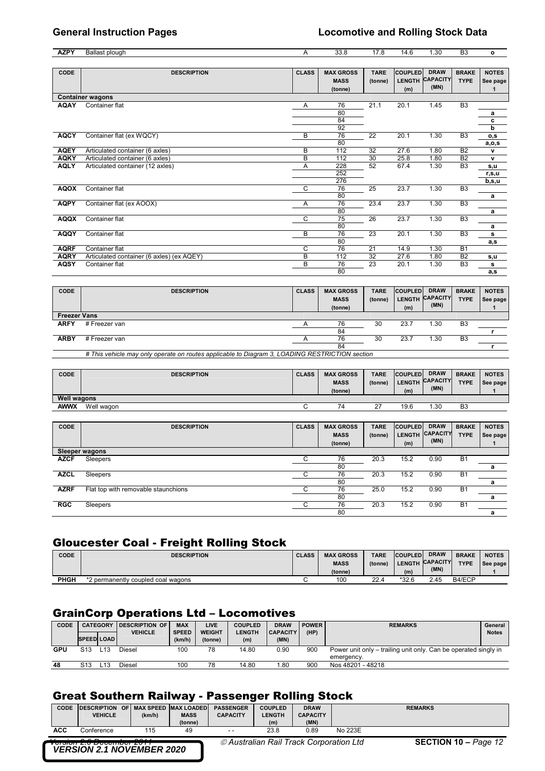| AZPY | Ballast plough | A | 33.8 | 17.8 | 14.6 | 1.30 | B3 | o |
|---|---|---|---|---|---|---|---|---|

| CODE | DESCRIPTION | CLASS | MAX GROSS MASS (tonne) | TARE (tonne) | COUPLED LENGTH (m) | DRAW CAPACITY (MN) | BRAKE TYPE | NOTES See page 1 |
|---|---|---|---|---|---|---|---|---|
| **Container wagons** | | | | | | | | |
| AQAY | Container flat | A | 76 | 21.1 | 20.1 | 1.45 | B3 | |
| | | | 80 | | | | | a |
| | | | 84 | | | | | c |
| | | | 92 | | | | | b |
| AQCY | Container flat (ex WQCY) | B | 76 | 22 | 20.1 | 1.30 | B3 | o,s |
| | | | 80 | | | | | a,o,s |
| AQEY | Articulated container (6 axles) | B | 112 | 32 | 27.6 | 1.80 | B2 | v |
| AQKY | Articulated container (6 axles) | B | 112 | 30 | 25.8 | 1.80 | B2 | v |
| AQLY | Articulated container (12 axles) | A | 228 | 52 | 67.4 | 1.30 | B3 | s,u |
| | | | 252 | | | | | r,s,u |
| | | | 276 | | | | | b,s,u |
| AQOX | Container flat | C | 76 | 25 | 23.7 | 1.30 | B3 | |
| | | | 80 | | | | | a |
| AQPY | Container flat (ex AOOX) | A | 76 | 23.4 | 23.7 | 1.30 | B3 | |
| | | | 80 | | | | | a |
| AQQX | Container flat | C | 75 | 26 | 23.7 | 1.30 | B3 | |
| | | | 80 | | | | | a |
| AQQY | Container flat | B | 76 | 23 | 20.1 | 1.30 | B3 | s |
| | | | 80 | | | | | a,s |
| AQRF | Container flat | C | 76 | 21 | 14.9 | 1.30 | B1 | |
| AQRY | Articulated container (6 axles) (ex AQEY) | B | 112 | 32 | 27.6 | 1.80 | B2 | s,u |
| AQSY | Container flat | B | 76 | 23 | 20.1 | 1.30 | B3 | s |
| | | | 80 | | | | | a,s |

| CODE | DESCRIPTION | CLASS | MAX GROSS MASS (tonne) | TARE (tonne) | COUPLED LENGTH (m) | DRAW CAPACITY (MN) | BRAKE TYPE | NOTES See page 1 |
|---|---|---|---|---|---|---|---|---|
| **Freezer Vans** | | | | | | | | |
| ARFY | # Freezer van | A | 76 | 30 | 23.7 | 1.30 | B3 | |
| | | | 84 | | | | | r |
| ARBY | # Freezer van | A | 76 | 30 | 23.7 | 1.30 | B3 | |
| | | | 84 | | | | | r |
| | *# This vehicle may only operate on routes applicable to Diagram 3, LOADING RESTRICTION section* | | | | | | | |

| CODE | DESCRIPTION | CLASS | MAX GROSS MASS (tonne) | TARE (tonne) | COUPLED LENGTH (m) | DRAW CAPACITY (MN) | BRAKE TYPE | NOTES See page 1 |
|---|---|---|---|---|---|---|---|---|
| **Well wagons** | | | | | | | | |
| AWWX | Well wagon | C | 74 | 27 | 19.6 | 1.30 | B3 | |

| CODE | DESCRIPTION | CLASS | MAX GROSS MASS (tonne) | TARE (tonne) | COUPLED LENGTH (m) | DRAW CAPACITY (MN) | BRAKE TYPE | NOTES See page 1 |
|---|---|---|---|---|---|---|---|---|
| **Sleeper wagons** | | | | | | | | |
| AZCF | Sleepers | C | 76 | 20.3 | 15.2 | 0.90 | B1 | |
| | | | 80 | | | | | a |
| AZCL | Sleepers | C | 76 | 20.3 | 15.2 | 0.90 | B1 | |
| | | | 80 | | | | | a |
| AZRF | Flat top with removable staunchions | C | 76 | 25.0 | 15.2 | 0.90 | B1 | |
| | | | 80 | | | | | a |
| RGC | Sleepers | C | 76 | 20.3 | 15.2 | 0.90 | B1 | |
| | | | 80 | | | | | a |

## Gloucester Coal - Freight Rolling Stock

| CODE | DESCRIPTION | CLASS | MAX GROSS MASS (tonne) | TARE (tonne) | COUPLED LENGTH (m) | DRAW CAPACITY (MN) | BRAKE TYPE | NOTES See page 1 |
|---|---|---|---|---|---|---|---|---|
| PHGH | *2 permanently coupled coal wagons | C | 100 | 22.4 | *32.6 | 2.45 | B4/ECP | |

## GrainCorp Operations Ltd – Locomotives

| CODE | CATEGORY | | DESCRIPTION OF VEHICLE | MAX SPEED (km/h) | LIVE WEIGHT (tonne) | COUPLED LENGTH (m) | DRAW CAPACITY (MN) | POWER (HP) | REMARKS | General Notes |
|---|---|---|---|---|---|---|---|---|---|---|
| | SPEED | LOAD | | | | | | | | |
| GPU | S13 | L13 | Diesel | 100 | 78 | 14.80 | 0.90 | 900 | Power unit only – trailing unit only. Can be operated singly in emergency. | |
| 48 | S13 | L13 | Diesel | 100 | 78 | 14.80 | 1.80 | 900 | Nos 48201 - 48218 | |

## Great Southern Railway - Passenger Rolling Stock

| CODE | DESCRIPTION OF VEHICLE | MAX SPEED (km/h) | MAX LOADED MASS (tonne) | PASSENGER CAPACITY | COUPLED LENGTH (m) | DRAW CAPACITY (MN) | REMARKS |
|---|---|---|---|---|---|---|---|
| ACC | Conference | 115 | 49 | - - | 23.8 | 0.89 | No 223E |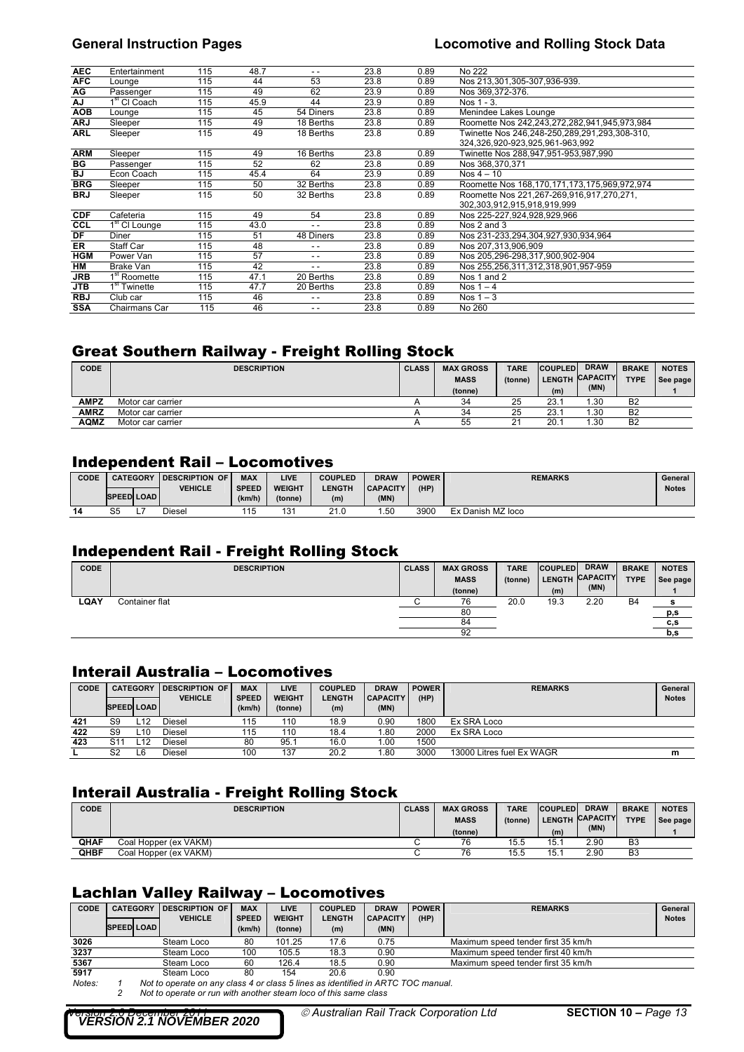| AEC | Entertainment | 115 | 48.7 | - - | 23.8 | 0.89 | No 222 |
|---|---|---|---|---|---|---|---|
| AFC | Lounge | 115 | 44 | 53 | 23.8 | 0.89 | Nos 213,301,305-307,936-939. |
| AG | Passenger | 115 | 49 | 62 | 23.9 | 0.89 | Nos 369,372-376. |
| AJ | 1st Cl Coach | 115 | 45.9 | 44 | 23.9 | 0.89 | Nos 1 - 3. |
| AOB | Lounge | 115 | 45 | 54 Diners | 23.8 | 0.89 | Menindee Lakes Lounge |
| ARJ | Sleeper | 115 | 49 | 18 Berths | 23.8 | 0.89 | Roomette Nos 242,243,272,282,941,945,973,984 |
| ARL | Sleeper | 115 | 49 | 18 Berths | 23.8 | 0.89 | Twinette Nos 246,248-250,289,291,293,308-310, 324,326,920-923,925,961-963,992 |
| ARM | Sleeper | 115 | 49 | 16 Berths | 23.8 | 0.89 | Twinette Nos 288,947,951-953,987,990 |
| BG | Passenger | 115 | 52 | 62 | 23.8 | 0.89 | Nos 368,370,371 |
| BJ | Econ Coach | 115 | 45.4 | 64 | 23.9 | 0.89 | Nos 4 – 10 |
| BRG | Sleeper | 115 | 50 | 32 Berths | 23.8 | 0.89 | Roomette Nos 168,170,171,173,175,969,972,974 |
| BRJ | Sleeper | 115 | 50 | 32 Berths | 23.8 | 0.89 | Roomette Nos 221,267-269,916,917,270,271, 302,303,912,915,918,919,999 |
| CDF | Cafeteria | 115 | 49 | 54 | 23.8 | 0.89 | Nos 225-227,924,928,929,966 |
| CCL | 1st Cl Lounge | 115 | 43.0 | - - | 23.8 | 0.89 | Nos 2 and 3 |
| DF | Diner | 115 | 51 | 48 Diners | 23.8 | 0.89 | Nos 231-233,294,304,927,930,934,964 |
| ER | Staff Car | 115 | 48 | - - | 23.8 | 0.89 | Nos 207,313,906,909 |
| HGM | Power Van | 115 | 57 | - - | 23.8 | 0.89 | Nos 205,296-298,317,900,902-904 |
| HM | Brake Van | 115 | 42 | - - | 23.8 | 0.89 | Nos 255,256,311,312,318,901,957-959 |
| JRB | 1st Roomette | 115 | 47.1 | 20 Berths | 23.8 | 0.89 | Nos 1 and 2 |
| JTB | 1st Twinette | 115 | 47.7 | 20 Berths | 23.8 | 0.89 | Nos 1 – 4 |
| RBJ | Club car | 115 | 46 | - - | 23.8 | 0.89 | Nos 1 – 3 |
| SSA | Chairmans Car | 115 | 46 | - - | 23.8 | 0.89 | No 260 |

## Great Southern Railway - Freight Rolling Stock

| CODE | DESCRIPTION | CLASS | MAX GROSS MASS (tonne) | TARE (tonne) | COUPLED LENGTH (m) | DRAW CAPACITY (MN) | BRAKE TYPE | NOTES See page 1 |
|---|---|---|---|---|---|---|---|---|
| AMPZ | Motor car carrier | A | 34 | 25 | 23.1 | 1.30 | B2 | |
| AMRZ | Motor car carrier | A | 34 | 25 | 23.1 | 1.30 | B2 | |
| AQMZ | Motor car carrier | A | 55 | 21 | 20.1 | 1.30 | B2 | |

## Independent Rail – Locomotives

| CODE | CATEGORY | | DESCRIPTION OF VEHICLE | MAX SPEED (km/h) | LIVE WEIGHT (tonne) | COUPLED LENGTH (m) | DRAW CAPACITY (MN) | POWER (HP) | REMARKS | General Notes |
|---|---|---|---|---|---|---|---|---|---|---|
| | SPEED | LOAD | | | | | | | | |
| 14 | S5 | L7 | Diesel | 115 | 131 | 21.0 | 1.50 | 3900 | Ex Danish MZ loco | |

## Independent Rail - Freight Rolling Stock

| CODE | DESCRIPTION | CLASS | MAX GROSS MASS (tonne) | TARE (tonne) | COUPLED LENGTH (m) | DRAW CAPACITY (MN) | BRAKE TYPE | NOTES See page 1 |
|---|---|---|---|---|---|---|---|---|
| LQAY | Container flat | C | 76 | 20.0 | 19.3 | 2.20 | B4 | s |
| | | | 80 | | | | | p,s |
| | | | 84 | | | | | c,s |
| | | | 92 | | | | | b,s |

## Interail Australia – Locomotives

| CODE | CATEGORY | | DESCRIPTION OF VEHICLE | MAX SPEED (km/h) | LIVE WEIGHT (tonne) | COUPLED LENGTH (m) | DRAW CAPACITY (MN) | POWER (HP) | REMARKS | General Notes |
|---|---|---|---|---|---|---|---|---|---|---|
| | SPEED | LOAD | | | | | | | | |
| 421 | S9 | L12 | Diesel | 115 | 110 | 18.9 | 0.90 | 1800 | Ex SRA Loco | |
| 422 | S9 | L10 | Diesel | 115 | 110 | 18.4 | 1.80 | 2000 | Ex SRA Loco | |
| 423 | S11 | L12 | Diesel | 80 | 95.1 | 16.0 | 1.00 | 1500 | | |
| L | S2 | L6 | Diesel | 100 | 137 | 20.2 | 1.80 | 3000 | 13000 Litres fuel Ex WAGR | m |

## Interail Australia - Freight Rolling Stock

| CODE | DESCRIPTION | CLASS | MAX GROSS MASS (tonne) | TARE (tonne) | COUPLED LENGTH (m) | DRAW CAPACITY (MN) | BRAKE TYPE | NOTES See page 1 |
|---|---|---|---|---|---|---|---|---|
| QHAF | Coal Hopper (ex VAKM) | C | 76 | 15.5 | 15.1 | 2.90 | B3 | |
| QHBF | Coal Hopper (ex VAKM) | C | 76 | 15.5 | 15.1 | 2.90 | B3 | |

## Lachlan Valley Railway – Locomotives

| CODE | CATEGORY | | DESCRIPTION OF VEHICLE | MAX SPEED (km/h) | LIVE WEIGHT (tonne) | COUPLED LENGTH (m) | DRAW CAPACITY (MN) | POWER (HP) | REMARKS | General Notes |
|---|---|---|---|---|---|---|---|---|---|---|
| | SPEED | LOAD | | | | | | | | |
| 3026 | | | Steam Loco | 80 | 101.25 | 17.6 | 0.75 | | Maximum speed tender first 35 km/h | |
| 3237 | | | Steam Loco | 100 | 105.5 | 18.3 | 0.90 | | Maximum speed tender first 40 km/h | |
| 5367 | | | Steam Loco | 60 | 126.4 | 18.5 | 0.90 | | Maximum speed tender first 35 km/h | |
| 5917 | | | Steam Loco | 80 | 154 | 20.6 | 0.90 | | | |

*Notes:*
1. *Not to operate on any class 4 or class 5 lines as identified in ARTC TOC manual.*
2. *Not to operate or run with another steam loco of this same class*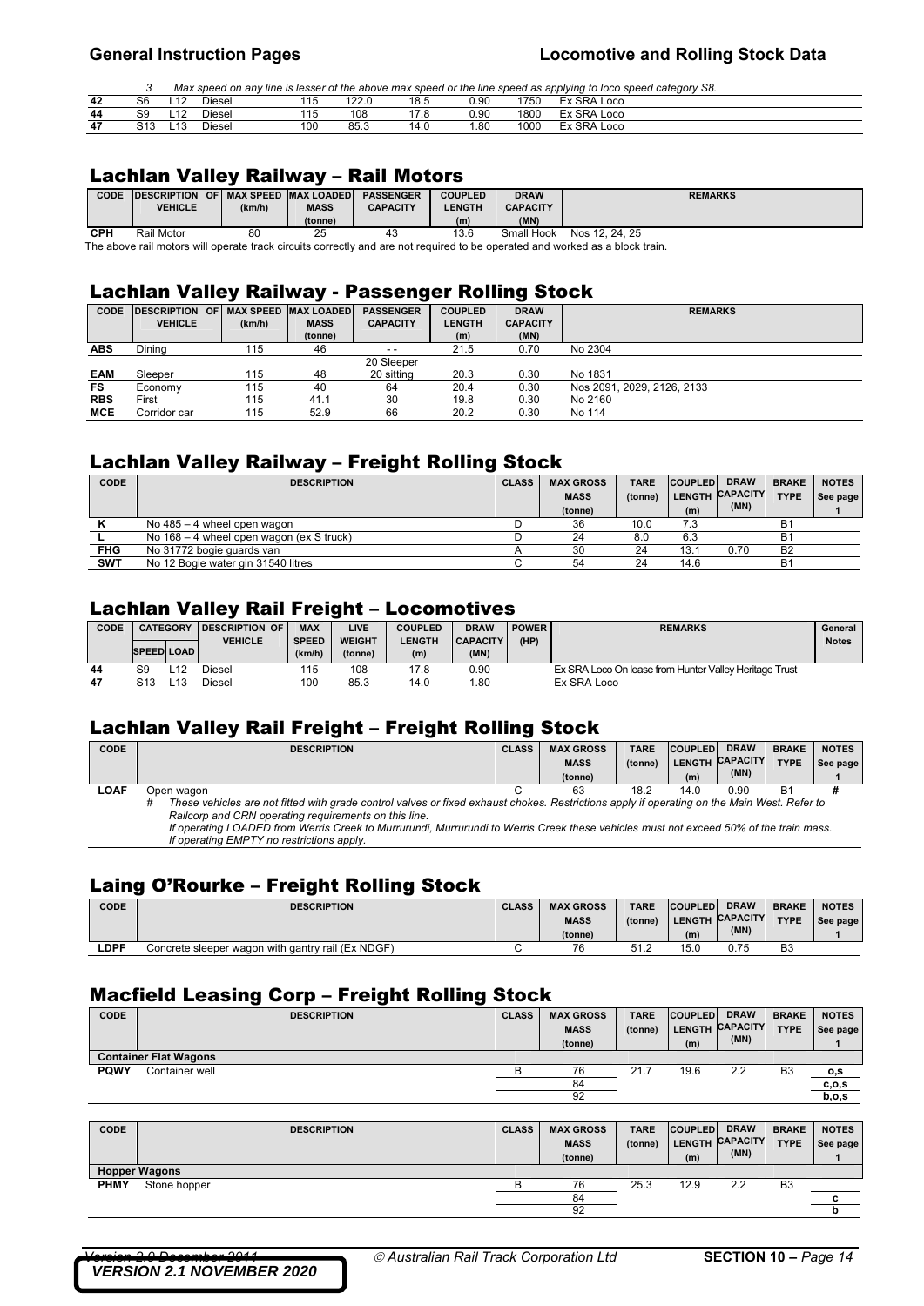| | | | | | | | | | |
|---|---|---|---|---|---|---|---|---|---|
| | 3 | Max speed on any line is lesser of the above max speed or the line speed as applying to loco speed category S8. | | | | | | | |
| 42 | S6 | L12 | Diesel | 115 | 122.0 | 18.5 | 0.90 | 1750 | Ex SRA Loco |
| 44 | S9 | L12 | Diesel | 115 | 108 | 17.8 | 0.90 | 1800 | Ex SRA Loco |
| 47 | S13 | L13 | Diesel | 100 | 85.3 | 14.0 | 1.80 | 1000 | Ex SRA Loco |

## Lachlan Valley Railway – Rail Motors

| CODE | DESCRIPTION OF VEHICLE | MAX SPEED (km/h) | MAX LOADED MASS (tonne) | PASSENGER CAPACITY | COUPLED LENGTH (m) | DRAW CAPACITY (MN) | REMARKS |
|---|---|---|---|---|---|---|---|
| CPH | Rail Motor | 80 | 25 | 43 | 13.6 | Small Hook | Nos 12, 24, 25 |

The above rail motors will operate track circuits correctly and are not required to be operated and worked as a block train.

## Lachlan Valley Railway - Passenger Rolling Stock

| CODE | DESCRIPTION OF VEHICLE | MAX SPEED (km/h) | MAX LOADED MASS (tonne) | PASSENGER CAPACITY | COUPLED LENGTH (m) | DRAW CAPACITY (MN) | REMARKS |
|---|---|---|---|---|---|---|---|
| ABS | Dining | 115 | 46 | - - | 21.5 | 0.70 | No 2304 |
| EAM | Sleeper | 115 | 48 | 20 Sleeper 20 sitting | 20.3 | 0.30 | No 1831 |
| FS | Economy | 115 | 40 | 64 | 20.4 | 0.30 | Nos 2091, 2029, 2126, 2133 |
| RBS | First | 115 | 41.1 | 30 | 19.8 | 0.30 | No 2160 |
| MCE | Corridor car | 115 | 52.9 | 66 | 20.2 | 0.30 | No 114 |

## Lachlan Valley Railway – Freight Rolling Stock

| CODE | DESCRIPTION | CLASS | MAX GROSS MASS (tonne) | TARE (tonne) | COUPLED LENGTH (m) | DRAW CAPACITY (MN) | BRAKE TYPE | NOTES See page 1 |
|---|---|---|---|---|---|---|---|---|
| K | No 485 – 4 wheel open wagon | D | 36 | 10.0 | 7.3 | | B1 | |
| L | No 168 – 4 wheel open wagon (ex S truck) | D | 24 | 8.0 | 6.3 | | B1 | |
| FHG | No 31772 bogie guards van | A | 30 | 24 | 13.1 | 0.70 | B2 | |
| SWT | No 12 Bogie water gin 31540 litres | C | 54 | 24 | 14.6 | | B1 | |

## Lachlan Valley Rail Freight – Locomotives

| CODE | CATEGORY | | DESCRIPTION OF VEHICLE | MAX SPEED (km/h) | LIVE WEIGHT (tonne) | COUPLED LENGTH (m) | DRAW CAPACITY (MN) | POWER (HP) | REMARKS | General Notes |
|---|---|---|---|---|---|---|---|---|---|---|
| | SPEED | LOAD | | | | | | | | |
| 44 | S9 | L12 | Diesel | 115 | 108 | 17.8 | 0.90 | | Ex SRA Loco On lease from Hunter Valley Heritage Trust | |
| 47 | S13 | L13 | Diesel | 100 | 85.3 | 14.0 | 1.80 | | Ex SRA Loco | |

## Lachlan Valley Rail Freight – Freight Rolling Stock

| CODE | DESCRIPTION | CLASS | MAX GROSS MASS (tonne) | TARE (tonne) | COUPLED LENGTH (m) | DRAW CAPACITY (MN) | BRAKE TYPE | NOTES See page 1 |
|---|---|---|---|---|---|---|---|---|
| LOAF | Open wagon | C | 63 | 18.2 | 14.0 | 0.90 | B1 | # |

\# *These vehicles are not fitted with grade control valves or fixed exhaust chokes. Restrictions apply if operating on the Main West. Refer to Railcorp and CRN operating requirements on this line.*
*If operating LOADED from Werris Creek to Murrurundi, Murrurundi to Werris Creek these vehicles must not exceed 50% of the train mass.*
*If operating EMPTY no restrictions apply.*

## Laing O'Rourke – Freight Rolling Stock

| CODE | DESCRIPTION | CLASS | MAX GROSS MASS (tonne) | TARE (tonne) | COUPLED LENGTH (m) | DRAW CAPACITY (MN) | BRAKE TYPE | NOTES See page 1 |
|---|---|---|---|---|---|---|---|---|
| LDPF | Concrete sleeper wagon with gantry rail (Ex NDGF) | C | 76 | 51.2 | 15.0 | 0.75 | B3 | |

## Macfield Leasing Corp – Freight Rolling Stock

| CODE | DESCRIPTION | CLASS | MAX GROSS MASS (tonne) | TARE (tonne) | COUPLED LENGTH (m) | DRAW CAPACITY (MN) | BRAKE TYPE | NOTES See page 1 |
|---|---|---|---|---|---|---|---|---|
| **Container Flat Wagons** | | | | | | | | |
| PQWY | Container well | B | 76 | 21.7 | 19.6 | 2.2 | B3 | o,s |
| | | | 84 | | | | | c,o,s |
| | | | 92 | | | | | b,o,s |

| CODE | DESCRIPTION | CLASS | MAX GROSS MASS (tonne) | TARE (tonne) | COUPLED LENGTH (m) | DRAW CAPACITY (MN) | BRAKE TYPE | NOTES See page 1 |
|---|---|---|---|---|---|---|---|---|
| **Hopper Wagons** | | | | | | | | |
| PHMY | Stone hopper | B | 76 | 25.3 | 12.9 | 2.2 | B3 | |
| | | | 84 | | | | | c |
| | | | 92 | | | | | b |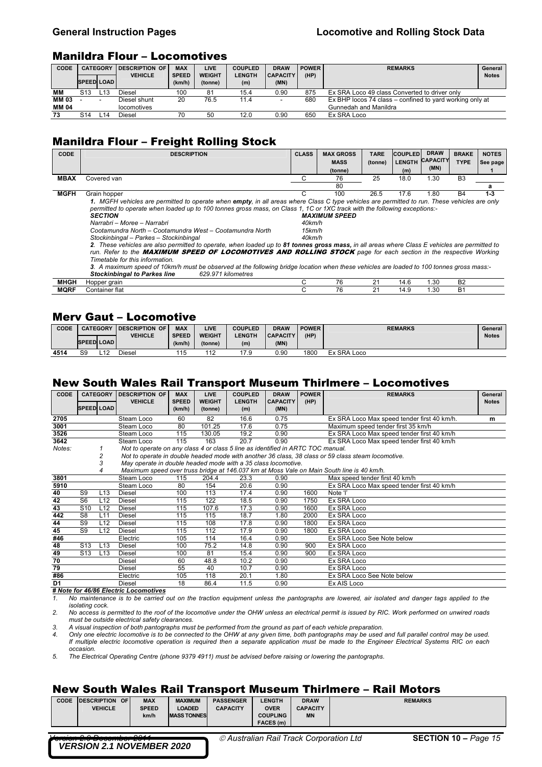## Manildra Flour – Locomotives

| CODE | CATEGORY | | DESCRIPTION OF VEHICLE | MAX SPEED (km/h) | LIVE WEIGHT (tonne) | COUPLED LENGTH (m) | DRAW CAPACITY (MN) | POWER (HP) | REMARKS | General Notes |
|---|---|---|---|---|---|---|---|---|---|---|
| | SPEED | LOAD | | | | | | | | |
| MM | S13 | L13 | Diesel | 100 | 81 | 15.4 | 0.90 | 875 | Ex SRA Loco 49 class Converted to driver only | |
| MM 03 MM 04 | - | - | Diesel shunt locomotives | 20 | 76.5 | 11.4 | - | 680 | Ex BHP locos 74 class – confined to yard working only at Gunnedah and Manildra | |
| 73 | S14 | L14 | Diesel | 70 | 50 | 12.0 | 0.90 | 650 | Ex SRA Loco | |

## Manildra Flour – Freight Rolling Stock

| CODE | DESCRIPTION | CLASS | MAX GROSS MASS (tonne) | TARE (tonne) | COUPLED LENGTH (m) | DRAW CAPACITY (MN) | BRAKE TYPE | NOTES See page 1 |
|---|---|---|---|---|---|---|---|---|
| MBAX | Covered van | C | 76 | 25 | 18.0 | 1.30 | B3 | |
| | | | 80 | | | | | a |
| MGFH | Grain hopper | C | 100 | 26.5 | 17.6 | 1.80 | B4 | 1-3 |
| MHGH | Hopper grain | C | 76 | 21 | 14.6 | 1.30 | B2 | |
| MQRF | Container flat | C | 76 | 21 | 14.9 | 1.30 | B1 | |

MGFH notes:

*1. MGFH vehicles are permitted to operate when **empty**, in all areas where Class C type vehicles are permitted to run. These vehicles are only permitted to operate when loaded up to 100 tonnes gross mass, on Class 1, 1C or 1XC track with the following exceptions:-*

| SECTION | MAXIMUM SPEED |
|---|---|
| Narrabri – Moree – Narrabri | 40km/h |
| Cootamundra North – Cootamundra West – Cootamundra North | 15km/h |
| Stockinbingal – Parkes – Stockinbingal | 40km/h |

*2. These vehicles are also permitted to operate, when loaded up to **81 tonnes gross mass,** in all areas where Class E vehicles are permitted to run. Refer to the **MAXIMUM SPEED OF LOCOMOTIVES AND ROLLING STOCK** page for each section in the respective Working Timetable for this information.*

*3. A maximum speed of 10km/h must be observed at the following bridge location when these vehicles are loaded to 100 tonnes gross mass:-*
***Stockinbingal to Parkes line*** *629.971 kilometres*

## Merv Gaut – Locomotive

| CODE | CATEGORY | | DESCRIPTION OF VEHICLE | MAX SPEED (km/h) | LIVE WEIGHT (tonne) | COUPLED LENGTH (m) | DRAW CAPACITY (MN) | POWER (HP) | REMARKS | General Notes |
|---|---|---|---|---|---|---|---|---|---|---|
| | SPEED | LOAD | | | | | | | | |
| 4514 | S9 | L12 | Diesel | 115 | 112 | 17.9 | 0.90 | 1800 | Ex SRA Loco | |

## New South Wales Rail Transport Museum Thirlmere – Locomotives

| CODE | CATEGORY | | DESCRIPTION OF VEHICLE | MAX SPEED (km/h) | LIVE WEIGHT (tonne) | COUPLED LENGTH (m) | DRAW CAPACITY (MN) | POWER (HP) | REMARKS | General Notes |
|---|---|---|---|---|---|---|---|---|---|---|
| | SPEED | LOAD | | | | | | | | |
| 2705 | | | Steam Loco | 60 | 82 | 16.6 | 0.75 | | Ex SRA Loco Max speed tender first 40 km/h. | m |
| 3001 | | | Steam Loco | 80 | 101.25 | 17.6 | 0.75 | | Maximum speed tender first 35 km/h | |
| 3526 | | | Steam Loco | 115 | 130.05 | 19.2 | 0.90 | | Ex SRA Loco Max speed tender first 40 km/h | |
| 3642 | | | Steam Loco | 115 | 163 | 20.7 | 0.90 | | Ex SRA Loco Max speed tender first 40 km/h | |
| 3801 | | | Steam Loco | 115 | 204.4 | 23.3 | 0.90 | | Max speed tender first 40 km/h | |
| 5910 | | | Steam Loco | 80 | 154 | 20.6 | 0.90 | | Ex SRA Loco Max speed tender first 40 km/h | |
| 40 | S9 | L13 | Diesel | 100 | 113 | 17.4 | 0.90 | 1600 | Note 'l' | |
| 42 | S6 | L12 | Diesel | 115 | 122 | 18.5 | 0.90 | 1750 | Ex SRA Loco | |
| 43 | S10 | L12 | Diesel | 115 | 107.6 | 17.3 | 0.90 | 1600 | Ex SRA Loco | |
| 442 | S8 | L11 | Diesel | 115 | 115 | 18.7 | 1.80 | 2000 | Ex SRA Loco | |
| 44 | S9 | L12 | Diesel | 115 | 108 | 17.8 | 0.90 | 1800 | Ex SRA Loco | |
| 45 | S9 | L12 | Diesel | 115 | 112 | 17.9 | 0.90 | 1800 | Ex SRA Loco | |
| #46 | | | Electric | 105 | 114 | 16.4 | 0.90 | | Ex SRA Loco See Note below | |
| 48 | S13 | L13 | Diesel | 100 | 75.2 | 14.8 | 0.90 | 900 | Ex SRA Loco | |
| 49 | S13 | L13 | Diesel | 100 | 81 | 15.4 | 0.90 | 900 | Ex SRA Loco | |
| 70 | | | Diesel | 60 | 48.8 | 10.2 | 0.90 | | Ex SRA Loco | |
| 79 | | | Diesel | 55 | 40 | 10.7 | 0.90 | | Ex SRA Loco | |
| #86 | | | Electric | 105 | 118 | 20.1 | 1.80 | | Ex SRA Loco See Note below | |
| D1 | | | Diesel | 18 | 86.4 | 11.5 | 0.90 | | Ex AIS Loco | |

*Notes (3642):*
1. *Not to operate on any class 4 or class 5 line as identified in ARTC TOC manual.*
2. *Not to operate in double headed mode with another 36 class, 38 class or 59 class steam locomotive.*
3. *May operate in double headed mode with a 35 class locomotive.*
4. *Maximum speed over truss bridge at 146.037 km at Moss Vale on Main South line is 40 km/h.*

***# Note for 46/86 Electric Locomotives***

1. *No maintenance is to be carried out on the traction equipment unless the pantographs are lowered, air isolated and danger tags applied to the isolating cock.*
2. *No access is permitted to the roof of the locomotive under the OHW unless an electrical permit is issued by RIC. Work performed on unwired roads must be outside electrical safety clearances.*
3. *A visual inspection of both pantographs must be performed from the ground as part of each vehicle preparation.*
4. *Only one electric locomotive is to be connected to the OHW at any given time, both pantographs may be used and full parallel control may be used. If multiple electric locomotive operation is required then a separate application must be made to the Engineer Electrical Systems RIC on each occasion.*
5. *The Electrical Operating Centre (phone 9379 4911) must be advised before raising or lowering the pantographs.*

## New South Wales Rail Transport Museum Thirlmere – Rail Motors

| CODE | DESCRIPTION OF VEHICLE | MAX SPEED km/h | MAXIMUM LOADED MASS TONNES | PASSENGER CAPACITY | LENGTH OVER COUPLING FACES (m) | DRAW CAPACITY MN | REMARKS |
|---|---|---|---|---|---|---|---|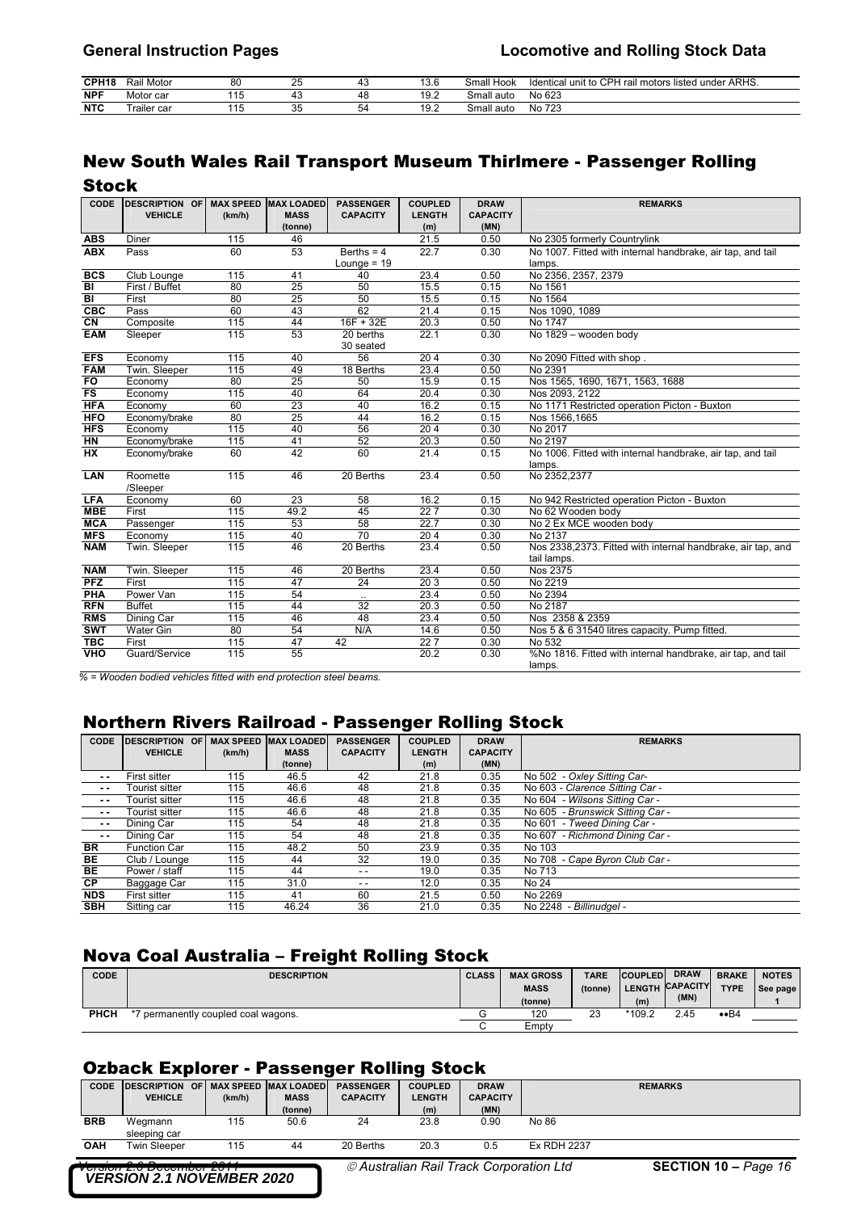| CPH18 | Rail Motor | 80 | 25 | 43 | 13.6 | Small Hook | Identical unit to CPH rail motors listed under ARHS. |
|---|---|---|---|---|---|---|---|
| NPF | Motor car | 115 | 43 | 48 | 19.2 | Small auto | No 623 |
| NTC | Trailer car | 115 | 35 | 54 | 19.2 | Small auto | No 723 |

## New South Wales Rail Transport Museum Thirlmere - Passenger Rolling Stock

| CODE | DESCRIPTION OF VEHICLE | MAX SPEED (km/h) | MAX LOADED MASS (tonne) | PASSENGER CAPACITY | COUPLED LENGTH (m) | DRAW CAPACITY (MN) | REMARKS |
|---|---|---|---|---|---|---|---|
| ABS | Diner | 115 | 46 | | 21.5 | 0.50 | No 2305 formerly Countrylink |
| ABX | Pass | 60 | 53 | Berths = 4 Lounge = 19 | 22.7 | 0.30 | No 1007. Fitted with internal handbrake, air tap, and tail lamps. |
| BCS | Club Lounge | 115 | 41 | 40 | 23.4 | 0.50 | No 2356, 2357, 2379 |
| BI | First / Buffet | 80 | 25 | 50 | 15.5 | 0.15 | No 1561 |
| BI | First | 80 | 25 | 50 | 15.5 | 0.15 | No 1564 |
| CBC | Pass | 60 | 43 | 62 | 21.4 | 0.15 | Nos 1090, 1089 |
| CN | Composite | 115 | 44 | 16F + 32E | 20.3 | 0.50 | No 1747 |
| EAM | Sleeper | 115 | 53 | 20 berths 30 seated | 22.1 | 0.30 | No 1829 – wooden body |
| EFS | Economy | 115 | 40 | 56 | 20 4 | 0.30 | No 2090 Fitted with shop . |
| FAM | Twin. Sleeper | 115 | 49 | 18 Berths | 23.4 | 0.50 | No 2391 |
| FO | Economy | 80 | 25 | 50 | 15.9 | 0.15 | Nos 1565, 1690, 1671, 1563, 1688 |
| FS | Economy | 115 | 40 | 64 | 20.4 | 0.30 | Nos 2093, 2122 |
| HFA | Economy | 60 | 23 | 40 | 16.2 | 0.15 | No 1171 Restricted operation Picton - Buxton |
| HFO | Economy/brake | 80 | 25 | 44 | 16.2 | 0.15 | Nos 1566,1665 |
| HFS | Economy | 115 | 40 | 56 | 20 4 | 0.30 | No 2017 |
| HN | Economy/brake | 115 | 41 | 52 | 20.3 | 0.50 | No 2197 |
| HX | Economy/brake | 60 | 42 | 60 | 21.4 | 0.15 | No 1006. Fitted with internal handbrake, air tap, and tail lamps. |
| LAN | Roomette /Sleeper | 115 | 46 | 20 Berths | 23.4 | 0.50 | No 2352,2377 |
| LFA | Economy | 60 | 23 | 58 | 16.2 | 0.15 | No 942 Restricted operation Picton - Buxton |
| MBE | First | 115 | 49.2 | 45 | 22 7 | 0.30 | No 62 Wooden body |
| MCA | Passenger | 115 | 53 | 58 | 22.7 | 0.30 | No 2 Ex MCE wooden body |
| MFS | Economy | 115 | 40 | 70 | 20 4 | 0.30 | No 2137 |
| NAM | Twin. Sleeper | 115 | 46 | 20 Berths | 23.4 | 0.50 | Nos 2338,2373. Fitted with internal handbrake, air tap, and tail lamps. |
| NAM | Twin. Sleeper | 115 | 46 | 20 Berths | 23.4 | 0.50 | Nos 2375 |
| PFZ | First | 115 | 47 | 24 | 20 3 | 0.50 | No 2219 |
| PHA | Power Van | 115 | 54 | .. | 23.4 | 0.50 | No 2394 |
| RFN | Buffet | 115 | 44 | 32 | 20.3 | 0.50 | No 2187 |
| RMS | Dining Car | 115 | 46 | 48 | 23.4 | 0.50 | Nos 2358 & 2359 |
| SWT | Water Gin | 80 | 54 | N/A | 14.6 | 0.50 | Nos 5 & 6 31540 litres capacity. Pump fitted. |
| TBC | First | 115 | 47 | 42 | 22 7 | 0.30 | No 532 |
| VHO | Guard/Service | 115 | 55 | | 20.2 | 0.30 | %No 1816. Fitted with internal handbrake, air tap, and tail lamps. |

*% = Wooden bodied vehicles fitted with end protection steel beams.*

## Northern Rivers Railroad - Passenger Rolling Stock

| CODE | DESCRIPTION OF VEHICLE | MAX SPEED (km/h) | MAX LOADED MASS (tonne) | PASSENGER CAPACITY | COUPLED LENGTH (m) | DRAW CAPACITY (MN) | REMARKS |
|---|---|---|---|---|---|---|---|
| - - | First sitter | 115 | 46.5 | 42 | 21.8 | 0.35 | No 502 - *Oxley Sitting Car-* |
| - - | Tourist sitter | 115 | 46.6 | 48 | 21.8 | 0.35 | No 603 - *Clarence Sitting Car -* |
| - - | Tourist sitter | 115 | 46.6 | 48 | 21.8 | 0.35 | No 604 - *Wilsons Sitting Car -* |
| - - | Tourist sitter | 115 | 46.6 | 48 | 21.8 | 0.35 | No 605 - *Brunswick Sitting Car -* |
| - - | Dining Car | 115 | 54 | 48 | 21.8 | 0.35 | No 601 - *Tweed Dining Car -* |
| - - | Dining Car | 115 | 54 | 48 | 21.8 | 0.35 | No 607 - *Richmond Dining Car -* |
| BR | Function Car | 115 | 48.2 | 50 | 23.9 | 0.35 | No 103 |
| BE | Club / Lounge | 115 | 44 | 32 | 19.0 | 0.35 | No 708 - *Cape Byron Club Car -* |
| BE | Power / staff | 115 | 44 | - - | 19.0 | 0.35 | No 713 |
| CP | Baggage Car | 115 | 31.0 | - - | 12.0 | 0.35 | No 24 |
| NDS | First sitter | 115 | 41 | 60 | 21.5 | 0.50 | No 2269 |
| SBH | Sitting car | 115 | 46.24 | 36 | 21.0 | 0.35 | No 2248 - *Billinudgel -* |

## Nova Coal Australia – Freight Rolling Stock

| CODE | DESCRIPTION | CLASS | MAX GROSS MASS (tonne) | TARE (tonne) | COUPLED LENGTH (m) | DRAW CAPACITY (MN) | BRAKE TYPE | NOTES See page 1 |
|---|---|---|---|---|---|---|---|---|
| PHCH | *7 permanently coupled coal wagons. | G | 120 | 23 | *109.2 | 2.45 | ••B4 | |
| | | C | Empty | | | | | |

## Ozback Explorer - Passenger Rolling Stock

| CODE | DESCRIPTION OF VEHICLE | MAX SPEED (km/h) | MAX LOADED MASS (tonne) | PASSENGER CAPACITY | COUPLED LENGTH (m) | DRAW CAPACITY (MN) | REMARKS |
|---|---|---|---|---|---|---|---|
| BRB | Wegmann sleeping car | 115 | 50.6 | 24 | 23.8 | 0.90 | No 86 |
| OAH | Twin Sleeper | 115 | 44 | 20 Berths | 20.3 | 0.5 | Ex RDH 2237 |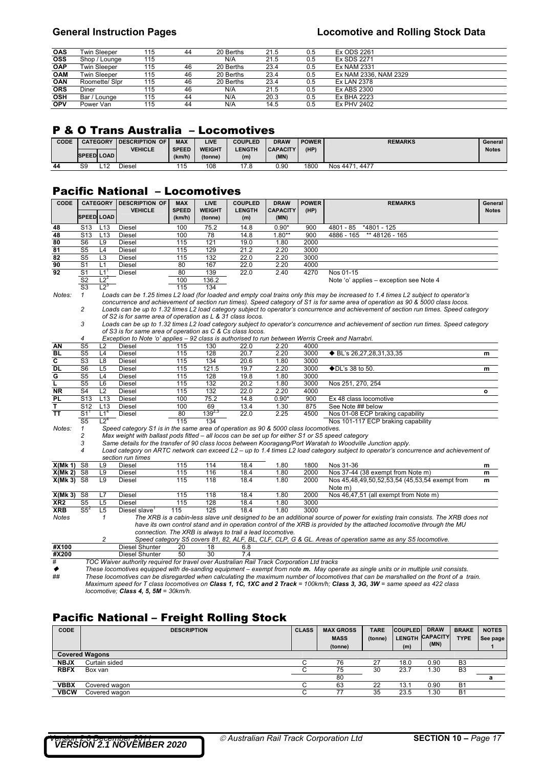| OAS | Twin Sleeper | 115 | 44 | 20 Berths | 21.5 | 0.5 | Ex ODS 2261 |
|---|---|---|---|---|---|---|---|
| OSS | Shop / Lounge | 115 | | N/A | 21.5 | 0.5 | Ex SDS 2271 |
| OAP | Twin Sleeper | 115 | 46 | 20 Berths | 23.4 | 0.5 | Ex NAM 2331 |
| OAM | Twin Sleeper | 115 | 46 | 20 Berths | 23.4 | 0.5 | Ex NAM 2336, NAM 2329 |
| OAN | Roomette/ Slpr | 115 | 46 | 20 Berths | 23.4 | 0.5 | Ex LAN 2378 |
| ORS | Diner | 115 | 46 | N/A | 21.5 | 0.5 | Ex ABS 2300 |
| OSH | Bar / Lounge | 115 | 44 | N/A | 20.3 | 0.5 | Ex BHA 2223 |
| OPV | Power Van | 115 | 44 | N/A | 14.5 | 0.5 | Ex PHV 2402 |

## P & O Trans Australia – Locomotives

| CODE | CATEGORY | | DESCRIPTION OF VEHICLE | MAX SPEED (km/h) | LIVE WEIGHT (tonne) | COUPLED LENGTH (m) | DRAW CAPACITY (MN) | POWER (HP) | REMARKS | General Notes |
|---|---|---|---|---|---|---|---|---|---|---|
| | SPEED | LOAD | | | | | | | | |
| 44 | S9 | L12 | Diesel | 115 | 108 | 17.8 | 0.90 | 1800 | Nos 4471, 4477 | |

## Pacific National – Locomotives

| CODE | CATEGORY | | DESCRIPTION OF VEHICLE | MAX SPEED (km/h) | LIVE WEIGHT (tonne) | COUPLED LENGTH (m) | DRAW CAPACITY (MN) | POWER (HP) | REMARKS | General Notes |
|---|---|---|---|---|---|---|---|---|---|---|
| | SPEED | LOAD | | | | | | | | |
| 48 | S13 | L13 | Diesel | 100 | 75.2 | 14.8 | 0.90* | 900 | 4801 - 85 *4801 - 125 | |
| 48 | S13 | L13 | Diesel | 100 | 78 | 14.8 | 1.80** | 900 | 4886 - 165 ** 48126 - 165 | |
| 80 | S6 | L9 | Diesel | 115 | 121 | 19.0 | 1.80 | 2000 | | |
| 81 | S5 | L4 | Diesel | 115 | 129 | 21.2 | 2.20 | 3000 | | |
| 82 | S5 | L3 | Diesel | 115 | 132 | 22.0 | 2.20 | 3000 | | |
| 90 | S1 | L1 | Diesel | 80 | 167 | 22.0 | 2.20 | 4000 | | |
| 92 | S1 | L1[1] | Diesel | 80 | 139 | 22.0 | 2.40 | 4270 | Nos 01-15 | |
| | S2 | L2[2] | | 100 | 136.2 | | | | Note 'o' applies – exception see Note 4 | |
| | S3 | L2[3] | | 115 | 134 | | | | | |

*Notes:*
1. *Loads can be 1.25 times L2 load (for loaded and empty coal trains only this may be increased to 1.4 times L2 subject to operator's concurrence and achievement of section run times). Speed category of S1 is for same area of operation as 90 & 5000 class locos.*
2. *Loads can be up to 1.32 times L2 load category subject to operator's concurrence and achievement of section run times. Speed category of S2 is for same area of operation as L & 31 class locos.*
3. *Loads can be up to 1.32 times L2 load category subject to operator's concurrence and achievement of section run times. Speed category of S3 is for same area of operation as C & Cs class locos.*
4. *Exception to Note 'o' applies – 92 class is authorised to run between Werris Creek and Narrabri.*

| CODE | SPEED | LOAD | DESCRIPTION OF VEHICLE | MAX SPEED (km/h) | LIVE WEIGHT (tonne) | COUPLED LENGTH (m) | DRAW CAPACITY (MN) | POWER (HP) | REMARKS | General Notes |
|---|---|---|---|---|---|---|---|---|---|---|
| AN | S5 | L2 | Diesel | 115 | 130 | 22.0 | 2.20 | 4000 | | |
| BL | S5 | L4 | Diesel | 115 | 128 | 20.7 | 2.20 | 3000 | ◆ BL's 26,27,28,31,33,35 | m |
| C | S3 | L8 | Diesel | 115 | 134 | 20.6 | 1.80 | 3000 | | |
| DL | S6 | L5 | Diesel | 115 | 121.5 | 19.7 | 2.20 | 3000 | ◆DL's 38 to 50. | m |
| G | S5 | L4 | Diesel | 115 | 128 | 19.8 | 1.80 | 3000 | | |
| L | S5 | L6 | Diesel | 115 | 132 | 20.2 | 1.80 | 3000 | Nos 251, 270, 254 | |
| NR | S4 | L2 | Diesel | 115 | 132 | 22.0 | 2.20 | 4000 | | o |
| PL | S13 | L13 | Diesel | 100 | 75.2 | 14.8 | 0.90* | 900 | Ex 48 class locomotive | |
| T | S12 | L13 | Diesel | 100 | 69 | 13.4 | 1.30 | 875 | See Note ## below | |
| TT | S1[1] | L1[4] | Diesel | 80 | 139[2,3] | 22.0 | 2.25 | 4500 | Nos 01-08 ECP braking capability | |
| | S5 | L2[4] | | 115 | 134 | | | | Nos 101-117 ECP braking capability | |

*Notes:*
1. *Speed category S1 is in the same area of operation as 90 & 5000 class locomotives.*
2. *Max weight with ballast pods fitted – all locos can be set up for either S1 or S5 speed category*
3. *Same details for the transfer of 90 class locos between Kooragang/Port Waratah to Woodville Junction apply.*
4. *Load category on ARTC network can exceed L2 – up to 1.4 times L2 load category subject to operator's concurrence and achievement of section run times*

| CODE | SPEED | LOAD | DESCRIPTION OF VEHICLE | MAX SPEED (km/h) | LIVE WEIGHT (tonne) | COUPLED LENGTH (m) | DRAW CAPACITY (MN) | POWER (HP) | REMARKS | General Notes |
|---|---|---|---|---|---|---|---|---|---|---|
| X(Mk 1) | S8 | L9 | Diesel | 115 | 114 | 18.4 | 1.80 | 1800 | Nos 31-36 | m |
| X(Mk 2) | S8 | L9 | Diesel | 115 | 116 | 18.4 | 1.80 | 2000 | Nos 37-44 (38 exempt from Note m) | m |
| X(Mk 3) | S8 | L9 | Diesel | 115 | 118 | 18.4 | 1.80 | 2000 | Nos 45,48,49,50,52,53,54 (45,53,54 exempt from Note m) | m |
| X(Mk 3) | S8 | L7 | Diesel | 115 | 118 | 18.4 | 1.80 | 2000 | Nos 46,47,51 (all exempt from Note m) | |
| XR2 | S5 | L5 | Diesel | 115 | 128 | 18.4 | 1.80 | 3000 | | |
| XRB | S5[2] | L5 | Diesel slave[1] | 115 | 125 | 18.4 | 1.80 | 3000 | | |

*Notes*
1. *The XRB is a cabin-less slave unit designed to be an additional source of power for existing train consists. The XRB does not have its own control stand and in operation control of the XRB is provided by the attached locomotive through the MU connection. The XRB is always to trail a lead locomotive.*
2. *Speed category S5 covers 81, 82, ALF, BL, CLF, CLP, G & GL. Areas of operation same as any S5 locomotive.*

| CODE | SPEED | LOAD | DESCRIPTION OF VEHICLE | MAX SPEED (km/h) | LIVE WEIGHT (tonne) | COUPLED LENGTH (m) | DRAW CAPACITY (MN) | POWER (HP) | REMARKS | General Notes |
|---|---|---|---|---|---|---|---|---|---|---|
| #X100 | | | Diesel Shunter | 20 | 18 | 6.8 | | | | |
| #X200 | | | Diesel Shunter | 50 | 30 | 7.4 | | | | |

\# *TOC Waiver authority required for travel over Australian Rail Track Corporation Ltd tracks*

◆ *These locomotives equipped with de-sanding equipment – exempt from note **m.** May operate as single units or in multiple unit consists.*

\## *These locomotives can be disregarded when calculating the maximum number of locomotives that can be marshalled on the front of a train. Maximum speed for T class locomotives on **Class 1, 1C, 1XC and 2 Track** = 100km/h; **Class 3, 3G, 3W** = same speed as 422 class locomotive; **Class 4, 5, 5M** = 30km/h.*

## Pacific National – Freight Rolling Stock

| CODE | DESCRIPTION | CLASS | MAX GROSS MASS (tonne) | TARE (tonne) | COUPLED LENGTH (m) | DRAW CAPACITY (MN) | BRAKE TYPE | NOTES See page 1 |
|---|---|---|---|---|---|---|---|---|
| **Covered Wagons** | | | | | | | | |
| NBJX | Curtain sided | C | 76 | 27 | 18.0 | 0.90 | B3 | |
| RBFX | Box van | C | 75 | 30 | 23.7 | 1.30 | B3 | |
| | | | 80 | | | | | a |
| VBBX | Covered wagon | C | 63 | 22 | 13.1 | 0.90 | B1 | |
| VBCW | Covered wagon | C | 77 | 35 | 23.5 | 1.30 | B1 | |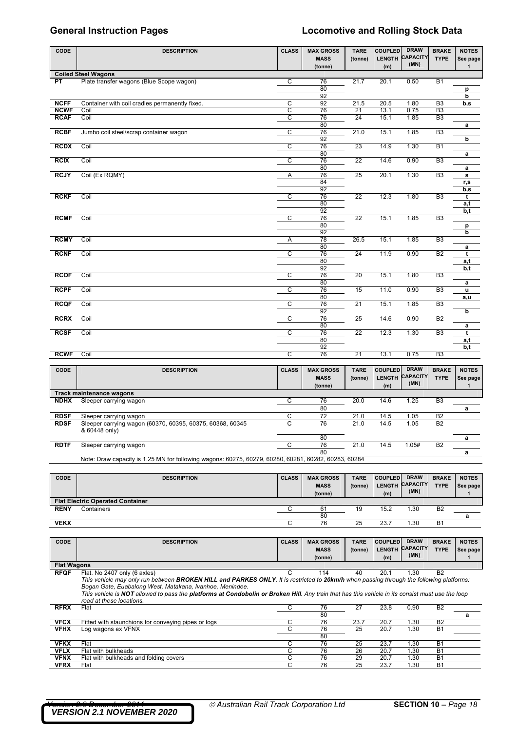| CODE | DESCRIPTION | CLASS | MAX GROSS MASS (tonne) | TARE (tonne) | COUPLED LENGTH (m) | DRAW CAPACITY (MN) | BRAKE TYPE | NOTES See page 1 |
|---|---|---|---|---|---|---|---|---|
| **Coiled Steel Wagons** | | | | | | | | |
| **PT** | Plate transfer wagons (Blue Scope wagon) | C | 76 | 21.7 | 20.1 | 0.50 | B1 | |
| | | | 80 | | | | | p |
| | | | 92 | | | | | b |
| **NCFF** | Container with coil cradles permanently fixed. | C | 92 | 21.5 | 20.5 | 1.80 | B3 | b,s |
| **NCWF** | Coil | C | 76 | 21 | 13.1 | 0.75 | B3 | |
| **RCAF** | Coil | C | 76 | 24 | 15.1 | 1.85 | B3 | |
| | | | 80 | | | | | a |
| **RCBF** | Jumbo coil steel/scrap container wagon | C | 76 | 21.0 | 15.1 | 1.85 | B3 | |
| | | | 92 | | | | | b |
| **RCDX** | Coil | C | 76 | 23 | 14.9 | 1.30 | B1 | |
| | | | 80 | | | | | a |
| **RCIX** | Coil | C | 76 | 22 | 14.6 | 0.90 | B3 | |
| | | | 80 | | | | | a |
| **RCJY** | Coil (Ex RQMY) | A | 76 | 25 | 20.1 | 1.30 | B3 | s |
| | | | 84 | | | | | r,s |
| | | | 92 | | | | | b,s |
| **RCKF** | Coil | C | 76 | 22 | 12.3 | 1.80 | B3 | t |
| | | | 80 | | | | | a,t |
| | | | 92 | | | | | b,t |
| **RCMF** | Coil | C | 76 | 22 | 15.1 | 1.85 | B3 | |
| | | | 80 | | | | | p |
| | | | 92 | | | | | b |
| **RCMY** | Coil | A | 78 | 26.5 | 15.1 | 1.85 | B3 | |
| | | | 80 | | | | | a |
| **RCNF** | Coil | C | 76 | 24 | 11.9 | 0.90 | B2 | t |
| | | | 80 | | | | | a,t |
| | | | 92 | | | | | b,t |
| **RCOF** | Coil | C | 76 | 20 | 15.1 | 1.80 | B3 | |
| | | | 80 | | | | | a |
| **RCPF** | Coil | C | 76 | 15 | 11.0 | 0.90 | B3 | u |
| | | | 80 | | | | | a,u |
| **RCQF** | Coil | C | 76 | 21 | 15.1 | 1.85 | B3 | |
| | | | 92 | | | | | b |
| **RCRX** | Coil | C | 76 | 25 | 14.6 | 0.90 | B2 | |
| | | | 80 | | | | | a |
| **RCSF** | Coil | C | 76 | 22 | 12.3 | 1.30 | B3 | t |
| | | | 80 | | | | | a,t |
| | | | 92 | | | | | b,t |
| **RCWF** | Coil | C | 76 | 21 | 13.1 | 0.75 | B3 | |

| CODE | DESCRIPTION | CLASS | MAX GROSS MASS (tonne) | TARE (tonne) | COUPLED LENGTH (m) | DRAW CAPACITY (MN) | BRAKE TYPE | NOTES See page 1 |
|---|---|---|---|---|---|---|---|---|
| **Track maintenance wagons** | | | | | | | | |
| **NDHX** | Sleeper carrying wagon | C | 76 | 20.0 | 14.6 | 1.25 | B3 | |
| | | | 80 | | | | | a |
| **RDSF** | Sleeper carrying wagon | C | 72 | 21.0 | 14.5 | 1.05 | B2 | |
| **RDSF** | Sleeper carrying wagon (60370, 60395, 60375, 60368, 60345 & 60448 only) | C | 76 | 21.0 | 14.5 | 1.05 | B2 | |
| | | | 80 | | | | | a |
| **RDTF** | Sleeper carrying wagon | C | 76 | 21.0 | 14.5 | 1.05# | B2 | |
| | | | 80 | | | | | a |
| | Note: Draw capacity is 1.25 MN for following wagons: 60275, 60279, 60280, 60281, 60282, 60283, 60284 | | | | | | | |

| CODE | DESCRIPTION | CLASS | MAX GROSS MASS (tonne) | TARE (tonne) | COUPLED LENGTH (m) | DRAW CAPACITY (MN) | BRAKE TYPE | NOTES See page 1 |
|---|---|---|---|---|---|---|---|---|
| **Flat Electric Operated Container** | | | | | | | | |
| **RENY** | Containers | C | 61 | 19 | 15.2 | 1.30 | B2 | |
| | | | 80 | | | | | a |
| **VEKX** | | C | 76 | 25 | 23.7 | 1.30 | B1 | |

| CODE | DESCRIPTION | CLASS | MAX GROSS MASS (tonne) | TARE (tonne) | COUPLED LENGTH (m) | DRAW CAPACITY (MN) | BRAKE TYPE | NOTES See page 1 |
|---|---|---|---|---|---|---|---|---|
| **Flat Wagons** | | | | | | | | |
| **RFQF** | Flat. No 2407 only (6 axles) | C | 114 | 40 | 20.1 | 1.30 | B2 | |
| | *This vehicle may only run between **BROKEN HILL and PARKES ONLY**. It is restricted to **20km/h** when passing through the following platforms: Bogan Gate, Euabalong West, Matakana, Ivanhoe, Menindee. This vehicle is **NOT** allowed to pass the **platforms at Condobolin or Broken Hill**. Any train that has this vehicle in its consist must use the loop road at these locations.* | | | | | | | |
| **RFRX** | Flat | C | 76 | 27 | 23.8 | 0.90 | B2 | |
| | | | 80 | | | | | a |
| **VFCX** | Fitted with staunchions for conveying pipes or logs | C | 76 | 23.7 | 20.7 | 1.30 | B2 | |
| **VFHX** | Log wagons ex VFNX | C | 76 | 25 | 20.7 | 1.30 | B1 | |
| | | | 80 | | | | | |
| **VFKX** | Flat | C | 76 | 25 | 23.7 | 1.30 | B1 | |
| **VFLX** | Flat with bulkheads | C | 76 | 26 | 20.7 | 1.30 | B1 | |
| **VFNX** | Flat with bulkheads and folding covers | C | 76 | 29 | 20.7 | 1.30 | B1 | |
| **VFRX** | Flat | C | 76 | 25 | 23.7 | 1.30 | B1 | |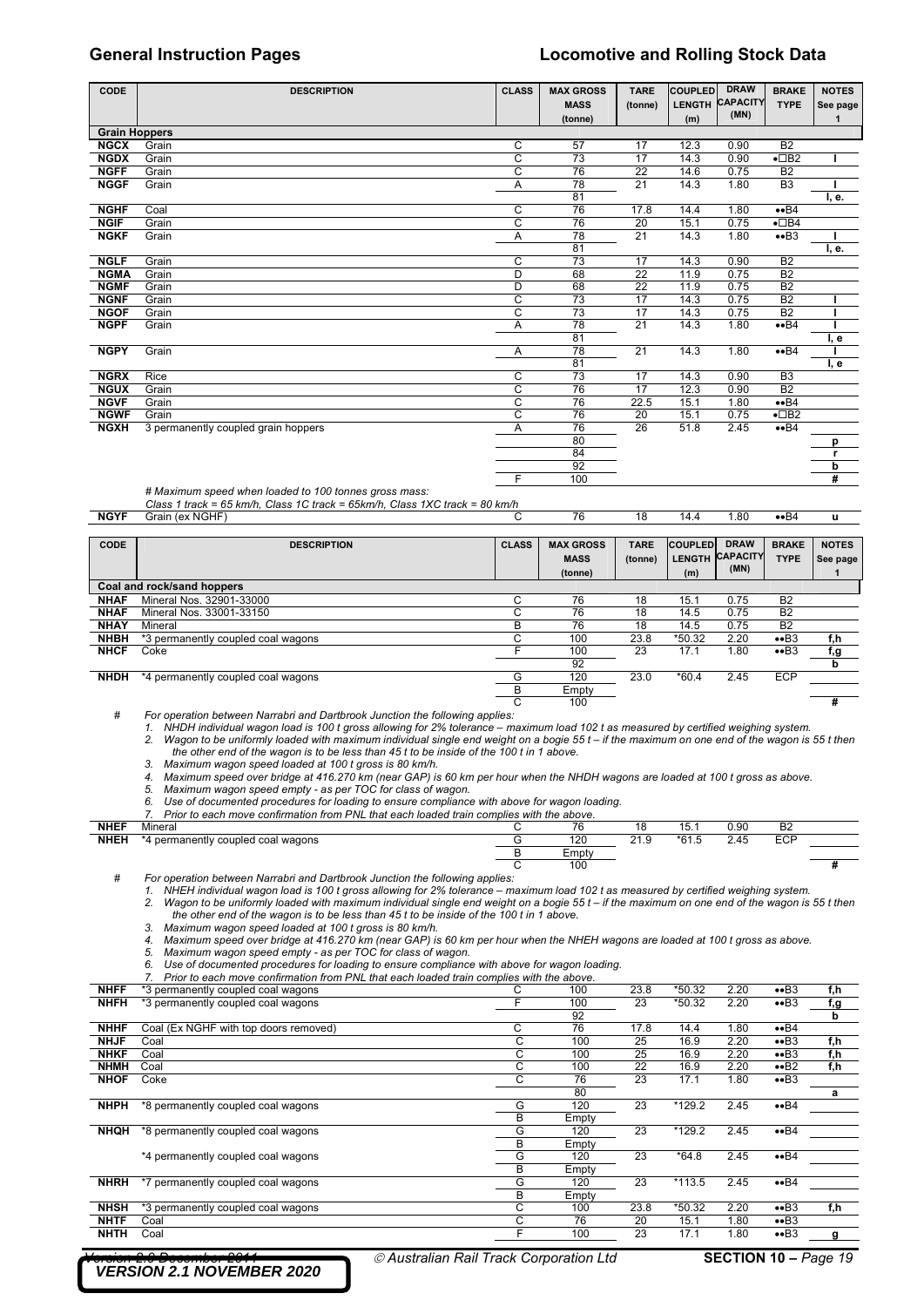| CODE | DESCRIPTION | CLASS | MAX GROSS MASS (tonne) | TARE (tonne) | COUPLED LENGTH (m) | DRAW CAPACITY (MN) | BRAKE TYPE | NOTES See page 1 |
|---|---|---|---|---|---|---|---|---|
| **Grain Hoppers** | | | | | | | | |
| **NGCX** | Grain | C | 57 | 17 | 12.3 | 0.90 | B2 | |
| **NGDX** | Grain | C | 73 | 17 | 14.3 | 0.90 | •□B2 | l |
| **NGFF** | Grain | C | 76 | 22 | 14.6 | 0.75 | B2 | |
| **NGGF** | Grain | A | 78 | 21 | 14.3 | 1.80 | B3 | l |
| | | | 81 | | | | | l, e. |
| **NGHF** | Coal | C | 76 | 17.8 | 14.4 | 1.80 | ••B4 | |
| **NGIF** | Grain | C | 76 | 20 | 15.1 | 0.75 | •□B4 | |
| **NGKF** | Grain | A | 78 | 21 | 14.3 | 1.80 | ••B3 | l |
| | | | 81 | | | | | l, e. |
| **NGLF** | Grain | C | 73 | 17 | 14.3 | 0.90 | B2 | |
| **NGMA** | Grain | D | 68 | 22 | 11.9 | 0.75 | B2 | |
| **NGMF** | Grain | D | 68 | 22 | 11.9 | 0.75 | B2 | |
| **NGNF** | Grain | C | 73 | 17 | 14.3 | 0.75 | B2 | l |
| **NGOF** | Grain | C | 73 | 17 | 14.3 | 0.75 | B2 | l |
| **NGPF** | Grain | A | 78 | 21 | 14.3 | 1.80 | ••B4 | l |
| | | | 81 | | | | | l, e |
| **NGPY** | Grain | A | 78 | 21 | 14.3 | 1.80 | ••B4 | l |
| | | | 81 | | | | | l, e |
| **NGRX** | Rice | C | 73 | 17 | 14.3 | 0.90 | B3 | |
| **NGUX** | Grain | C | 76 | 17 | 12.3 | 0.90 | B2 | |
| **NGVF** | Grain | C | 76 | 22.5 | 15.1 | 1.80 | ••B4 | |
| **NGWF** | Grain | C | 76 | 20 | 15.1 | 0.75 | •□B2 | |
| **NGXH** | 3 permanently coupled grain hoppers | A | 76 | 26 | 51.8 | 2.45 | ••B4 | |
| | | | 80 | | | | | p |
| | | | 84 | | | | | r |
| | | | 92 | | | | | b |
| | | F | 100 | | | | | # |
| | *# Maximum speed when loaded to 100 tonnes gross mass: Class 1 track = 65 km/h, Class 1C track = 65km/h, Class 1XC track = 80 km/h* | | | | | | | |
| **NGYF** | Grain (ex NGHF) | C | 76 | 18 | 14.4 | 1.80 | ••B4 | u |

| CODE | DESCRIPTION | CLASS | MAX GROSS MASS (tonne) | TARE (tonne) | COUPLED LENGTH (m) | DRAW CAPACITY (MN) | BRAKE TYPE | NOTES See page 1 |
|---|---|---|---|---|---|---|---|---|
| **Coal and rock/sand hoppers** | | | | | | | | |
| **NHAF** | Mineral Nos. 32901-33000 | C | 76 | 18 | 15.1 | 0.75 | B2 | |
| **NHAF** | Mineral Nos. 33001-33150 | C | 76 | 18 | 14.5 | 0.75 | B2 | |
| **NHAY** | Mineral | B | 76 | 18 | 14.5 | 0.75 | B2 | |
| **NHBH** | *3 permanently coupled coal wagons | C | 100 | 23.8 | *50.32 | 2.20 | ••B3 | f,h |
| **NHCF** | Coke | F | 100 | 23 | 17.1 | 1.80 | ••B3 | f,g |
| | | | 92 | | | | | b |
| **NHDH** | *4 permanently coupled coal wagons | G | 120 | 23.0 | *60.4 | 2.45 | ECP | |
| | | B | Empty | | | | | |
| | | C | 100 | | | | | # |

\# *For operation between Narrabri and Dartbrook Junction the following applies:*

1. *NHDH individual wagon load is 100 t gross allowing for 2% tolerance – maximum load 102 t as measured by certified weighing system.*
2. *Wagon to be uniformly loaded with maximum individual single end weight on a bogie 55 t – if the maximum on one end of the wagon is 55 t then the other end of the wagon is to be less than 45 t to be inside of the 100 t in 1 above.*
3. *Maximum wagon speed loaded at 100 t gross is 80 km/h.*
4. *Maximum speed over bridge at 416.270 km (near GAP) is 60 km per hour when the NHDH wagons are loaded at 100 t gross as above.*
5. *Maximum wagon speed empty - as per TOC for class of wagon.*
6. *Use of documented procedures for loading to ensure compliance with above for wagon loading.*
7. *Prior to each move confirmation from PNL that each loaded train complies with the above.*

| CODE | DESCRIPTION | CLASS | MAX GROSS MASS (tonne) | TARE (tonne) | COUPLED LENGTH (m) | DRAW CAPACITY (MN) | BRAKE TYPE | NOTES |
|---|---|---|---|---|---|---|---|---|
| **NHEF** | Mineral | C | 76 | 18 | 15.1 | 0.90 | B2 | |
| **NHEH** | *4 permanently coupled coal wagons | G | 120 | 21.9 | *61.5 | 2.45 | ECP | |
| | | B | Empty | | | | | |
| | | C | 100 | | | | | # |

\# *For operation between Narrabri and Dartbrook Junction the following applies:*

1. *NHEH individual wagon load is 100 t gross allowing for 2% tolerance – maximum load 102 t as measured by certified weighing system.*
2. *Wagon to be uniformly loaded with maximum individual single end weight on a bogie 55 t – if the maximum on one end of the wagon is 55 t then the other end of the wagon is to be less than 45 t to be inside of the 100 t in 1 above.*
3. *Maximum wagon speed loaded at 100 t gross is 80 km/h.*
4. *Maximum speed over bridge at 416.270 km (near GAP) is 60 km per hour when the NHEH wagons are loaded at 100 t gross as above.*
5. *Maximum wagon speed empty - as per TOC for class of wagon.*
6. *Use of documented procedures for loading to ensure compliance with above for wagon loading.*
7. *Prior to each move confirmation from PNL that each loaded train complies with the above.*

| CODE | DESCRIPTION | CLASS | MAX GROSS MASS (tonne) | TARE (tonne) | COUPLED LENGTH (m) | DRAW CAPACITY (MN) | BRAKE TYPE | NOTES |
|---|---|---|---|---|---|---|---|---|
| **NHFF** | *3 permanently coupled wagons | C | 100 | 23.8 | *50.32 | 2.20 | ••B3 | f,h |
| **NHFH** | *3 permanently coupled wagons | F | 100 | 23 | *50.32 | 2.20 | ••B3 | f,g |
| | | | 92 | | | | | b |
| **NHHF** | Coal (Ex NGHF with top doors removed) | C | 76 | 17.8 | 14.4 | 1.80 | ••B4 | |
| **NHJF** | Coal | C | 100 | 25 | 16.9 | 2.20 | ••B3 | f,h |
| **NHKF** | Coal | C | 100 | 25 | 16.9 | 2.20 | ••B3 | f,h |
| **NHMH** | Coal | C | 100 | 22 | 16.9 | 2.20 | ••B2 | f,h |
| **NHOF** | Coke | C | 76 | 23 | 17.1 | 1.80 | ••B3 | |
| | | | 80 | | | | | a |
| **NHPH** | *8 permanently coupled coal wagons | G | 120 | 23 | *129.2 | 2.45 | ••B4 | |
| | | B | Empty | | | | | |
| **NHQH** | *8 permanently coupled coal wagons | G | 120 | 23 | *129.2 | 2.45 | ••B4 | |
| | | B | Empty | | | | | |
| | *4 permanently coupled coal wagons | G | 120 | 23 | *64.8 | 2.45 | ••B4 | |
| | | B | Empty | | | | | |
| **NHRH** | *7 permanently coupled coal wagons | G | 120 | 23 | *113.5 | 2.45 | ••B4 | |
| | | B | Empty | | | | | |
| **NHSH** | *3 permanently coupled coal wagons | C | 100 | 23.8 | *50.32 | 2.20 | ••B3 | f,h |
| **NHTF** | Coal | C | 76 | 20 | 15.1 | 1.80 | ••B3 | |
| **NHTH** | Coal | F | 100 | 23 | 17.1 | 1.80 | ••B3 | g |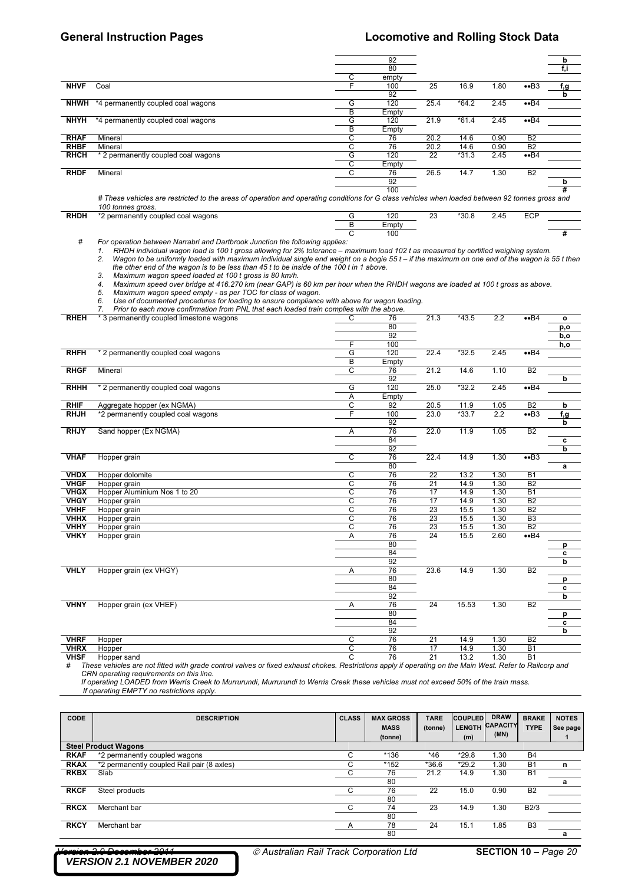| CODE | DESCRIPTION | CLASS | MAX GROSS MASS (tonne) | TARE (tonne) | COUPLED LENGTH (m) | DRAW CAPACITY (MN) | BRAKE TYPE | NOTES See page 1 |
|---|---|---|---|---|---|---|---|---|
| | | | 92 | | | | | b |
| | | | 80 | | | | | f,i |
| | | C | empty | | | | | |
| **NHVF** | Coal | F | 100 | 25 | 16.9 | 1.80 | ••B3 | f,g |
| | | | 92 | | | | | b |
| **NHWH** | *4 permanently coupled coal wagons | G | 120 | 25.4 | *64.2 | 2.45 | ••B4 | |
| | | B | Empty | | | | | |
| **NHYH** | *4 permanently coupled coal wagons | G | 120 | 21.9 | *61.4 | 2.45 | ••B4 | |
| | | B | Empty | | | | | |
| **RHAF** | Mineral | C | 76 | 20.2 | 14.6 | 0.90 | B2 | |
| **RHBF** | Mineral | C | 76 | 20.2 | 14.6 | 0.90 | B2 | |
| **RHCH** | * 2 permanently coupled coal wagons | G | 120 | 22 | *31.3 | 2.45 | ••B4 | |
| | | C | Empty | | | | | |
| **RHDF** | Mineral | C | 76 | 26.5 | 14.7 | 1.30 | B2 | |
| | | | 92 | | | | | b |
| | | | 100 | | | | | # |

*# These vehicles are restricted to the areas of operation and operating conditions for G class vehicles when loaded between 92 tonnes gross and 100 tonnes gross.*

| CODE | DESCRIPTION | CLASS | MAX GROSS MASS (tonne) | TARE (tonne) | COUPLED LENGTH (m) | DRAW CAPACITY (MN) | BRAKE TYPE | NOTES See page 1 |
|---|---|---|---|---|---|---|---|---|
| **RHDH** | *2 permanently coupled coal wagons | G | 120 | 23 | *30.8 | 2.45 | ECP | |
| | | B | Empty | | | | | |
| | | C | 100 | | | | | # |

\# *For operation between Narrabri and Dartbrook Junction the following applies:*

1. *RHDH individual wagon load is 100 t gross allowing for 2% tolerance – maximum load 102 t as measured by certified weighing system.*
2. *Wagon to be uniformly loaded with maximum individual single end weight on a bogie 55 t – if the maximum on one end of the wagon is 55 t then the other end of the wagon is to be less than 45 t to be inside of the 100 t in 1 above.*
3. *Maximum wagon speed loaded at 100 t gross is 80 km/h.*
4. *Maximum speed over bridge at 416.270 km (near GAP) is 60 km per hour when the RHDH wagons are loaded at 100 t gross as above.*
5. *Maximum wagon speed empty - as per TOC for class of wagon.*
6. *Use of documented procedures for loading to ensure compliance with above for wagon loading.*
7. *Prior to each move confirmation from PNL that each loaded train complies with the above.*

| CODE | DESCRIPTION | CLASS | MAX GROSS MASS (tonne) | TARE (tonne) | COUPLED LENGTH (m) | DRAW CAPACITY (MN) | BRAKE TYPE | NOTES See page 1 |
|---|---|---|---|---|---|---|---|---|
| **RHEH** | * 3 permanently coupled limestone wagons | C | 76 | 21.3 | *43.5 | 2.2 | ••B4 | o |
| | | | 80 | | | | | p,o |
| | | | 92 | | | | | b,o |
| | | F | 100 | | | | | h,o |
| **RHFH** | * 2 permanently coupled coal wagons | G | 120 | 22.4 | *32.5 | 2.45 | ••B4 | |
| | | B | Empty | | | | | |
| **RHGF** | Mineral | C | 76 | 21.2 | 14.6 | 1.10 | B2 | |
| | | | 92 | | | | | b |
| **RHHH** | * 2 permanently coupled coal wagons | G | 120 | 25.0 | *32.2 | 2.45 | ••B4 | |
| | | A | Empty | | | | | |
| **RHIF** | Aggregate hopper (ex NGMA) | C | 92 | 20.5 | 11.9 | 1.05 | B2 | b |
| **RHJH** | *2 permanently coupled coal wagons | F | 100 | 23.0 | *33.7 | 2.2 | ••B3 | f,g |
| | | | 92 | | | | | b |
| **RHJY** | Sand hopper (Ex NGMA) | A | 76 | 22.0 | 11.9 | 1.05 | B2 | |
| | | | 84 | | | | | c |
| | | | 92 | | | | | b |
| **VHAF** | Hopper grain | C | 76 | 22.4 | 14.9 | 1.30 | ••B3 | |
| | | | 80 | | | | | a |
| **VHDX** | Hopper dolomite | C | 76 | 22 | 13.2 | 1.30 | B1 | |
| **VHGF** | Hopper grain | C | 76 | 21 | 14.9 | 1.30 | B2 | |
| **VHGX** | Hopper Aluminium Nos 1 to 20 | C | 76 | 17 | 14.9 | 1.30 | B1 | |
| **VHGY** | Hopper grain | C | 76 | 17 | 14.9 | 1.30 | B2 | |
| **VHHF** | Hopper grain | C | 76 | 23 | 15.5 | 1.30 | B2 | |
| **VHHX** | Hopper grain | C | 76 | 23 | 15.5 | 1.30 | B3 | |
| **VHHY** | Hopper grain | C | 76 | 23 | 15.5 | 1.30 | B2 | |
| **VHKY** | Hopper grain | A | 76 | 24 | 15.5 | 2.60 | ••B4 | |
| | | | 80 | | | | | p |
| | | | 84 | | | | | c |
| | | | 92 | | | | | b |
| **VHLY** | Hopper grain (ex VHGY) | A | 76 | 23.6 | 14.9 | 1.30 | B2 | |
| | | | 80 | | | | | p |
| | | | 84 | | | | | c |
| | | | 92 | | | | | b |
| **VHNY** | Hopper grain (ex VHEF) | A | 76 | 24 | 15.53 | 1.30 | B2 | |
| | | | 80 | | | | | p |
| | | | 84 | | | | | c |
| | | | 92 | | | | | b |
| **VHRF** | Hopper | C | 76 | 21 | 14.9 | 1.30 | B2 | |
| **VHRX** | Hopper | C | 76 | 17 | 14.9 | 1.30 | B1 | |
| **VHSF** | Hopper sand | C | 76 | 21 | 13.2 | 1.30 | B1 | |

\# *These vehicles are not fitted with grade control valves or fixed exhaust chokes. Restrictions apply if operating on the Main West. Refer to Railcorp and CRN operating requirements on this line.*
*If operating LOADED from Werris Creek to Murrurundi, Murrurundi to Werris Creek these vehicles must not exceed 50% of the train mass.*
*If operating EMPTY no restrictions apply.*

| CODE | DESCRIPTION | CLASS | MAX GROSS MASS (tonne) | TARE (tonne) | COUPLED LENGTH (m) | DRAW CAPACITY (MN) | BRAKE TYPE | NOTES See page 1 |
|---|---|---|---|---|---|---|---|---|
| | **Steel Product Wagons** | | | | | | | |
| **RKAF** | *2 permanently coupled wagons | C | *136 | *46 | *29.8 | 1.30 | B4 | |
| **RKAX** | *2 permanently coupled Rail pair (8 axles) | C | *152 | *36.6 | *29.2 | 1.30 | B1 | n |
| **RKBX** | Slab | C | 76 | 21.2 | 14.9 | 1.30 | B1 | |
| | | | 80 | | | | | a |
| **RKCF** | Steel products | C | 76 | 22 | 15.0 | 0.90 | B2 | |
| | | | 80 | | | | | |
| **RKCX** | Merchant bar | C | 74 | 23 | 14.9 | 1.30 | B2/3 | |
| | | | 80 | | | | | |
| **RKCY** | Merchant bar | A | 78 | 24 | 15.1 | 1.85 | B3 | |
| | | | 80 | | | | | a |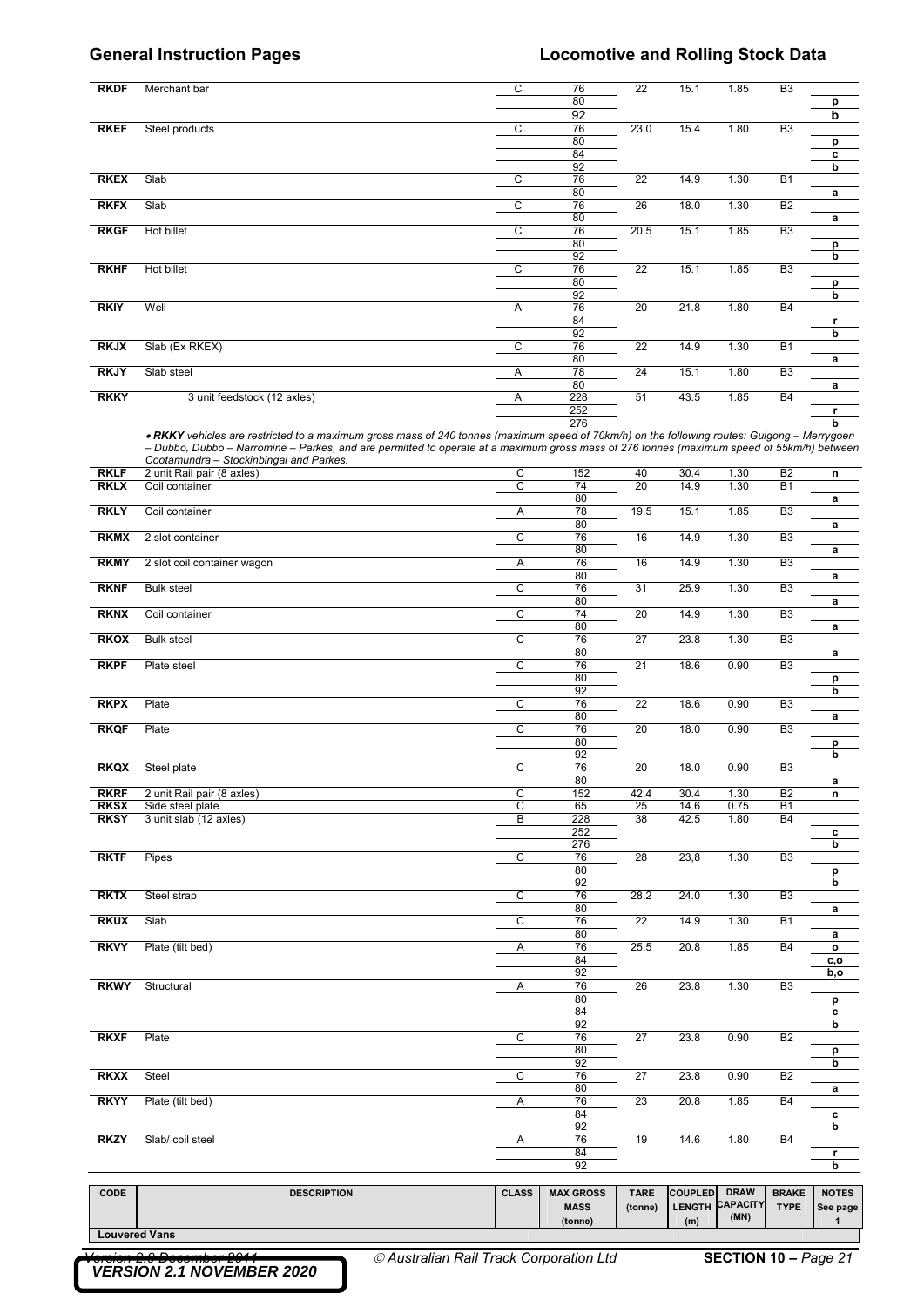| CODE | DESCRIPTION | CLASS | MAX GROSS MASS (tonne) | TARE (tonne) | COUPLED LENGTH (m) | DRAW CAPACITY (MN) | BRAKE TYPE | NOTES See page 1 |
|---|---|---|---|---|---|---|---|---|
| **RKDF** | Merchant bar | C | 76 | 22 | 15.1 | 1.85 | B3 | |
| | | | 80 | | | | | p |
| | | | 92 | | | | | b |
| **RKEF** | Steel products | C | 76 | 23.0 | 15.4 | 1.80 | B3 | |
| | | | 80 | | | | | p |
| | | | 84 | | | | | c |
| | | | 92 | | | | | b |
| **RKEX** | Slab | C | 76 | 22 | 14.9 | 1.30 | B1 | |
| | | | 80 | | | | | a |
| **RKFX** | Slab | C | 76 | 26 | 18.0 | 1.30 | B2 | |
| | | | 80 | | | | | a |
| **RKGF** | Hot billet | C | 76 | 20.5 | 15.1 | 1.85 | B3 | |
| | | | 80 | | | | | p |
| | | | 92 | | | | | b |
| **RKHF** | Hot billet | C | 76 | 22 | 15.1 | 1.85 | B3 | |
| | | | 80 | | | | | p |
| | | | 92 | | | | | b |
| **RKIY** | Well | A | 76 | 20 | 21.8 | 1.80 | B4 | |
| | | | 84 | | | | | r |
| | | | 92 | | | | | b |
| **RKJX** | Slab (Ex RKEX) | C | 76 | 22 | 14.9 | 1.30 | B1 | |
| | | | 80 | | | | | a |
| **RKJY** | Slab steel | A | 78 | 24 | 15.1 | 1.80 | B3 | |
| | | | 80 | | | | | a |
| **RKKY** | 3 unit feedstock (12 axles) | A | 228 | 51 | 43.5 | 1.85 | B4 | |
| | | | 252 | | | | | r |
| | | | 276 | | | | | b |
| | • ***RKKY*** *vehicles are restricted to a maximum gross mass of 240 tonnes (maximum speed of 70km/h) on the following routes: Gulgong – Merrygoen – Dubbo, Dubbo – Narromine – Parkes, and are permitted to operate at a maximum gross mass of 276 tonnes (maximum speed of 55km/h) between Cootamundra – Stockinbingal and Parkes.* | | | | | | | |
| **RKLF** | 2 unit Rail pair (8 axles) | C | 152 | 40 | 30.4 | 1.30 | B2 | n |
| **RKLX** | Coil container | C | 74 | 20 | 14.9 | 1.30 | B1 | |
| | | | 80 | | | | | a |
| **RKLY** | Coil container | A | 78 | 19.5 | 15.1 | 1.85 | B3 | |
| | | | 80 | | | | | a |
| **RKMX** | 2 slot container | C | 76 | 16 | 14.9 | 1.30 | B3 | |
| | | | 80 | | | | | a |
| **RKMY** | 2 slot coil container wagon | A | 76 | 16 | 14.9 | 1.30 | B3 | |
| | | | 80 | | | | | a |
| **RKNF** | Bulk steel | C | 76 | 31 | 25.9 | 1.30 | B3 | |
| | | | 80 | | | | | a |
| **RKNX** | Coil container | C | 74 | 20 | 14.9 | 1.30 | B3 | |
| | | | 80 | | | | | a |
| **RKOX** | Bulk steel | C | 76 | 27 | 23.8 | 1.30 | B3 | |
| | | | 80 | | | | | a |
| **RKPF** | Plate steel | C | 76 | 21 | 18.6 | 0.90 | B3 | |
| | | | 80 | | | | | p |
| | | | 92 | | | | | b |
| **RKPX** | Plate | C | 76 | 22 | 18.6 | 0.90 | B3 | |
| | | | 80 | | | | | a |
| **RKQF** | Plate | C | 76 | 20 | 18.0 | 0.90 | B3 | |
| | | | 80 | | | | | p |
| | | | 92 | | | | | b |
| **RKQX** | Steel plate | C | 76 | 20 | 18.0 | 0.90 | B3 | |
| | | | 80 | | | | | a |
| **RKRF** | 2 unit Rail pair (8 axles) | C | 152 | 42.4 | 30.4 | 1.30 | B2 | n |
| **RKSX** | Side steel plate | C | 65 | 25 | 14.6 | 0.75 | B1 | |
| **RKSY** | 3 unit slab (12 axles) | B | 228 | 38 | 42.5 | 1.80 | B4 | |
| | | | 252 | | | | | c |
| | | | 276 | | | | | b |
| **RKTF** | Pipes | C | 76 | 28 | 23,8 | 1.30 | B3 | |
| | | | 80 | | | | | p |
| | | | 92 | | | | | b |
| **RKTX** | Steel strap | C | 76 | 28.2 | 24.0 | 1.30 | B3 | |
| | | | 80 | | | | | a |
| **RKUX** | Slab | C | 76 | 22 | 14.9 | 1.30 | B1 | |
| | | | 80 | | | | | a |
| **RKVY** | Plate (tilt bed) | A | 76 | 25.5 | 20.8 | 1.85 | B4 | o |
| | | | 84 | | | | | c,o |
| | | | 92 | | | | | b,o |
| **RKWY** | Structural | A | 76 | 26 | 23.8 | 1.30 | B3 | |
| | | | 80 | | | | | p |
| | | | 84 | | | | | c |
| | | | 92 | | | | | b |
| **RKXF** | Plate | C | 76 | 27 | 23.8 | 0.90 | B2 | |
| | | | 80 | | | | | p |
| | | | 92 | | | | | b |
| **RKXX** | Steel | C | 76 | 27 | 23.8 | 0.90 | B2 | |
| | | | 80 | | | | | a |
| **RKYY** | Plate (tilt bed) | A | 76 | 23 | 20.8 | 1.85 | B4 | |
| | | | 84 | | | | | c |
| | | | 92 | | | | | b |
| **RKZY** | Slab/ coil steel | A | 76 | 19 | 14.6 | 1.80 | B4 | |
| | | | 84 | | | | | r |
| | | | 92 | | | | | b |

**Louvered Vans**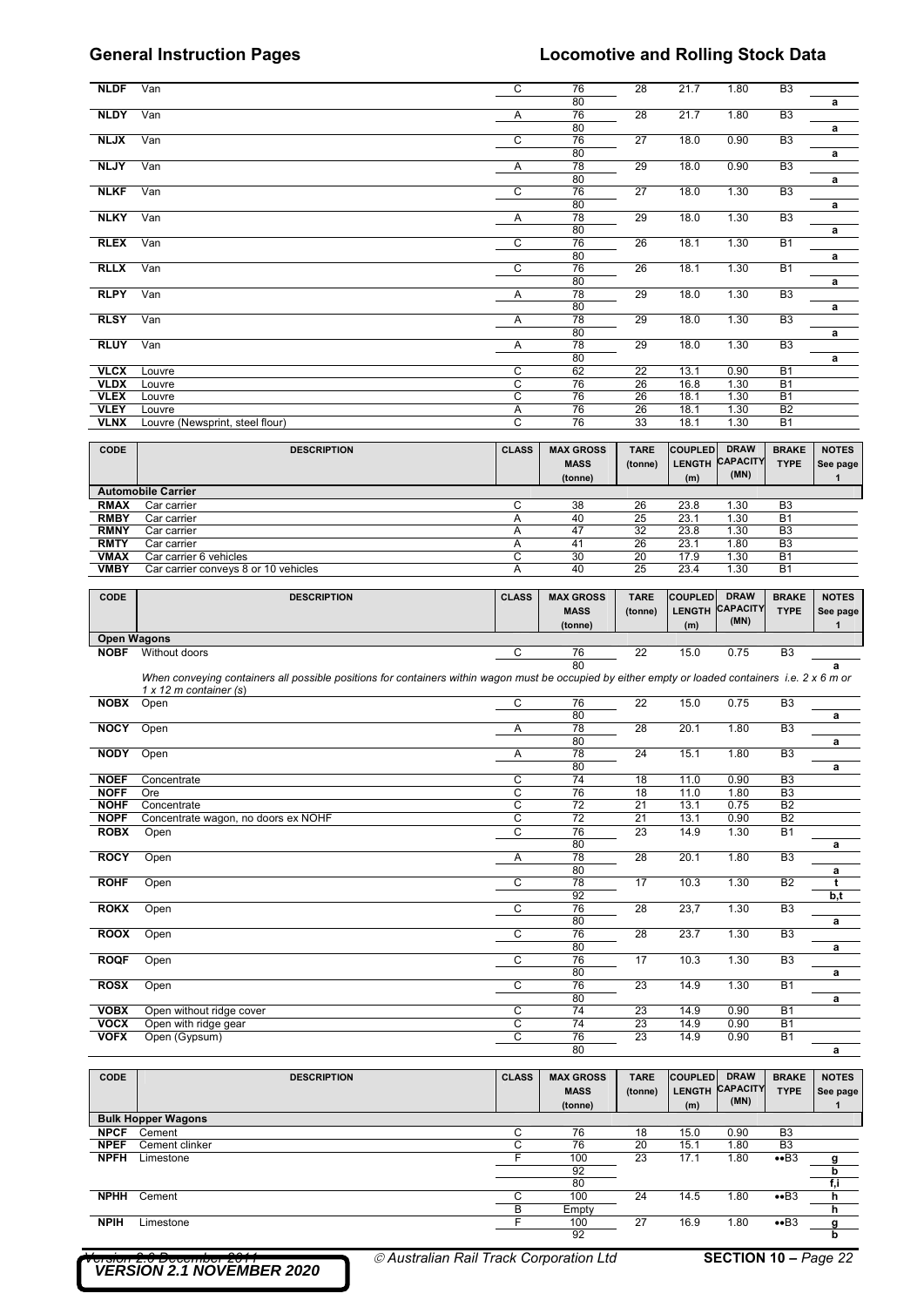| CODE | DESCRIPTION | CLASS | MAX GROSS MASS (tonne) | TARE (tonne) | COUPLED LENGTH (m) | DRAW CAPACITY (MN) | BRAKE TYPE | NOTES See page 1 |
|---|---|---|---|---|---|---|---|---|
| **NLDF** | Van | C | 76 | 28 | 21.7 | 1.80 | B3 | |
| | | | 80 | | | | | a |
| **NLDY** | Van | A | 76 | 28 | 21.7 | 1.80 | B3 | |
| | | | 80 | | | | | a |
| **NLJX** | Van | C | 76 | 27 | 18.0 | 0.90 | B3 | |
| | | | 80 | | | | | a |
| **NLJY** | Van | A | 78 | 29 | 18.0 | 0.90 | B3 | |
| | | | 80 | | | | | a |
| **NLKF** | Van | C | 76 | 27 | 18.0 | 1.30 | B3 | |
| | | | 80 | | | | | a |
| **NLKY** | Van | A | 78 | 29 | 18.0 | 1.30 | B3 | |
| | | | 80 | | | | | a |
| **RLEX** | Van | C | 76 | 26 | 18.1 | 1.30 | B1 | |
| | | | 80 | | | | | a |
| **RLLX** | Van | C | 76 | 26 | 18.1 | 1.30 | B1 | |
| | | | 80 | | | | | a |
| **RLPY** | Van | A | 78 | 29 | 18.0 | 1.30 | B3 | |
| | | | 80 | | | | | a |
| **RLSY** | Van | A | 78 | 29 | 18.0 | 1.30 | B3 | |
| | | | 80 | | | | | a |
| **RLUY** | Van | A | 78 | 29 | 18.0 | 1.30 | B3 | |
| | | | 80 | | | | | a |
| **VLCX** | Louvre | C | 62 | 22 | 13.1 | 0.90 | B1 | |
| **VLDX** | Louvre | C | 76 | 26 | 16.8 | 1.30 | B1 | |
| **VLEX** | Louvre | C | 76 | 26 | 18.1 | 1.30 | B1 | |
| **VLEY** | Louvre | A | 76 | 26 | 18.1 | 1.30 | B2 | |
| **VLNX** | Louvre (Newsprint, steel flour) | C | 76 | 33 | 18.1 | 1.30 | B1 | |

| CODE | DESCRIPTION | CLASS | MAX GROSS MASS (tonne) | TARE (tonne) | COUPLED LENGTH (m) | DRAW CAPACITY (MN) | BRAKE TYPE | NOTES See page 1 |
|---|---|---|---|---|---|---|---|---|
| **Automobile Carrier** | | | | | | | | |
| **RMAX** | Car carrier | C | 38 | 26 | 23.8 | 1.30 | B3 | |
| **RMBY** | Car carrier | A | 40 | 25 | 23.1 | 1.30 | B1 | |
| **RMNY** | Car carrier | A | 47 | 32 | 23.8 | 1.30 | B3 | |
| **RMTY** | Car carrier | A | 41 | 26 | 23.1 | 1.80 | B3 | |
| **VMAX** | Car carrier 6 vehicles | C | 30 | 20 | 17.9 | 1.30 | B1 | |
| **VMBY** | Car carrier conveys 8 or 10 vehicles | A | 40 | 25 | 23.4 | 1.30 | B1 | |

| CODE | DESCRIPTION | CLASS | MAX GROSS MASS (tonne) | TARE (tonne) | COUPLED LENGTH (m) | DRAW CAPACITY (MN) | BRAKE TYPE | NOTES See page 1 |
|---|---|---|---|---|---|---|---|---|
| **Open Wagons** | | | | | | | | |
| **NOBF** | Without doors | C | 76 | 22 | 15.0 | 0.75 | B3 | |
| | | | 80 | | | | | a |
| | *When conveying containers all possible positions for containers within wagon must be occupied by either empty or loaded containers i.e. 2 x 6 m or 1 x 12 m container (s)* | | | | | | | |
| **NOBX** | Open | C | 76 | 22 | 15.0 | 0.75 | B3 | |
| | | | 80 | | | | | a |
| **NOCY** | Open | A | 78 | 28 | 20.1 | 1.80 | B3 | |
| | | | 80 | | | | | a |
| **NODY** | Open | A | 78 | 24 | 15.1 | 1.80 | B3 | |
| | | | 80 | | | | | a |
| **NOEF** | Concentrate | C | 74 | 18 | 11.0 | 0.90 | B3 | |
| **NOFF** | Ore | C | 76 | 18 | 11.0 | 1.80 | B3 | |
| **NOHF** | Concentrate | C | 72 | 21 | 13.1 | 0.75 | B2 | |
| **NOPF** | Concentrate wagon, no doors ex NOHF | C | 72 | 21 | 13.1 | 0.90 | B2 | |
| **ROBX** | Open | C | 76 | 23 | 14.9 | 1.30 | B1 | |
| | | | 80 | | | | | a |
| **ROCY** | Open | A | 78 | 28 | 20.1 | 1.80 | B3 | |
| | | | 80 | | | | | a |
| **ROHF** | Open | C | 78 | 17 | 10.3 | 1.30 | B2 | t |
| | | | 92 | | | | | b,t |
| **ROKX** | Open | C | 76 | 28 | 23,7 | 1.30 | B3 | |
| | | | 80 | | | | | a |
| **ROOX** | Open | C | 76 | 28 | 23.7 | 1.30 | B3 | |
| | | | 80 | | | | | a |
| **ROQF** | Open | C | 76 | 17 | 10.3 | 1.30 | B3 | |
| | | | 80 | | | | | a |
| **ROSX** | Open | C | 76 | 23 | 14.9 | 1.30 | B1 | |
| | | | 80 | | | | | a |
| **VOBX** | Open without ridge cover | C | 74 | 23 | 14.9 | 0.90 | B1 | |
| **VOCX** | Open with ridge gear | C | 74 | 23 | 14.9 | 0.90 | B1 | |
| **VOFX** | Open (Gypsum) | C | 76 | 23 | 14.9 | 0.90 | B1 | |
| | | | 80 | | | | | a |

| CODE | DESCRIPTION | CLASS | MAX GROSS MASS (tonne) | TARE (tonne) | COUPLED LENGTH (m) | DRAW CAPACITY (MN) | BRAKE TYPE | NOTES See page 1 |
|---|---|---|---|---|---|---|---|---|
| **Bulk Hopper Wagons** | | | | | | | | |
| **NPCF** | Cement | C | 76 | 18 | 15.0 | 0.90 | B3 | |
| **NPEF** | Cement clinker | C | 76 | 20 | 15.1 | 1.80 | B3 | |
| **NPFH** | Limestone | F | 100 | 23 | 17.1 | 1.80 | ••B3 | g |
| | | | 92 | | | | | b |
| | | | 80 | | | | | f,i |
| **NPHH** | Cement | C | 100 | 24 | 14.5 | 1.80 | ••B3 | h |
| | | B | Empty | | | | | h |
| **NPIH** | Limestone | F | 100 | 27 | 16.9 | 1.80 | ••B3 | g |
| | | | 92 | | | | | b |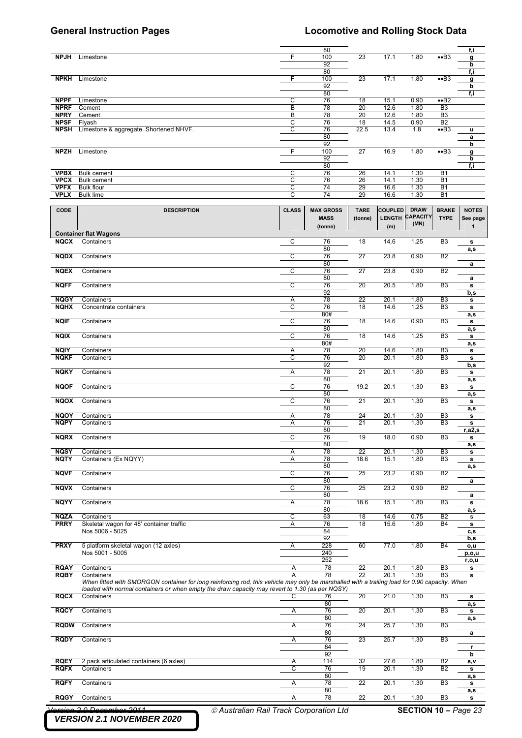| CODE | DESCRIPTION | CLASS | MAX GROSS MASS (tonne) | TARE (tonne) | COUPLED LENGTH (m) | DRAW CAPACITY (MN) | BRAKE TYPE | NOTES See page 1 |
|---|---|---|---|---|---|---|---|---|
| | | | 80 | | | | | f,i |
| NPJH | Limestone | F | 100 | 23 | 17.1 | 1.80 | ••B3 | g |
| | | | 92 | | | | | b |
| | | | 80 | | | | | f,i |
| NPKH | Limestone | F | 100 | 23 | 17.1 | 1.80 | ••B3 | g |
| | | | 92 | | | | | b |
| | | | 80 | | | | | f,i |
| NPPF | Limestone | C | 76 | 18 | 15.1 | 0.90 | ••B2 | |
| NPRF | Cement | B | 78 | 20 | 12.6 | 1.80 | B3 | |
| NPRY | Cement | B | 78 | 20 | 12.6 | 1.80 | B3 | |
| NPSF | Flyash | C | 76 | 18 | 14.5 | 0.90 | B2 | |
| NPSH | Limestone & aggregate. Shortened NHVF. | C | 76 | 22.5 | 13.4 | 1.8 | ••B3 | u |
| | | | 80 | | | | | a |
| | | | 92 | | | | | b |
| NPZH | Limestone | F | 100 | 27 | 16.9 | 1.80 | ••B3 | g |
| | | | 92 | | | | | b |
| | | | 80 | | | | | f,i |
| VPBX | Bulk cement | C | 76 | 26 | 14.1 | 1.30 | B1 | |
| VPCX | Bulk cement | C | 76 | 26 | 14.1 | 1.30 | B1 | |
| VPFX | Bulk flour | C | 74 | 29 | 16.6 | 1.30 | B1 | |
| VPLX | Bulk lime | C | 74 | 29 | 16.6 | 1.30 | B1 | |

| CODE | DESCRIPTION | CLASS | MAX GROSS MASS (tonne) | TARE (tonne) | COUPLED LENGTH (m) | DRAW CAPACITY (MN) | BRAKE TYPE | NOTES See page 1 |
|---|---|---|---|---|---|---|---|---|
| **Container flat Wagons** | | | | | | | | |
| NQCX | Containers | C | 76 | 18 | 14.6 | 1.25 | B3 | s |
| | | | 80 | | | | | a,s |
| NQDX | Containers | C | 76 | 27 | 23.8 | 0.90 | B2 | |
| | | | 80 | | | | | a |
| NQEX | Containers | C | 76 | 27 | 23.8 | 0.90 | B2 | |
| | | | 80 | | | | | a |
| NQFF | Containers | C | 76 | 20 | 20.5 | 1.80 | B3 | s |
| | | | 92 | | | | | b,s |
| NQGY | Containers | A | 78 | 22 | 20.1 | 1.80 | B3 | s |
| NQHX | Concentrate containers | C | 76 | 18 | 14.6 | 1.25 | B3 | s |
| | | | 80# | | | | | a,s |
| NQIF | Containers | C | 76 | 18 | 14.6 | 0.90 | B3 | s |
| | | | 80 | | | | | a,s |
| NQIX | Containers | C | 76 | 18 | 14.6 | 1.25 | B3 | s |
| | | | 80# | | | | | a,s |
| NQIY | Containers | A | 78 | 20 | 14.6 | 1.80 | B3 | s |
| NQKF | Containers | C | 76 | 20 | 20.1 | 1.80 | B3 | s |
| | | | 92 | | | | | b,s |
| NQKY | Containers | A | 78 | 21 | 20.1 | 1.80 | B3 | s |
| | | | 80 | | | | | a,s |
| NQOF | Containers | C | 76 | 19.2 | 20.1 | 1.30 | B3 | s |
| | | | 80 | | | | | a,s |
| NQOX | Containers | C | 76 | 21 | 20.1 | 1.30 | B3 | s |
| | | | 80 | | | | | a,s |
| NQOY | Containers | A | 78 | 24 | 20.1 | 1.30 | B3 | s |
| NQPY | Containers | A | 76 | 21 | 20.1 | 1.30 | B3 | s |
| | | | 80 | | | | | r,a2,s |
| NQRX | Containers | C | 76 | 19 | 18.0 | 0.90 | B3 | s |
| | | | 80 | | | | | a,s |
| NQSY | Containers | A | 78 | 22 | 20.1 | 1.30 | B3 | s |
| NQTY | Containers (Ex NQYY) | A | 78 | 18.6 | 15.1 | 1.80 | B3 | s |
| | | | 80 | | | | | a,s |
| NQVF | Containers | C | 76 | 25 | 23.2 | 0.90 | B2 | |
| | | | 80 | | | | | a |
| NQVX | Containers | C | 76 | 25 | 23.2 | 0.90 | B2 | |
| | | | 80 | | | | | a |
| NQYY | Containers | A | 78 | 18.6 | 15.1 | 1.80 | B3 | s |
| | | | 80 | | | | | a,s |
| NQZA | Containers | C | 63 | 18 | 14.6 | 0.75 | B2 | s |
| PRRY | Skeletal wagon for 48' container traffic Nos 5006 - 5025 | A | 76 | 18 | 15.6 | 1.80 | B4 | s |
| | | | 84 | | | | | c,s |
| | | | 92 | | | | | b,s |
| PRXY | 5 platform skeletal wagon (12 axles) Nos 5001 - 5005 | A | 228 | 60 | 77.0 | 1.80 | B4 | o,u |
| | | | 240 | | | | | p,o,u |
| | | | 252 | | | | | r,o,u |
| RQAY | Containers | A | 78 | 22 | 20.1 | 1.80 | B3 | s |
| RQBY | Containers | A | 78 | 22 | 20.1 | 1.30 | B3 | s |
| | *When fitted with SMORGON container for long reinforcing rod, this vehicle may only be marshalled with a trailing load for 0.90 capacity. When loaded with normal containers or when empty the draw capacity may revert to 1.30 (as per NQSY)* | | | | | | | |
| RQCX | Containers | C | 76 | 20 | 21.0 | 1.30 | B3 | s |
| | | | 80 | | | | | a,s |
| RQCY | Containers | A | 76 | 20 | 20.1 | 1.30 | B3 | s |
| | | | 80 | | | | | a,s |
| RQDW | Containers | A | 76 | 24 | 25.7 | 1.30 | B3 | |
| | | | 80 | | | | | a |
| RQDY | Containers | A | 76 | 23 | 25.7 | 1.30 | B3 | |
| | | | 84 | | | | | r |
| | | | 92 | | | | | b |
| RQEY | 2 pack articulated containers (6 axles) | A | 114 | 32 | 27.6 | 1.80 | B2 | s,v |
| RQFX | Containers | C | 76 | 19 | 20.1 | 1.30 | B2 | s |
| | | | 80 | | | | | a,s |
| RQFY | Containers | A | 78 | 22 | 20.1 | 1.30 | B3 | s |
| | | | 80 | | | | | a,s |
| RQGY | Containers | A | 78 | 22 | 20.1 | 1.30 | B3 | s |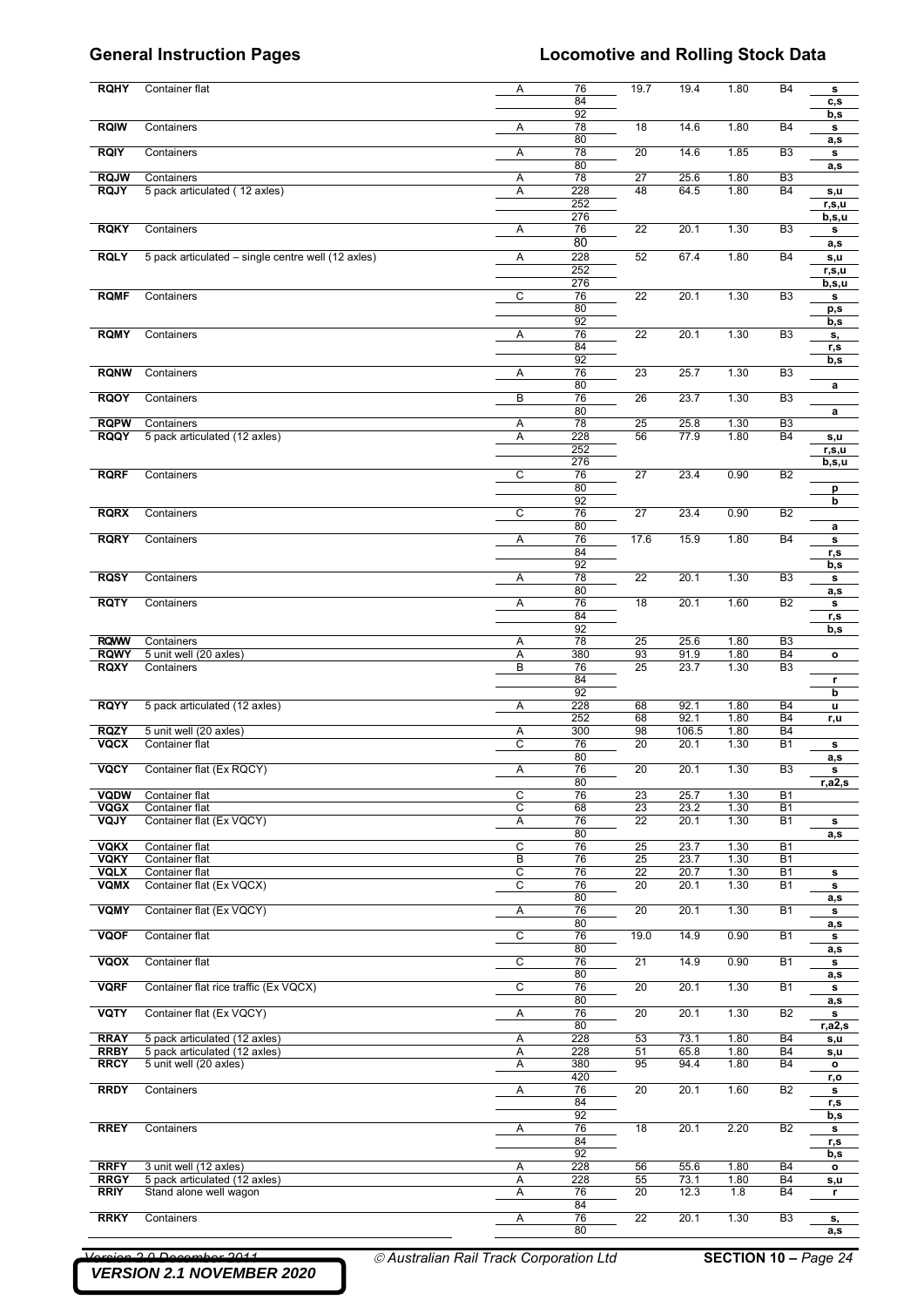| Code | Description | | | | | | | |
|---|---|---|---|---|---|---|---|---|
| RQHY | Container flat | A | 76 | 19.7 | 19.4 | 1.80 | B4 | s |
| | | | 84 | | | | | c,s |
| | | | 92 | | | | | b,s |
| RQIW | Containers | A | 78 | 18 | 14.6 | 1.80 | B4 | s |
| | | | 80 | | | | | a,s |
| RQIY | Containers | A | 78 | 20 | 14.6 | 1.85 | B3 | s |
| | | | 80 | | | | | a,s |
| RQJW | Containers | A | 78 | 27 | 25.6 | 1.80 | B3 | |
| RQJY | 5 pack articulated ( 12 axles) | A | 228 | 48 | 64.5 | 1.80 | B4 | s,u |
| | | | 252 | | | | | r,s,u |
| | | | 276 | | | | | b,s,u |
| RQKY | Containers | A | 76 | 22 | 20.1 | 1.30 | B3 | s |
| | | | 80 | | | | | a,s |
| RQLY | 5 pack articulated – single centre well (12 axles) | A | 228 | 52 | 67.4 | 1.80 | B4 | s,u |
| | | | 252 | | | | | r,s,u |
| | | | 276 | | | | | b,s,u |
| RQMF | Containers | C | 76 | 22 | 20.1 | 1.30 | B3 | s |
| | | | 80 | | | | | p,s |
| | | | 92 | | | | | b,s |
| RQMY | Containers | A | 76 | 22 | 20.1 | 1.30 | B3 | s, |
| | | | 84 | | | | | r,s |
| | | | 92 | | | | | b,s |
| RQNW | Containers | A | 76 | 23 | 25.7 | 1.30 | B3 | |
| | | | 80 | | | | | a |
| RQOY | Containers | B | 76 | 26 | 23.7 | 1.30 | B3 | |
| | | | 80 | | | | | a |
| RQPW | Containers | A | 78 | 25 | 25.8 | 1.30 | B3 | |
| RQQY | 5 pack articulated (12 axles) | A | 228 | 56 | 77.9 | 1.80 | B4 | s,u |
| | | | 252 | | | | | r,s,u |
| | | | 276 | | | | | b,s,u |
| RQRF | Containers | C | 76 | 27 | 23.4 | 0.90 | B2 | |
| | | | 80 | | | | | p |
| | | | 92 | | | | | b |
| RQRX | Containers | C | 76 | 27 | 23.4 | 0.90 | B2 | |
| | | | 80 | | | | | a |
| RQRY | Containers | A | 76 | 17.6 | 15.9 | 1.80 | B4 | s |
| | | | 84 | | | | | r,s |
| | | | 92 | | | | | b,s |
| RQSY | Containers | A | 78 | 22 | 20.1 | 1.30 | B3 | s |
| | | | 80 | | | | | a,s |
| RQTY | Containers | A | 76 | 18 | 20.1 | 1.60 | B2 | s |
| | | | 84 | | | | | r,s |
| | | | 92 | | | | | b,s |
| RQWW | Containers | A | 78 | 25 | 25.6 | 1.80 | B3 | |
| RQWY | 5 unit well (20 axles) | A | 380 | 93 | 91.9 | 1.80 | B4 | o |
| RQXY | Containers | B | 76 | 25 | 23.7 | 1.30 | B3 | |
| | | | 84 | | | | | r |
| | | | 92 | | | | | b |
| RQYY | 5 pack articulated (12 axles) | A | 228 | 68 | 92.1 | 1.80 | B4 | u |
| | | | 252 | 68 | 92.1 | 1.80 | B4 | r,u |
| RQZY | 5 unit well (20 axles) | A | 300 | 98 | 106.5 | 1.80 | B4 | |
| VQCX | Container flat | C | 76 | 20 | 20.1 | 1.30 | B1 | s |
| | | | 80 | | | | | a,s |
| VQCY | Container flat (Ex RQCY) | A | 76 | 20 | 20.1 | 1.30 | B3 | s |
| | | | 80 | | | | | r,a2,s |
| VQDW | Container flat | C | 76 | 23 | 25.7 | 1.30 | B1 | |
| VQGX | Container flat | C | 68 | 23 | 23.2 | 1.30 | B1 | |
| VQJY | Container flat (Ex VQCY) | A | 76 | 22 | 20.1 | 1.30 | B1 | s |
| | | | 80 | | | | | a,s |
| VQKX | Container flat | C | 76 | 25 | 23.7 | 1.30 | B1 | |
| VQKY | Container flat | B | 76 | 25 | 23.7 | 1.30 | B1 | |
| VQLX | Container flat | C | 76 | 22 | 20.7 | 1.30 | B1 | s |
| VQMX | Container flat (Ex VQCX) | C | 76 | 20 | 20.1 | 1.30 | B1 | s |
| | | | 80 | | | | | a,s |
| VQMY | Container flat (Ex VQCY) | A | 76 | 20 | 20.1 | 1.30 | B1 | s |
| | | | 80 | | | | | a,s |
| VQOF | Container flat | C | 76 | 19.0 | 14.9 | 0.90 | B1 | s |
| | | | 80 | | | | | a,s |
| VQOX | Container flat | C | 76 | 21 | 14.9 | 0.90 | B1 | s |
| | | | 80 | | | | | a,s |
| VQRF | Container flat rice traffic (Ex VQCX) | C | 76 | 20 | 20.1 | 1.30 | B1 | s |
| | | | 80 | | | | | a,s |
| VQTY | Container flat (Ex VQCY) | A | 76 | 20 | 20.1 | 1.30 | B2 | s |
| | | | 80 | | | | | r,a2,s |
| RRAY | 5 pack articulated (12 axles) | A | 228 | 53 | 73.1 | 1.80 | B4 | s,u |
| RRBY | 5 pack articulated (12 axles) | A | 228 | 51 | 65.8 | 1.80 | B4 | s,u |
| RRCY | 5 unit well (20 axles) | A | 380 | 95 | 94.4 | 1.80 | B4 | o |
| | | | 420 | | | | | r,o |
| RRDY | Containers | A | 76 | 20 | 20.1 | 1.60 | B2 | s |
| | | | 84 | | | | | r,s |
| | | | 92 | | | | | b,s |
| RREY | Containers | A | 76 | 18 | 20.1 | 2.20 | B2 | s |
| | | | 84 | | | | | r,s |
| | | | 92 | | | | | b,s |
| RRFY | 3 unit well (12 axles) | A | 228 | 56 | 55.6 | 1.80 | B4 | o |
| RRGY | 5 pack articulated (12 axles) | A | 228 | 55 | 73.1 | 1.80 | B4 | s,u |
| RRIY | Stand alone well wagon | A | 76 | 20 | 12.3 | 1.8 | B4 | r |
| | | | 84 | | | | | |
| RRKY | Containers | A | 76 | 22 | 20.1 | 1.30 | B3 | s, |
| | | | 80 | | | | | a,s |

~~Version 2.0 December 2011~~ © Australian Rail Track Corporation Ltd **SECTION 10 –** *Page 24*

***VERSION 2.1 NOVEMBER 2020***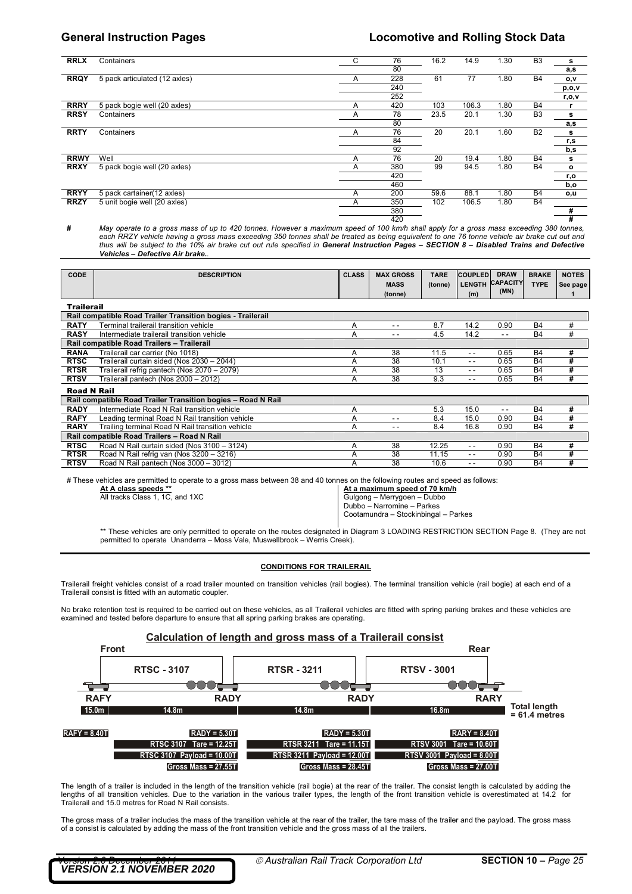| CODE | DESCRIPTION | CLASS | MAX GROSS MASS (tonne) | TARE (tonne) | COUPLED LENGTH (m) | DRAW CAPACITY (MN) | BRAKE TYPE | NOTES See page 1 |
|---|---|---|---|---|---|---|---|---|
| **RRLX** | Containers | C | 76 | 16.2 | 14.9 | 1.30 | B3 | s |
| | | | 80 | | | | | a,s |
| **RRQY** | 5 pack articulated (12 axles) | A | 228 | 61 | 77 | 1.80 | B4 | o,v |
| | | | 240 | | | | | p,o,v |
| | | | 252 | | | | | r,o,v |
| **RRRY** | 5 pack bogie well (20 axles) | A | 420 | 103 | 106.3 | 1.80 | B4 | r |
| **RRSY** | Containers | A | 78 | 23.5 | 20.1 | 1.30 | B3 | s |
| | | | 80 | | | | | a,s |
| **RRTY** | Containers | A | 76 | 20 | 20.1 | 1.60 | B2 | s |
| | | | 84 | | | | | r,s |
| | | | 92 | | | | | b,s |
| **RRWY** | Well | A | 76 | 20 | 19.4 | 1.80 | B4 | s |
| **RRXY** | 5 pack bogie well (20 axles) | A | 380 | 99 | 94.5 | 1.80 | B4 | o |
| | | | 420 | | | | | r,o |
| | | | 460 | | | | | b,o |
| **RRYY** | 5 pack cartainer(12 axles) | A | 200 | 59.6 | 88.1 | 1.80 | B4 | o,u |
| **RRZY** | 5 unit bogie well (20 axles) | A | 350 | 102 | 106.5 | 1.80 | B4 | |
| | | | 380 | | | | | # |
| | | | 420 | | | | | # |

**#** *May operate to a gross mass of up to 420 tonnes. However a maximum speed of 100 km/h shall apply for a gross mass exceeding 380 tonnes, each RRZY vehicle having a gross mass exceeding 350 tonnes shall be treated as being equivalent to one 76 tonne vehicle air brake cut out and thus will be subject to the 10% air brake cut out rule specified in* ***General Instruction Pages – SECTION 8 – Disabled Trains and Defective Vehicles – Defective Air brake.***

| CODE | DESCRIPTION | CLASS | MAX GROSS MASS (tonne) | TARE (tonne) | COUPLED LENGTH (m) | DRAW CAPACITY (MN) | BRAKE TYPE | NOTES See page 1 |
|---|---|---|---|---|---|---|---|---|
| **Trailerail** | | | | | | | | |
| **Rail compatible Road Trailer Transition bogies - Trailerail** | | | | | | | | |
| **RATY** | Terminal trailerail transition vehicle | A | - - | 8.7 | 14.2 | 0.90 | B4 | # |
| **RASY** | Intermediate trailerail transition vehicle | A | - - | 4.5 | 14.2 | - - | B4 | # |
| **Rail compatible Road Trailers – Trailerail** | | | | | | | | |
| **RANA** | Trailerail car carrier (No 1018) | A | 38 | 11.5 | - - | 0.65 | B4 | # |
| **RTSC** | Trailerail curtain sided (Nos 2030 – 2044) | A | 38 | 10.1 | - - | 0.65 | B4 | # |
| **RTSR** | Trailerail refrig pantech (Nos 2070 – 2079) | A | 38 | 13 | - - | 0.65 | B4 | # |
| **RTSV** | Trailerail pantech (Nos 2000 – 2012) | A | 38 | 9.3 | - - | 0.65 | B4 | # |
| **Road N Rail** | | | | | | | | |
| **Rail compatible Road Trailer Transition bogies – Road N Rail** | | | | | | | | |
| **RADY** | Intermediate Road N Rail transition vehicle | A | | 5.3 | 15.0 | - - | B4 | # |
| **RAFY** | Leading terminal Road N Rail transition vehicle | A | - - | 8.4 | 15.0 | 0.90 | B4 | # |
| **RARY** | Trailing terminal Road N Rail transition vehicle | A | - - | 8.4 | 16.8 | 0.90 | B4 | # |
| **Rail compatible Road Trailers – Road N Rail** | | | | | | | | |
| **RTSC** | Road N Rail curtain sided (Nos 3100 – 3124) | A | 38 | 12.25 | - - | 0.90 | B4 | # |
| **RTSR** | Road N Rail refrig van (Nos 3200 – 3216) | A | 38 | 11.15 | - - | 0.90 | B4 | # |
| **RTSV** | Road N Rail pantech (Nos 3000 – 3012) | A | 38 | 10.6 | - - | 0.90 | B4 | # |

# These vehicles are permitted to operate to a gross mass between 38 and 40 tonnes on the following routes and speed as follows:

| **At A class speeds \*\*** | **At a maximum speed of 70 km/h** |
|---|---|
| All tracks Class 1, 1C, and 1XC | Gulgong – Merrygoen – Dubbo<br>Dubbo – Narromine – Parkes<br>Cootamundra – Stockinbingal – Parkes |

\*\* These vehicles are only permitted to operate on the routes designated in Diagram 3 LOADING RESTRICTION SECTION Page 8. (They are not permitted to operate Unanderra – Moss Vale, Muswellbrook – Werris Creek).

**CONDITIONS FOR TRAILERAIL**

Trailerail freight vehicles consist of a road trailer mounted on transition vehicles (rail bogies). The terminal transition vehicle (rail bogie) at each end of a Trailerail consist is fitted with an automatic coupler.

No brake retention test is required to be carried out on these vehicles, as all Trailerail vehicles are fitted with spring parking brakes and these vehicles are examined and tested before departure to ensure that all spring parking brakes are operating.

**Calculation of length and gross mass of a Trailerail consist**

Front — Rear

RTSC - 3107 | RTSR - 3211 | RTSV - 3001

RAFY 15.0m | RADY 14.8m | RADY 14.8m | RARY 16.8m — **Total length = 61.4 metres**

RAFY = 8.40T

| RADY = 5.30T | RADY = 5.30T | RARY = 8.40T |
|---|---|---|
| RTSC 3107 Tare = 12.25T | RTSR 3211 Tare = 11.15T | RTSV 3001 Tare = 10.60T |
| RTSC 3107 Payload = 10.00T | RTSR 3211 Payload = 12.00T | RTSV 3001 Payload = 8.00T |
| Gross Mass = 27.55T | Gross Mass = 28.45T | Gross Mass = 27.00T |

The length of a trailer is included in the length of the transition vehicle (rail bogie) at the rear of the trailer. The consist length is calculated by adding the lengths of all transition vehicles. Due to the variation in the various trailer types, the length of the front transition vehicle is overestimated at 14.2 for Trailerail and 15.0 metres for Road N Rail consists.

The gross mass of a trailer includes the mass of the transition vehicle at the rear of the trailer, the tare mass of the trailer and the payload. The gross mass of a consist is calculated by adding the mass of the front transition vehicle and the gross mass of all the trailers.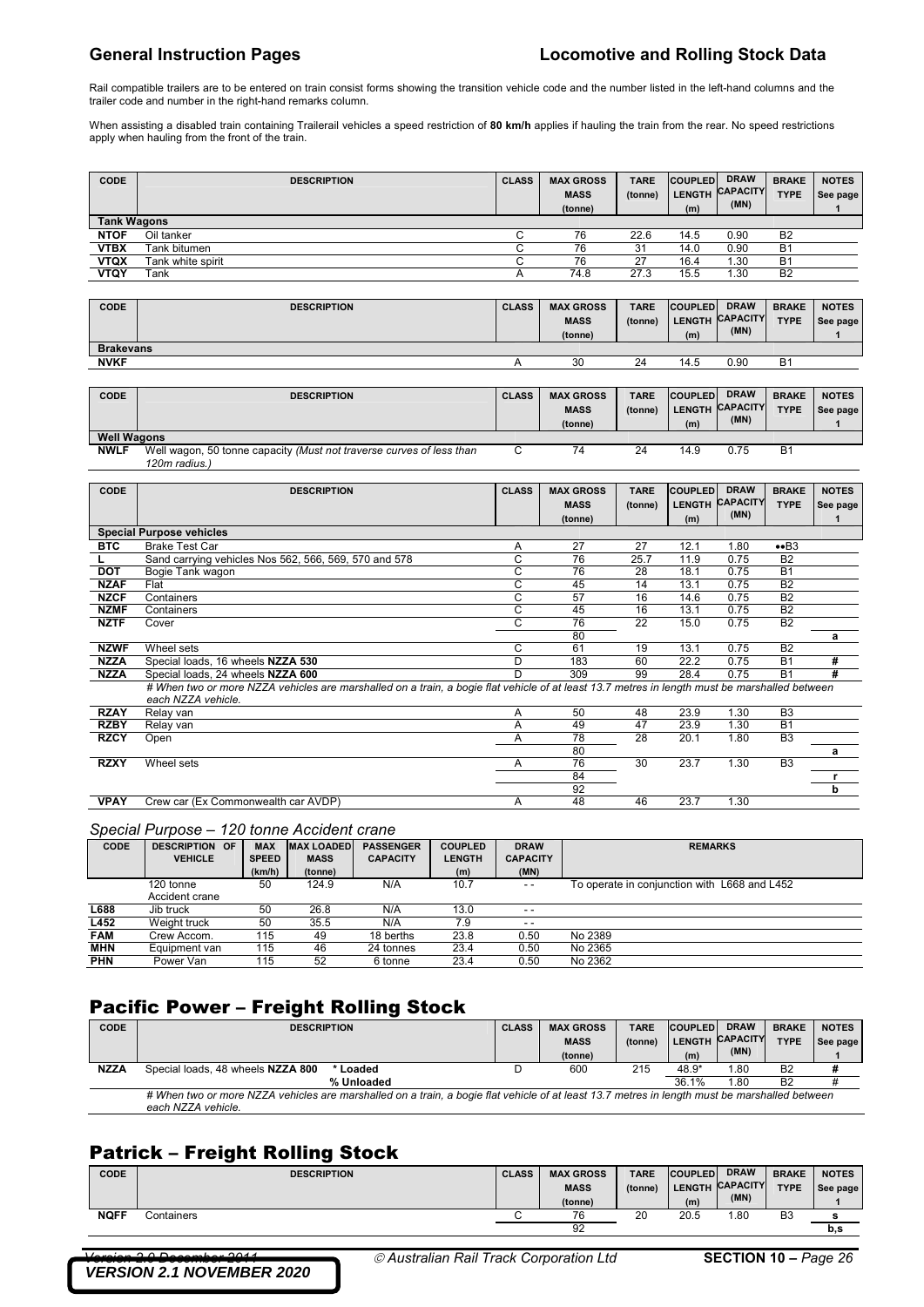Rail compatible trailers are to be entered on train consist forms showing the transition vehicle code and the number listed in the left-hand columns and the trailer code and number in the right-hand remarks column.

When assisting a disabled train containing Trailerail vehicles a speed restriction of **80 km/h** applies if hauling the train from the rear. No speed restrictions apply when hauling from the front of the train.

| CODE | DESCRIPTION | CLASS | MAX GROSS MASS (tonne) | TARE (tonne) | COUPLED LENGTH (m) | DRAW CAPACITY (MN) | BRAKE TYPE | NOTES See page 1 |
|---|---|---|---|---|---|---|---|---|
| **Tank Wagons** | | | | | | | | |
| **NTOF** | Oil tanker | C | 76 | 22.6 | 14.5 | 0.90 | B2 | |
| **VTBX** | Tank bitumen | C | 76 | 31 | 14.0 | 0.90 | B1 | |
| **VTQX** | Tank white spirit | C | 76 | 27 | 16.4 | 1.30 | B1 | |
| **VTQY** | Tank | A | 74.8 | 27.3 | 15.5 | 1.30 | B2 | |

| CODE | DESCRIPTION | CLASS | MAX GROSS MASS (tonne) | TARE (tonne) | COUPLED LENGTH (m) | DRAW CAPACITY (MN) | BRAKE TYPE | NOTES See page 1 |
|---|---|---|---|---|---|---|---|---|
| **Brakevans** | | | | | | | | |
| **NVKF** | | A | 30 | 24 | 14.5 | 0.90 | B1 | |

| CODE | DESCRIPTION | CLASS | MAX GROSS MASS (tonne) | TARE (tonne) | COUPLED LENGTH (m) | DRAW CAPACITY (MN) | BRAKE TYPE | NOTES See page 1 |
|---|---|---|---|---|---|---|---|---|
| **Well Wagons** | | | | | | | | |
| **NWLF** | Well wagon, 50 tonne capacity *(Must not traverse curves of less than 120m radius.)* | C | 74 | 24 | 14.9 | 0.75 | B1 | |

| CODE | DESCRIPTION | CLASS | MAX GROSS MASS (tonne) | TARE (tonne) | COUPLED LENGTH (m) | DRAW CAPACITY (MN) | BRAKE TYPE | NOTES See page 1 |
|---|---|---|---|---|---|---|---|---|
| **Special Purpose vehicles** | | | | | | | | |
| **BTC** | Brake Test Car | A | 27 | 27 | 12.1 | 1.80 | ••B3 | |
| **L** | Sand carrying vehicles Nos 562, 566, 569, 570 and 578 | C | 76 | 25.7 | 11.9 | 0.75 | B2 | |
| **DOT** | Bogie Tank wagon | C | 76 | 28 | 18.1 | 0.75 | B1 | |
| **NZAF** | Flat | C | 45 | 14 | 13.1 | 0.75 | B2 | |
| **NZCF** | Containers | C | 57 | 16 | 14.6 | 0.75 | B2 | |
| **NZMF** | Containers | C | 45 | 16 | 13.1 | 0.75 | B2 | |
| **NZTF** | Cover | C | 76 | 22 | 15.0 | 0.75 | B2 | |
| | | | 80 | | | | | a |
| **NZWF** | Wheel sets | C | 61 | 19 | 13.1 | 0.75 | B2 | |
| **NZZA** | Special loads, 16 wheels **NZZA 530** | D | 183 | 60 | 22.2 | 0.75 | B1 | # |
| **NZZA** | Special loads, 24 wheels **NZZA 600** | D | 309 | 99 | 28.4 | 0.75 | B1 | # |
| | *# When two or more NZZA vehicles are marshalled on a train, a bogie flat vehicle of at least 13.7 metres in length must be marshalled between each NZZA vehicle.* | | | | | | | |
| **RZAY** | Relay van | A | 50 | 48 | 23.9 | 1.30 | B3 | |
| **RZBY** | Relay van | A | 49 | 47 | 23.9 | 1.30 | B1 | |
| **RZCY** | Open | A | 78 | 28 | 20.1 | 1.80 | B3 | |
| | | | 80 | | | | | a |
| **RZXY** | Wheel sets | A | 76 | 30 | 23.7 | 1.30 | B3 | |
| | | | 84 | | | | | r |
| | | | 92 | | | | | b |
| **VPAY** | Crew car (Ex Commonwealth car AVDP) | A | 48 | 46 | 23.7 | 1.30 | | |

*Special Purpose – 120 tonne Accident crane*

| CODE | DESCRIPTION OF VEHICLE | MAX SPEED (km/h) | MAX LOADED MASS (tonne) | PASSENGER CAPACITY | COUPLED LENGTH (m) | DRAW CAPACITY (MN) | REMARKS |
|---|---|---|---|---|---|---|---|
| | 120 tonne Accident crane | 50 | 124.9 | N/A | 10.7 | - - | To operate in conjunction with L668 and L452 |
| **L688** | Jib truck | 50 | 26.8 | N/A | 13.0 | - - | |
| **L452** | Weight truck | 50 | 35.5 | N/A | 7.9 | - - | |
| **FAM** | Crew Accom. | 115 | 49 | 18 berths | 23.8 | 0.50 | No 2389 |
| **MHN** | Equipment van | 115 | 46 | 24 tonnes | 23.4 | 0.50 | No 2365 |
| **PHN** | Power Van | 115 | 52 | 6 tonne | 23.4 | 0.50 | No 2362 |

## Pacific Power – Freight Rolling Stock

| CODE | DESCRIPTION | CLASS | MAX GROSS MASS (tonne) | TARE (tonne) | COUPLED LENGTH (m) | DRAW CAPACITY (MN) | BRAKE TYPE | NOTES See page 1 |
|---|---|---|---|---|---|---|---|---|
| **NZZA** | Special loads, 48 wheels **NZZA 800** * Loaded | D | 600 | 215 | 48.9* | 1.80 | B2 | # |
| | % Unloaded | | | | 36.1% | 1.80 | B2 | # |
| | *# When two or more NZZA vehicles are marshalled on a train, a bogie flat vehicle of at least 13.7 metres in length must be marshalled between each NZZA vehicle.* | | | | | | | |

## Patrick – Freight Rolling Stock

| CODE | DESCRIPTION | CLASS | MAX GROSS MASS (tonne) | TARE (tonne) | COUPLED LENGTH (m) | DRAW CAPACITY (MN) | BRAKE TYPE | NOTES See page 1 |
|---|---|---|---|---|---|---|---|---|
| **NQFF** | Containers | C | 76 | 20 | 20.5 | 1.80 | B3 | s |
| | | | 92 | | | | | b,s |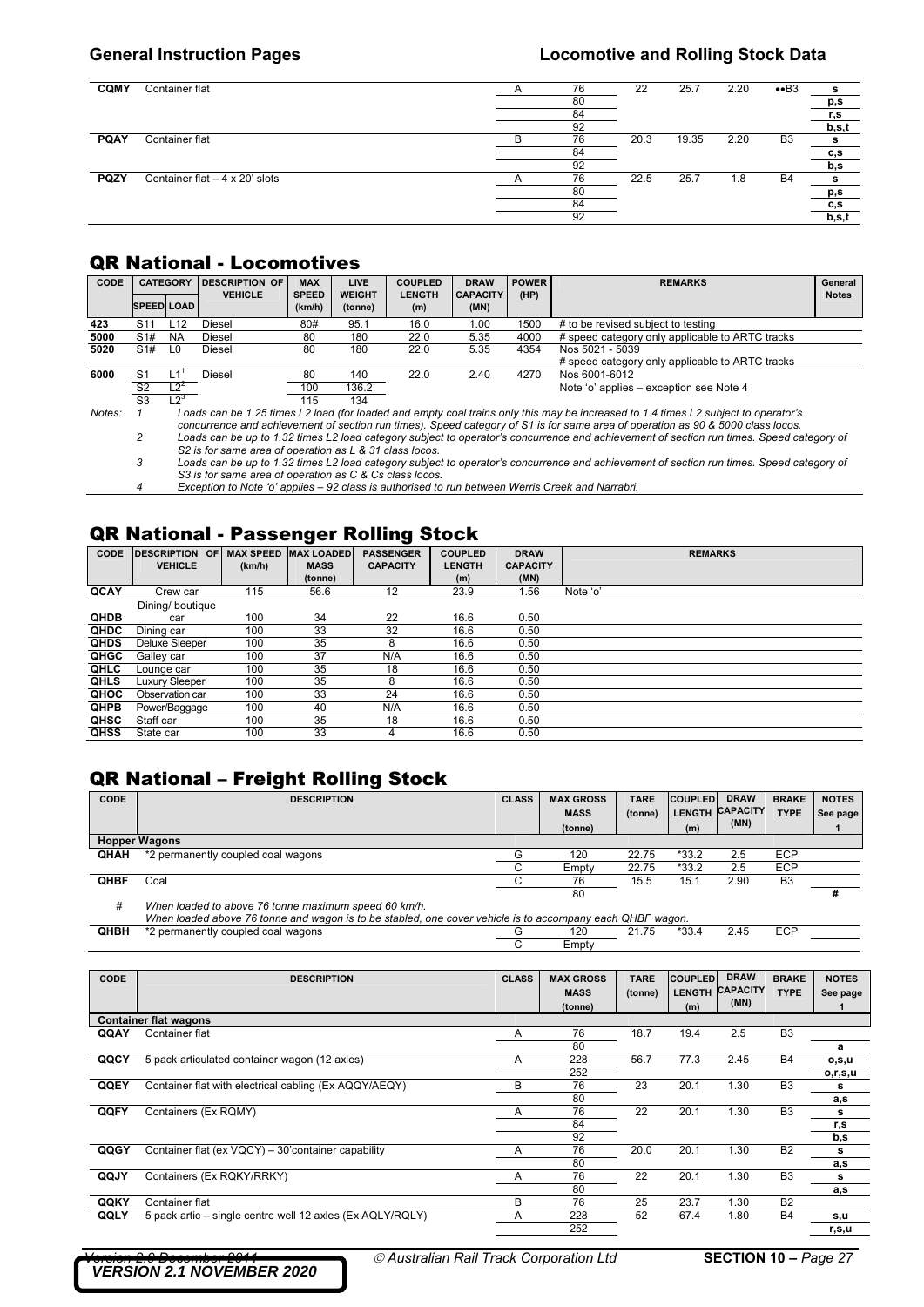| CODE | DESCRIPTION | CLASS | MAX GROSS MASS (tonne) | TARE (tonne) | COUPLED LENGTH (m) | DRAW CAPACITY (MN) | BRAKE TYPE | NOTES See page 1 |
|---|---|---|---|---|---|---|---|---|
| **CQMY** | Container flat | A | 76 | 22 | 25.7 | 2.20 | ••B3 | s |
| | | | 80 | | | | | p,s |
| | | | 84 | | | | | r,s |
| | | | 92 | | | | | b,s,t |
| **PQAY** | Container flat | B | 76 | 20.3 | 19.35 | 2.20 | B3 | s |
| | | | 84 | | | | | c,s |
| | | | 92 | | | | | b,s |
| **PQZY** | Container flat – 4 x 20' slots | A | 76 | 22.5 | 25.7 | 1.8 | B4 | s |
| | | | 80 | | | | | p,s |
| | | | 84 | | | | | c,s |
| | | | 92 | | | | | b,s,t |

## QR National - Locomotives

| CODE | CATEGORY SPEED | CATEGORY LOAD | DESCRIPTION OF VEHICLE | MAX SPEED (km/h) | LIVE WEIGHT (tonne) | COUPLED LENGTH (m) | DRAW CAPACITY (MN) | POWER (HP) | REMARKS | General Notes |
|---|---|---|---|---|---|---|---|---|---|---|
| **423** | S11 | L12 | Diesel | 80# | 95.1 | 16.0 | 1.00 | 1500 | # to be revised subject to testing | |
| **5000** | S1# | NA | Diesel | 80 | 180 | 22.0 | 5.35 | 4000 | # speed category only applicable to ARTC tracks | |
| **5020** | S1# | L0 | Diesel | 80 | 180 | 22.0 | 5.35 | 4354 | Nos 5021 - 5039<br># speed category only applicable to ARTC tracks | |
| **6000** | S1 | L1[1] | Diesel | 80 | 140 | 22.0 | 2.40 | 4270 | Nos 6001-6012 | |
| | S2 | L2[2] | | 100 | 136.2 | | | | Note 'o' applies – exception see Note 4 | |
| | S3 | L2[3] | | 115 | 134 | | | | | |

*Notes:*

1. *Loads can be 1.25 times L2 load (for loaded and empty coal trains only this may be increased to 1.4 times L2 subject to operator's concurrence and achievement of section run times). Speed category of S1 is for same area of operation as 90 & 5000 class locos.*
2. *Loads can be up to 1.32 times L2 load category subject to operator's concurrence and achievement of section run times. Speed category of S2 is for same area of operation as L & 31 class locos.*
3. *Loads can be up to 1.32 times L2 load category subject to operator's concurrence and achievement of section run times. Speed category of S3 is for same area of operation as C & Cs class locos.*
4. *Exception to Note 'o' applies – 92 class is authorised to run between Werris Creek and Narrabri.*

## QR National - Passenger Rolling Stock

| CODE | DESCRIPTION OF VEHICLE | MAX SPEED (km/h) | MAX LOADED MASS (tonne) | PASSENGER CAPACITY | COUPLED LENGTH (m) | DRAW CAPACITY (MN) | REMARKS |
|---|---|---|---|---|---|---|---|
| **QCAY** | Crew car | 115 | 56.6 | 12 | 23.9 | 1.56 | Note 'o' |
| **QHDB** | Dining/ boutique car | 100 | 34 | 22 | 16.6 | 0.50 | |
| **QHDC** | Dining car | 100 | 33 | 32 | 16.6 | 0.50 | |
| **QHDS** | Deluxe Sleeper | 100 | 35 | 8 | 16.6 | 0.50 | |
| **QHGC** | Galley car | 100 | 37 | N/A | 16.6 | 0.50 | |
| **QHLC** | Lounge car | 100 | 35 | 18 | 16.6 | 0.50 | |
| **QHLS** | Luxury Sleeper | 100 | 35 | 8 | 16.6 | 0.50 | |
| **QHOC** | Observation car | 100 | 33 | 24 | 16.6 | 0.50 | |
| **QHPB** | Power/Baggage | 100 | 40 | N/A | 16.6 | 0.50 | |
| **QHSC** | Staff car | 100 | 35 | 18 | 16.6 | 0.50 | |
| **QHSS** | State car | 100 | 33 | 4 | 16.6 | 0.50 | |

## QR National – Freight Rolling Stock

| CODE | DESCRIPTION | CLASS | MAX GROSS MASS (tonne) | TARE (tonne) | COUPLED LENGTH (m) | DRAW CAPACITY (MN) | BRAKE TYPE | NOTES See page 1 |
|---|---|---|---|---|---|---|---|---|
| **Hopper Wagons** | | | | | | | | |
| **QHAH** | *2 permanently coupled coal wagons | G | 120 | 22.75 | *33.2 | 2.5 | ECP | |
| | | C | Empty | 22.75 | *33.2 | 2.5 | ECP | |
| **QHBF** | Coal | C | 76 | 15.5 | 15.1 | 2.90 | B3 | |
| | | | 80 | | | | | # |
| # | *When loaded to above 76 tonne maximum speed 60 km/h.*<br>*When loaded above 76 tonne and wagon is to be stabled, one cover vehicle is to accompany each QHBF wagon.* | | | | | | | |
| **QHBH** | *2 permanently coupled coal wagons | G | 120 | 21.75 | *33.4 | 2.45 | ECP | |
| | | C | Empty | | | | | |

| CODE | DESCRIPTION | CLASS | MAX GROSS MASS (tonne) | TARE (tonne) | COUPLED LENGTH (m) | DRAW CAPACITY (MN) | BRAKE TYPE | NOTES See page 1 |
|---|---|---|---|---|---|---|---|---|
| **Container flat wagons** | | | | | | | | |
| **QQAY** | Container flat | A | 76 | 18.7 | 19.4 | 2.5 | B3 | |
| | | | 80 | | | | | a |
| **QQCY** | 5 pack articulated container wagon (12 axles) | A | 228 | 56.7 | 77.3 | 2.45 | B4 | o,s,u |
| | | | 252 | | | | | o,r,s,u |
| **QQEY** | Container flat with electrical cabling (Ex AQQY/AEQY) | B | 76 | 23 | 20.1 | 1.30 | B3 | s |
| | | | 80 | | | | | a,s |
| **QQFY** | Containers (Ex RQMY) | A | 76 | 22 | 20.1 | 1.30 | B3 | s |
| | | | 84 | | | | | r,s |
| | | | 92 | | | | | b,s |
| **QQGY** | Container flat (ex VQCY) – 30'container capability | A | 76 | 20.0 | 20.1 | 1.30 | B2 | s |
| | | | 80 | | | | | a,s |
| **QQJY** | Containers (Ex RQKY/RRKY) | A | 76 | 22 | 20.1 | 1.30 | B3 | s |
| | | | 80 | | | | | a,s |
| **QQKY** | Container flat | B | 76 | 25 | 23.7 | 1.30 | B2 | |
| **QQLY** | 5 pack artic – single centre well 12 axles (Ex AQLY/RQLY) | A | 228 | 52 | 67.4 | 1.80 | B4 | s,u |
| | | | 252 | | | | | r,s,u |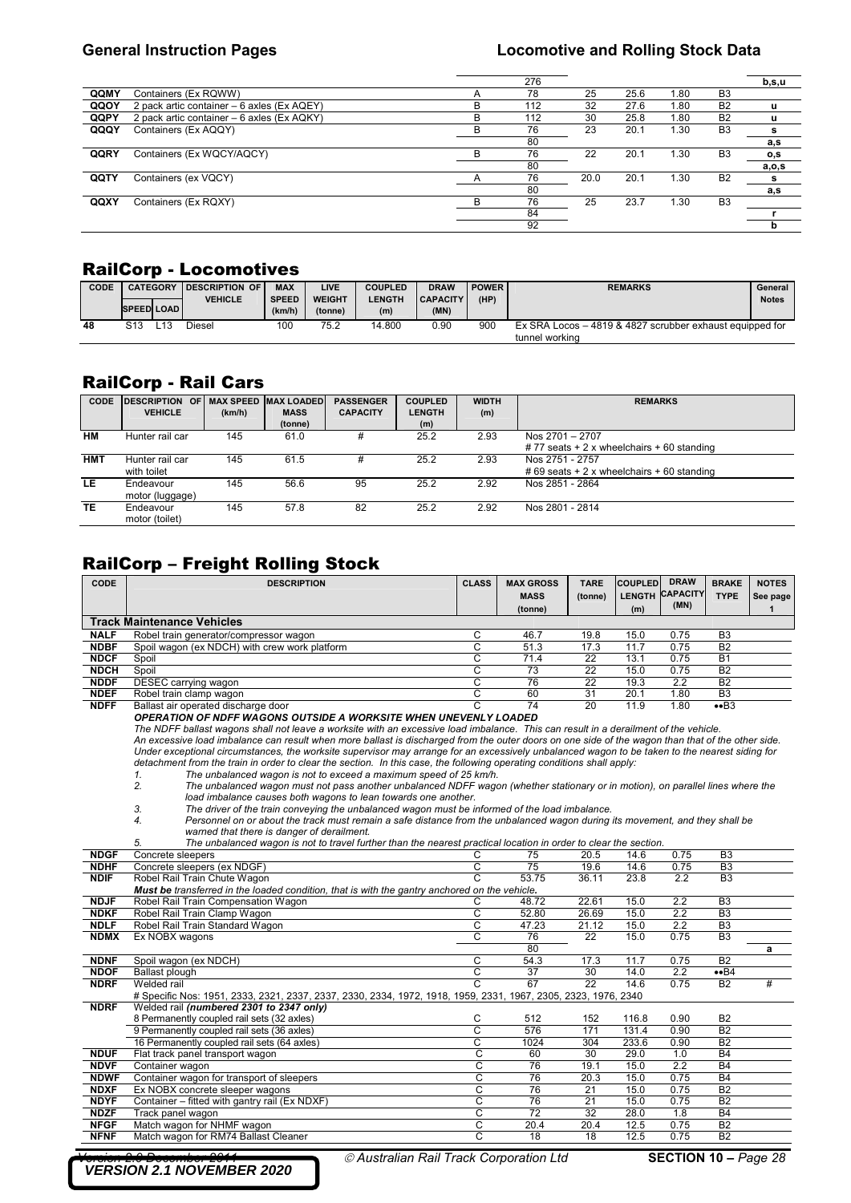| | | | | | | | | |
|---|---|---|---|---|---|---|---|---|
| | | | 276 | | | | | b,s,u |
| QQMY | Containers (Ex RQWW) | A | 78 | 25 | 25.6 | 1.80 | B3 | |
| QQOY | 2 pack artic container – 6 axles (Ex AQEY) | B | 112 | 32 | 27.6 | 1.80 | B2 | u |
| QQPY | 2 pack artic container – 6 axles (Ex AQKY) | B | 112 | 30 | 25.8 | 1.80 | B2 | u |
| QQQY | Containers (Ex AQQY) | B | 76 | 23 | 20.1 | 1.30 | B3 | s |
| | | | 80 | | | | | a,s |
| QQRY | Containers (Ex WQCY/AQCY) | B | 76 | 22 | 20.1 | 1.30 | B3 | o,s |
| | | | 80 | | | | | a,o,s |
| QQTY | Containers (ex VQCY) | A | 76 | 20.0 | 20.1 | 1.30 | B2 | s |
| | | | 80 | | | | | a,s |
| QQXY | Containers (Ex RQXY) | B | 76 | 25 | 23.7 | 1.30 | B3 | |
| | | | 84 | | | | | r |
| | | | 92 | | | | | b |

## RailCorp - Locomotives

| CODE | CATEGORY | | DESCRIPTION OF VEHICLE | MAX SPEED (km/h) | LIVE WEIGHT (tonne) | COUPLED LENGTH (m) | DRAW CAPACITY (MN) | POWER (HP) | REMARKS | General Notes |
|---|---|---|---|---|---|---|---|---|---|---|
| | SPEED | LOAD | | | | | | | | |
| 48 | S13 | L13 | Diesel | 100 | 75.2 | 14.800 | 0.90 | 900 | Ex SRA Locos – 4819 & 4827 scrubber exhaust equipped for tunnel working | |

## RailCorp - Rail Cars

| CODE | DESCRIPTION OF VEHICLE | MAX SPEED (km/h) | MAX LOADED MASS (tonne) | PASSENGER CAPACITY | COUPLED LENGTH (m) | WIDTH (m) | REMARKS |
|---|---|---|---|---|---|---|---|
| HM | Hunter rail car | 145 | 61.0 | # | 25.2 | 2.93 | Nos 2701 – 2707<br># 77 seats + 2 x wheelchairs + 60 standing |
| HMT | Hunter rail car with toilet | 145 | 61.5 | # | 25.2 | 2.93 | Nos 2751 - 2757<br># 69 seats + 2 x wheelchairs + 60 standing |
| LE | Endeavour motor (luggage) | 145 | 56.6 | 95 | 25.2 | 2.92 | Nos 2851 - 2864 |
| TE | Endeavour motor (toilet) | 145 | 57.8 | 82 | 25.2 | 2.92 | Nos 2801 - 2814 |

## RailCorp – Freight Rolling Stock

| CODE | DESCRIPTION | CLASS | MAX GROSS MASS (tonne) | TARE (tonne) | COUPLED LENGTH (m) | DRAW CAPACITY (MN) | BRAKE TYPE | NOTES See page 1 |
|---|---|---|---|---|---|---|---|---|
| **Track Maintenance Vehicles** | | | | | | | | |
| NALF | Robel train generator/compressor wagon | C | 46.7 | 19.8 | 15.0 | 0.75 | B3 | |
| NDBF | Spoil wagon (ex NDCH) with crew work platform | C | 51.3 | 17.3 | 11.7 | 0.75 | B2 | |
| NDCF | Spoil | C | 71.4 | 22 | 13.1 | 0.75 | B1 | |
| NDCH | Spoil | C | 73 | 22 | 15.0 | 0.75 | B2 | |
| NDDF | DESEC carrying wagon | C | 76 | 22 | 19.3 | 2.2 | B2 | |
| NDEF | Robel train clamp wagon | C | 60 | 31 | 20.1 | 1.80 | B3 | |
| NDFF | Ballast air operated discharge door | C | 74 | 20 | 11.9 | 1.80 | ••B3 | |

***OPERATION OF NDFF WAGONS OUTSIDE A WORKSITE WHEN UNEVENLY LOADED***

*The NDFF ballast wagons shall not leave a worksite with an excessive load imbalance. This can result in a derailment of the vehicle.*
*An excessive load imbalance can result when more ballast is discharged from the outer doors on one side of the wagon than that of the other side.*
*Under exceptional circumstances, the worksite supervisor may arrange for an excessively unbalanced wagon to be taken to the nearest siding for detachment from the train in order to clear the section. In this case, the following operating conditions shall apply:*

1. *The unbalanced wagon is not to exceed a maximum speed of 25 km/h.*
2. *The unbalanced wagon must not pass another unbalanced NDFF wagon (whether stationary or in motion), on parallel lines where the load imbalance causes both wagons to lean towards one another.*
3. *The driver of the train conveying the unbalanced wagon must be informed of the load imbalance.*
4. *Personnel on or about the track must remain a safe distance from the unbalanced wagon during its movement, and they shall be warned that there is danger of derailment.*
5. *The unbalanced wagon is not to travel further than the nearest practical location in order to clear the section.*

| CODE | DESCRIPTION | CLASS | MAX GROSS MASS (tonne) | TARE (tonne) | COUPLED LENGTH (m) | DRAW CAPACITY (MN) | BRAKE TYPE | NOTES See page 1 |
|---|---|---|---|---|---|---|---|---|
| NDGF | Concrete sleepers | C | 75 | 20.5 | 14.6 | 0.75 | B3 | |
| NDHF | Concrete sleepers (ex NDGF) | C | 75 | 19.6 | 14.6 | 0.75 | B3 | |
| NDIF | Robel Rail Train Chute Wagon | C | 53.75 | 36.11 | 23.8 | 2.2 | B3 | |
| | ***Must be** transferred in the loaded condition, that is with the gantry anchored on the vehicle.* | | | | | | | |
| NDJF | Robel Rail Train Compensation Wagon | C | 48.72 | 22.61 | 15.0 | 2.2 | B3 | |
| NDKF | Robel Rail Train Clamp Wagon | C | 52.80 | 26.69 | 15.0 | 2.2 | B3 | |
| NDLF | Robel Rail Train Standard Wagon | C | 47.23 | 21.12 | 15.0 | 2.2 | B3 | |
| NDMX | Ex NOBX wagons | C | 76 | 22 | 15.0 | 0.75 | B3 | |
| | | | 80 | | | | | a |
| NDNF | Spoil wagon (ex NDCH) | C | 54.3 | 17.3 | 11.7 | 0.75 | B2 | |
| NDOF | Ballast plough | C | 37 | 30 | 14.0 | 2.2 | ••B4 | |
| NDRF | Welded rail | C | 67 | 22 | 14.6 | 0.75 | B2 | # |
| | # Specific Nos: 1951, 2333, 2321, 2337, 2337, 2330, 2334, 1972, 1918, 1959, 2331, 1967, 2305, 2323, 1976, 2340 | | | | | | | |
| NDRF | Welded rail ***(numbered 2301 to 2347 only)*** | | | | | | | |
| | 8 Permanently coupled rail sets (32 axles) | C | 512 | 152 | 116.8 | 0.90 | B2 | |
| | 9 Permanently coupled rail sets (36 axles) | C | 576 | 171 | 131.4 | 0.90 | B2 | |
| | 16 Permanently coupled rail sets (64 axles) | C | 1024 | 304 | 233.6 | 0.90 | B2 | |
| NDUF | Flat track panel transport wagon | C | 60 | 30 | 29.0 | 1.0 | B4 | |
| NDVF | Container wagon | C | 76 | 19.1 | 15.0 | 2.2 | B4 | |
| NDWF | Container wagon for transport of sleepers | C | 76 | 20.3 | 15.0 | 0.75 | B4 | |
| NDXF | Ex NOBX concrete sleeper wagons | C | 76 | 21 | 15.0 | 0.75 | B2 | |
| NDYF | Container – fitted with gantry rail (Ex NDXF) | C | 76 | 21 | 15.0 | 0.75 | B2 | |
| NDZF | Track panel wagon | C | 72 | 32 | 28.0 | 1.8 | B4 | |
| NFGF | Match wagon for NHMF wagon | C | 20.4 | 20.4 | 12.5 | 0.75 | B2 | |
| NFNF | Match wagon for RM74 Ballast Cleaner | C | 18 | 18 | 12.5 | 0.75 | B2 | |

~~Version 2.0 December 2011~~
***VERSION 2.1 NOVEMBER 2020***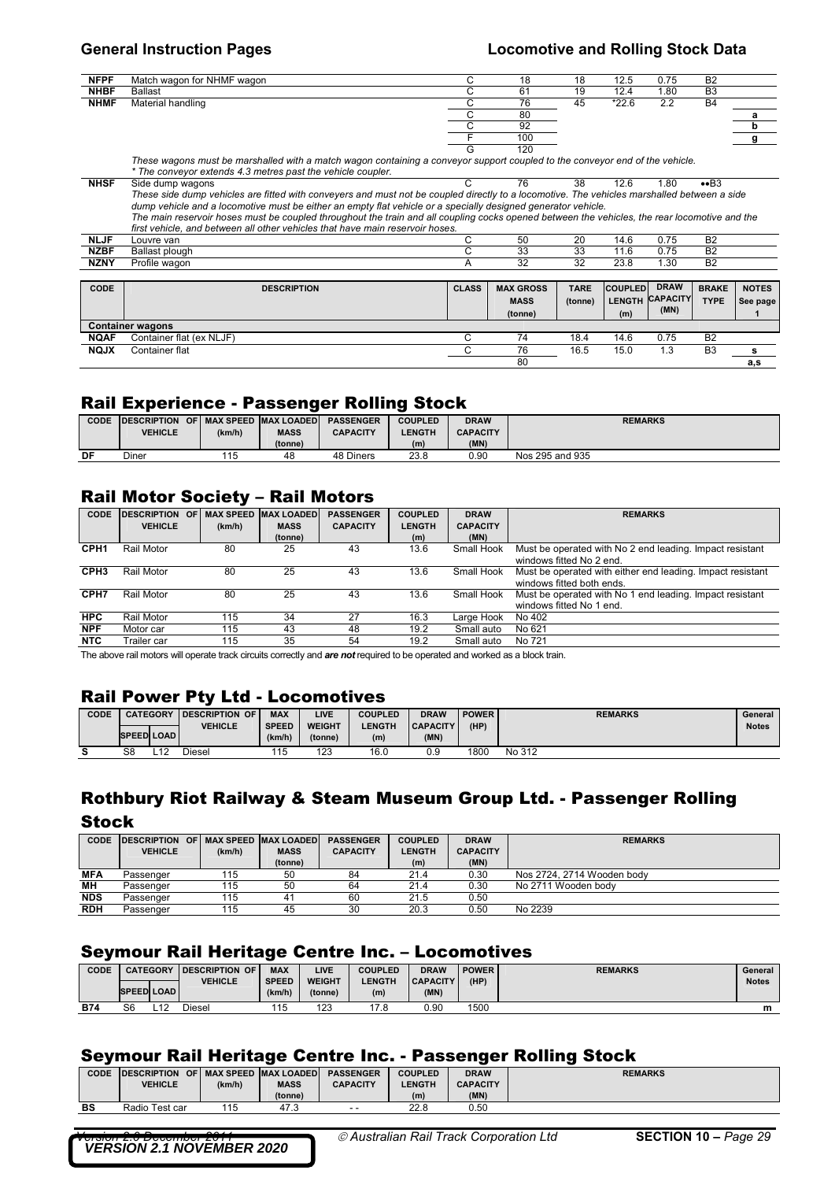| CODE | DESCRIPTION | CLASS | MAX GROSS MASS (tonne) | TARE (tonne) | COUPLED LENGTH (m) | DRAW CAPACITY (MN) | BRAKE TYPE | NOTES See page 1 |
|---|---|---|---|---|---|---|---|---|
| NFPF | Match wagon for NHMF wagon | C | 18 | 18 | 12.5 | 0.75 | B2 | |
| NHBF | Ballast | C | 61 | 19 | 12.4 | 1.80 | B3 | |
| NHMF | Material handling | C | 76 | 45 | *22.6 | 2.2 | B4 | |
| | | C | 80 | | | | | a |
| | | C | 92 | | | | | b |
| | | F | 100 | | | | | g |
| | | G | 120 | | | | | |
| | *These wagons must be marshalled with a match wagon containing a conveyor support coupled to the conveyor end of the vehicle. * The conveyor extends 4.3 metres past the vehicle coupler.* | | | | | | | |
| NHSF | Side dump wagons | C | 76 | 38 | 12.6 | 1.80 | ••B3 | |
| | *These side dump vehicles are fitted with conveyers and must not be coupled directly to a locomotive. The vehicles marshalled between a side dump vehicle and a locomotive must be either an empty flat vehicle or a specially designed generator vehicle. The main reservoir hoses must be coupled throughout the train and all coupling cocks opened between the vehicles, the rear locomotive and the first vehicle, and between all other vehicles that have main reservoir hoses.* | | | | | | | |
| NLJF | Louvre van | C | 50 | 20 | 14.6 | 0.75 | B2 | |
| NZBF | Ballast plough | C | 33 | 33 | 11.6 | 0.75 | B2 | |
| NZNY | Profile wagon | A | 32 | 32 | 23.8 | 1.30 | B2 | |
| **Container wagons** | | | | | | | | |
| NQAF | Container flat (ex NLJF) | C | 74 | 18.4 | 14.6 | 0.75 | B2 | |
| NQJX | Container flat | C | 76 | 16.5 | 15.0 | 1.3 | B3 | s |
| | | | 80 | | | | | a,s |

## Rail Experience - Passenger Rolling Stock

| CODE | DESCRIPTION OF VEHICLE | MAX SPEED (km/h) | MAX LOADED MASS (tonne) | PASSENGER CAPACITY | COUPLED LENGTH (m) | DRAW CAPACITY (MN) | REMARKS |
|---|---|---|---|---|---|---|---|
| DF | Diner | 115 | 48 | 48 Diners | 23.8 | 0.90 | Nos 295 and 935 |

## Rail Motor Society – Rail Motors

| CODE | DESCRIPTION OF VEHICLE | MAX SPEED (km/h) | MAX LOADED MASS (tonne) | PASSENGER CAPACITY | COUPLED LENGTH (m) | DRAW CAPACITY (MN) | REMARKS |
|---|---|---|---|---|---|---|---|
| CPH1 | Rail Motor | 80 | 25 | 43 | 13.6 | Small Hook | Must be operated with No 2 end leading. Impact resistant windows fitted No 2 end. |
| CPH3 | Rail Motor | 80 | 25 | 43 | 13.6 | Small Hook | Must be operated with either end leading. Impact resistant windows fitted both ends. |
| CPH7 | Rail Motor | 80 | 25 | 43 | 13.6 | Small Hook | Must be operated with No 1 end leading. Impact resistant windows fitted No 1 end. |
| HPC | Rail Motor | 115 | 34 | 27 | 16.3 | Large Hook | No 402 |
| NPF | Motor car | 115 | 43 | 48 | 19.2 | Small auto | No 621 |
| NTC | Trailer car | 115 | 35 | 54 | 19.2 | Small auto | No 721 |

The above rail motors will operate track circuits correctly and ***are not*** required to be operated and worked as a block train.

## Rail Power Pty Ltd - Locomotives

| CODE | CATEGORY | | DESCRIPTION OF VEHICLE | MAX SPEED (km/h) | LIVE WEIGHT (tonne) | COUPLED LENGTH (m) | DRAW CAPACITY (MN) | POWER (HP) | REMARKS | General Notes |
|---|---|---|---|---|---|---|---|---|---|---|
| | SPEED | LOAD | | | | | | | | |
| S | S8 | L12 | Diesel | 115 | 123 | 16.0 | 0.9 | 1800 | No 312 | |

## Rothbury Riot Railway & Steam Museum Group Ltd. - Passenger Rolling Stock

| CODE | DESCRIPTION OF VEHICLE | MAX SPEED (km/h) | MAX LOADED MASS (tonne) | PASSENGER CAPACITY | COUPLED LENGTH (m) | DRAW CAPACITY (MN) | REMARKS |
|---|---|---|---|---|---|---|---|
| MFA | Passenger | 115 | 50 | 84 | 21.4 | 0.30 | Nos 2724, 2714 Wooden body |
| MH | Passenger | 115 | 50 | 64 | 21.4 | 0.30 | No 2711 Wooden body |
| NDS | Passenger | 115 | 41 | 60 | 21.5 | 0.50 | |
| RDH | Passenger | 115 | 45 | 30 | 20.3 | 0.50 | No 2239 |

## Seymour Rail Heritage Centre Inc. – Locomotives

| CODE | CATEGORY | | DESCRIPTION OF VEHICLE | MAX SPEED (km/h) | LIVE WEIGHT (tonne) | COUPLED LENGTH (m) | DRAW CAPACITY (MN) | POWER (HP) | REMARKS | General Notes |
|---|---|---|---|---|---|---|---|---|---|---|
| | SPEED | LOAD | | | | | | | | |
| B74 | S6 | L12 | Diesel | 115 | 123 | 17.8 | 0.90 | 1500 | | m |

## Seymour Rail Heritage Centre Inc. - Passenger Rolling Stock

| CODE | DESCRIPTION OF VEHICLE | MAX SPEED (km/h) | MAX LOADED MASS (tonne) | PASSENGER CAPACITY | COUPLED LENGTH (m) | DRAW CAPACITY (MN) | REMARKS |
|---|---|---|---|---|---|---|---|
| BS | Radio Test car | 115 | 47.3 | - - | 22.8 | 0.50 | |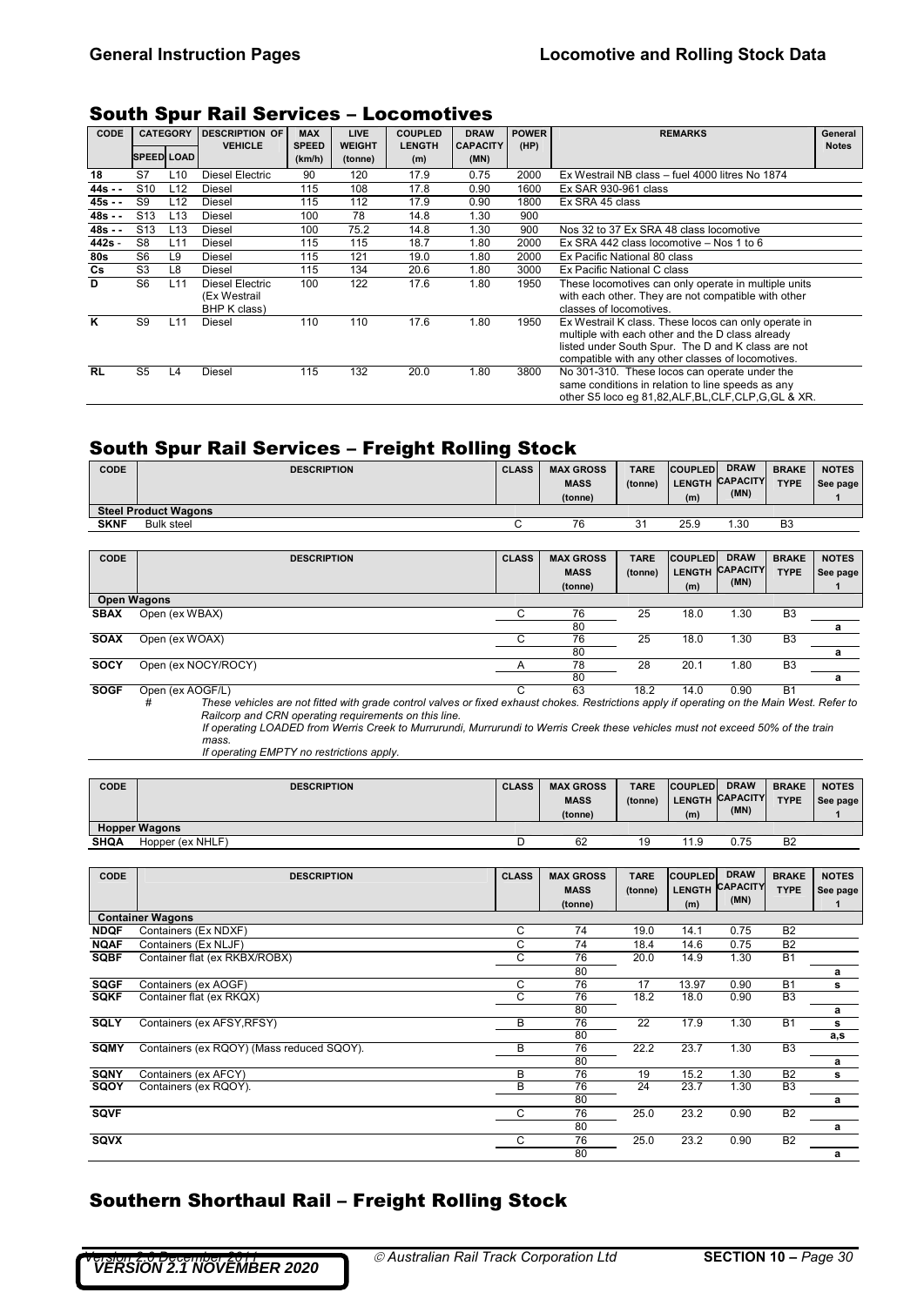## South Spur Rail Services – Locomotives

| CODE | CATEGORY | | DESCRIPTION OF VEHICLE | MAX SPEED (km/h) | LIVE WEIGHT (tonne) | COUPLED LENGTH (m) | DRAW CAPACITY (MN) | POWER (HP) | REMARKS | General Notes |
|---|---|---|---|---|---|---|---|---|---|---|
| | SPEED | LOAD | | | | | | | | |
| 18 | S7 | L10 | Diesel Electric | 90 | 120 | 17.9 | 0.75 | 2000 | Ex Westrail NB class – fuel 4000 litres No 1874 | |
| 44s - - | S10 | L12 | Diesel | 115 | 108 | 17.8 | 0.90 | 1600 | Ex SAR 930-961 class | |
| 45s - - | S9 | L12 | Diesel | 115 | 112 | 17.9 | 0.90 | 1800 | Ex SRA 45 class | |
| 48s - - | S13 | L13 | Diesel | 100 | 78 | 14.8 | 1.30 | 900 | | |
| 48s - - | S13 | L13 | Diesel | 100 | 75.2 | 14.8 | 1.30 | 900 | Nos 32 to 37 Ex SRA 48 class locomotive | |
| 442s - | S8 | L11 | Diesel | 115 | 115 | 18.7 | 1.80 | 2000 | Ex SRA 442 class locomotive – Nos 1 to 6 | |
| 80s | S6 | L9 | Diesel | 115 | 121 | 19.0 | 1.80 | 2000 | Ex Pacific National 80 class | |
| Cs | S3 | L8 | Diesel | 115 | 134 | 20.6 | 1.80 | 3000 | Ex Pacific National C class | |
| D | S6 | L11 | Diesel Electric (Ex Westrail BHP K class) | 100 | 122 | 17.6 | 1.80 | 1950 | These locomotives can only operate in multiple units with each other. They are not compatible with other classes of locomotives. | |
| K | S9 | L11 | Diesel | 110 | 110 | 17.6 | 1.80 | 1950 | Ex Westrail K class. These locos can only operate in multiple with each other and the D class already listed under South Spur. The D and K class are not compatible with any other classes of locomotives. | |
| RL | S5 | L4 | Diesel | 115 | 132 | 20.0 | 1.80 | 3800 | No 301-310. These locos can operate under the same conditions in relation to line speeds as any other S5 loco eg 81,82,ALF,BL,CLF,CLP,G,GL & XR. | |

## South Spur Rail Services – Freight Rolling Stock

| CODE | DESCRIPTION | CLASS | MAX GROSS MASS (tonne) | TARE (tonne) | COUPLED LENGTH (m) | DRAW CAPACITY (MN) | BRAKE TYPE | NOTES See page 1 |
|---|---|---|---|---|---|---|---|---|
| **Steel Product Wagons** | | | | | | | | |
| SKNF | Bulk steel | C | 76 | 31 | 25.9 | 1.30 | B3 | |

| CODE | DESCRIPTION | CLASS | MAX GROSS MASS (tonne) | TARE (tonne) | COUPLED LENGTH (m) | DRAW CAPACITY (MN) | BRAKE TYPE | NOTES See page 1 |
|---|---|---|---|---|---|---|---|---|
| **Open Wagons** | | | | | | | | |
| SBAX | Open (ex WBAX) | C | 76 | 25 | 18.0 | 1.30 | B3 | |
| | | | 80 | | | | | a |
| SOAX | Open (ex WOAX) | C | 76 | 25 | 18.0 | 1.30 | B3 | |
| | | | 80 | | | | | a |
| SOCY | Open (ex NOCY/ROCY) | A | 78 | 28 | 20.1 | 1.80 | B3 | |
| | | | 80 | | | | | a |
| SOGF | Open (ex AOGF/L) | C | 63 | 18.2 | 14.0 | 0.90 | B1 | |

\# *These vehicles are not fitted with grade control valves or fixed exhaust chokes. Restrictions apply if operating on the Main West. Refer to Railcorp and CRN operating requirements on this line.*
*If operating LOADED from Werris Creek to Murrurundi, Murrurundi to Werris Creek these vehicles must not exceed 50% of the train mass.*
*If operating EMPTY no restrictions apply.*

| CODE | DESCRIPTION | CLASS | MAX GROSS MASS (tonne) | TARE (tonne) | COUPLED LENGTH (m) | DRAW CAPACITY (MN) | BRAKE TYPE | NOTES See page 1 |
|---|---|---|---|---|---|---|---|---|
| **Hopper Wagons** | | | | | | | | |
| SHQA | Hopper (ex NHLF) | D | 62 | 19 | 11.9 | 0.75 | B2 | |

| CODE | DESCRIPTION | CLASS | MAX GROSS MASS (tonne) | TARE (tonne) | COUPLED LENGTH (m) | DRAW CAPACITY (MN) | BRAKE TYPE | NOTES See page 1 |
|---|---|---|---|---|---|---|---|---|
| **Container Wagons** | | | | | | | | |
| NDQF | Containers (Ex NDXF) | C | 74 | 19.0 | 14.1 | 0.75 | B2 | |
| NQAF | Containers (Ex NLJF) | C | 74 | 18.4 | 14.6 | 0.75 | B2 | |
| SQBF | Container flat (ex RKBX/ROBX) | C | 76 | 20.0 | 14.9 | 1.30 | B1 | |
| | | | 80 | | | | | a |
| SQGF | Containers (ex AOGF) | C | 76 | 17 | 13.97 | 0.90 | B1 | s |
| SQKF | Container flat (ex RKQX) | C | 76 | 18.2 | 18.0 | 0.90 | B3 | |
| | | | 80 | | | | | a |
| SQLY | Containers (ex AFSY,RFSY) | B | 76 | 22 | 17.9 | 1.30 | B1 | s |
| | | | 80 | | | | | a,s |
| SQMY | Containers (ex RQOY) (Mass reduced SQOY). | B | 76 | 22.2 | 23.7 | 1.30 | B3 | |
| | | | 80 | | | | | a |
| SQNY | Containers (ex AFCY) | B | 76 | 19 | 15.2 | 1.30 | B2 | s |
| SQOY | Containers (ex RQOY). | B | 76 | 24 | 23.7 | 1.30 | B3 | |
| | | | 80 | | | | | a |
| SQVF | | C | 76 | 25.0 | 23.2 | 0.90 | B2 | |
| | | | 80 | | | | | a |
| SQVX | | C | 76 | 25.0 | 23.2 | 0.90 | B2 | |
| | | | 80 | | | | | a |

## Southern Shorthaul Rail – Freight Rolling Stock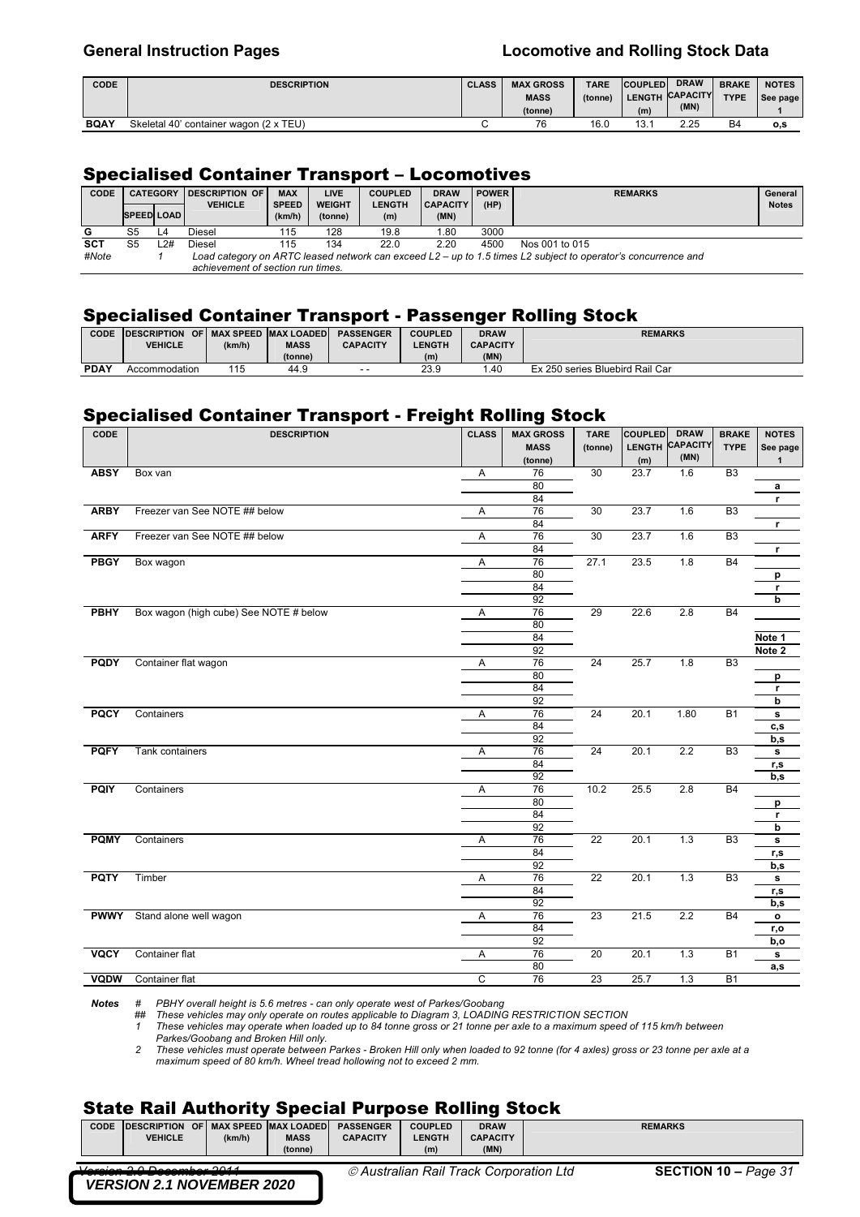| CODE | DESCRIPTION | CLASS | MAX GROSS MASS (tonne) | TARE (tonne) | COUPLED LENGTH (m) | DRAW CAPACITY (MN) | BRAKE TYPE | NOTES See page 1 |
|---|---|---|---|---|---|---|---|---|
| BQAY | Skeletal 40' container wagon (2 x TEU) | C | 76 | 16.0 | 13.1 | 2.25 | B4 | o,s |

## Specialised Container Transport – Locomotives

| CODE | CATEGORY SPEED | CATEGORY LOAD | DESCRIPTION OF VEHICLE | MAX SPEED (km/h) | LIVE WEIGHT (tonne) | COUPLED LENGTH (m) | DRAW CAPACITY (MN) | POWER (HP) | REMARKS | General Notes |
|---|---|---|---|---|---|---|---|---|---|---|
| G | S5 | L4 | Diesel | 115 | 128 | 19.8 | 1.80 | 3000 | | |
| SCT | S5 | L2# | Diesel | 115 | 134 | 22.0 | 2.20 | 4500 | Nos 001 to 015 | |

*#Note 1 Load category on ARTC leased network can exceed L2 – up to 1.5 times L2 subject to operator's concurrence and achievement of section run times.*

## Specialised Container Transport - Passenger Rolling Stock

| CODE | DESCRIPTION OF VEHICLE | MAX SPEED (km/h) | MAX LOADED MASS (tonne) | PASSENGER CAPACITY | COUPLED LENGTH (m) | DRAW CAPACITY (MN) | REMARKS |
|---|---|---|---|---|---|---|---|
| PDAY | Accommodation | 115 | 44.9 | - - | 23.9 | 1.40 | Ex 250 series Bluebird Rail Car |

## Specialised Container Transport - Freight Rolling Stock

| CODE | DESCRIPTION | CLASS | MAX GROSS MASS (tonne) | TARE (tonne) | COUPLED LENGTH (m) | DRAW CAPACITY (MN) | BRAKE TYPE | NOTES See page 1 |
|---|---|---|---|---|---|---|---|---|
| ABSY | Box van | A | 76 | 30 | 23.7 | 1.6 | B3 | |
| | | | 80 | | | | | a |
| | | | 84 | | | | | r |
| ARBY | Freezer van See NOTE ## below | A | 76 | 30 | 23.7 | 1.6 | B3 | |
| | | | 84 | | | | | r |
| ARFY | Freezer van See NOTE ## below | A | 76 | 30 | 23.7 | 1.6 | B3 | |
| | | | 84 | | | | | r |
| PBGY | Box wagon | A | 76 | 27.1 | 23.5 | 1.8 | B4 | |
| | | | 80 | | | | | p |
| | | | 84 | | | | | r |
| | | | 92 | | | | | b |
| PBHY | Box wagon (high cube) See NOTE # below | A | 76 | 29 | 22.6 | 2.8 | B4 | |
| | | | 80 | | | | | |
| | | | 84 | | | | | Note 1 |
| | | | 92 | | | | | Note 2 |
| PQDY | Container flat wagon | A | 76 | 24 | 25.7 | 1.8 | B3 | |
| | | | 80 | | | | | p |
| | | | 84 | | | | | r |
| | | | 92 | | | | | b |
| PQCY | Containers | A | 76 | 24 | 20.1 | 1.80 | B1 | s |
| | | | 84 | | | | | c,s |
| | | | 92 | | | | | b,s |
| PQFY | Tank containers | A | 76 | 24 | 20.1 | 2.2 | B3 | s |
| | | | 84 | | | | | r,s |
| | | | 92 | | | | | b,s |
| PQIY | Containers | A | 76 | 10.2 | 25.5 | 2.8 | B4 | |
| | | | 80 | | | | | p |
| | | | 84 | | | | | r |
| | | | 92 | | | | | b |
| PQMY | Containers | A | 76 | 22 | 20.1 | 1.3 | B3 | s |
| | | | 84 | | | | | r,s |
| | | | 92 | | | | | b,s |
| PQTY | Timber | A | 76 | 22 | 20.1 | 1.3 | B3 | s |
| | | | 84 | | | | | r,s |
| | | | 92 | | | | | b,s |
| PWWY | Stand alone well wagon | A | 76 | 23 | 21.5 | 2.2 | B4 | o |
| | | | 84 | | | | | r,o |
| | | | 92 | | | | | b,o |
| VQCY | Container flat | A | 76 | 20 | 20.1 | 1.3 | B1 | s |
| | | | 80 | | | | | a,s |
| VQDW | Container flat | C | 76 | 23 | 25.7 | 1.3 | B1 | |

*Notes*
- *# PBHY overall height is 5.6 metres - can only operate west of Parkes/Goobang*
- *## These vehicles may only operate on routes applicable to Diagram 3, LOADING RESTRICTION SECTION*
- *1 These vehicles may operate when loaded up to 84 tonne gross or 21 tonne per axle to a maximum speed of 115 km/h between Parkes/Goobang and Broken Hill only.*
- *2 These vehicles must operate between Parkes - Broken Hill only when loaded to 92 tonne (for 4 axles) gross or 23 tonne per axle at a maximum speed of 80 km/h. Wheel tread hollowing not to exceed 2 mm.*

## State Rail Authority Special Purpose Rolling Stock

| CODE | DESCRIPTION OF VEHICLE | MAX SPEED (km/h) | MAX LOADED MASS (tonne) | PASSENGER CAPACITY | COUPLED LENGTH (m) | DRAW CAPACITY (MN) | REMARKS |
|---|---|---|---|---|---|---|---|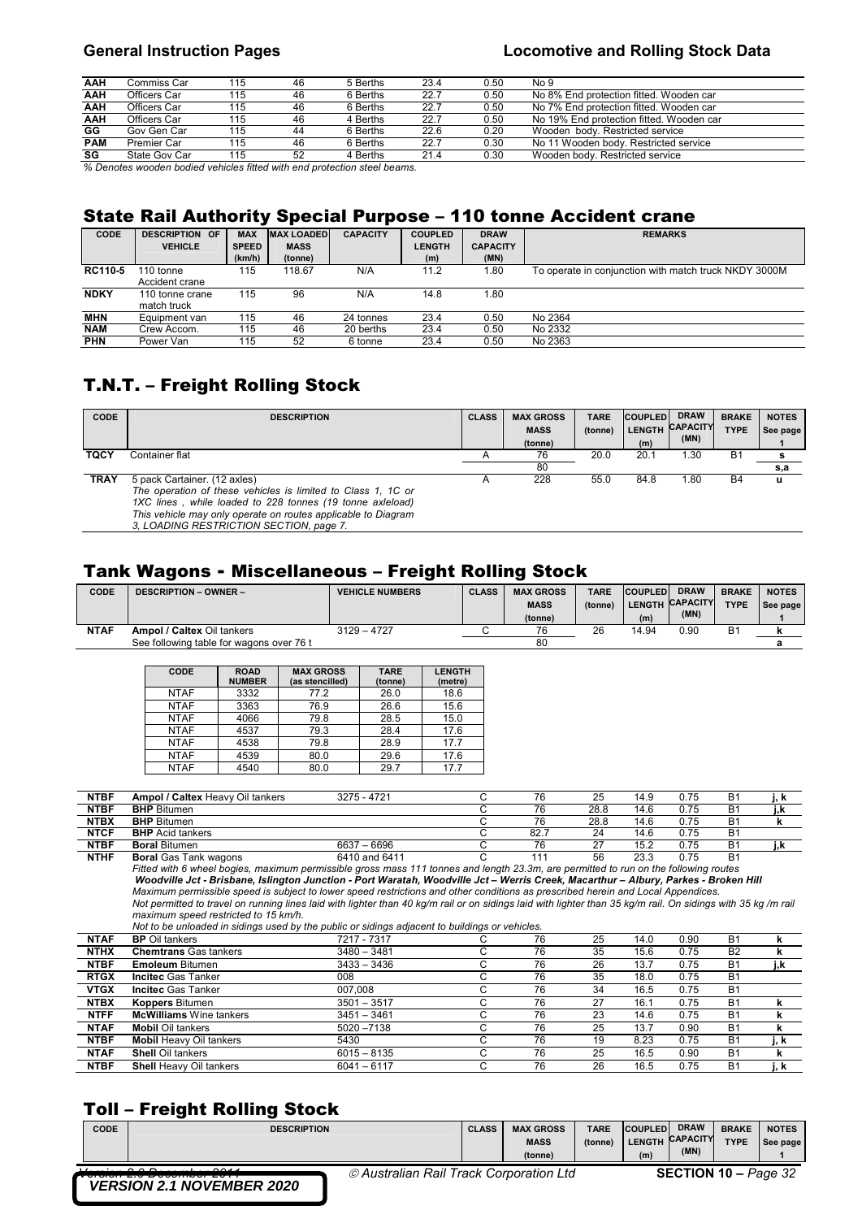| AAH | Commiss Car | 115 | 46 | 5 Berths | 23.4 | 0.50 | No 9 |
|---|---|---|---|---|---|---|---|
| AAH | Officers Car | 115 | 46 | 6 Berths | 22.7 | 0.50 | No 8% End protection fitted. Wooden car |
| AAH | Officers Car | 115 | 46 | 6 Berths | 22.7 | 0.50 | No 7% End protection fitted. Wooden car |
| AAH | Officers Car | 115 | 46 | 4 Berths | 22.7 | 0.50 | No 19% End protection fitted. Wooden car |
| GG | Gov Gen Car | 115 | 44 | 6 Berths | 22.6 | 0.20 | Wooden body. Restricted service |
| PAM | Premier Car | 115 | 46 | 6 Berths | 22.7 | 0.30 | No 11 Wooden body. Restricted service |
| SG | State Gov Car | 115 | 52 | 4 Berths | 21.4 | 0.30 | Wooden body. Restricted service |

*% Denotes wooden bodied vehicles fitted with end protection steel beams.*

## State Rail Authority Special Purpose – 110 tonne Accident crane

| CODE | DESCRIPTION OF VEHICLE | MAX SPEED (km/h) | MAX LOADED MASS (tonne) | CAPACITY | COUPLED LENGTH (m) | DRAW CAPACITY (MN) | REMARKS |
|---|---|---|---|---|---|---|---|
| RC110-5 | 110 tonne Accident crane | 115 | 118.67 | N/A | 11.2 | 1.80 | To operate in conjunction with match truck NKDY 3000M |
| NDKY | 110 tonne crane match truck | 115 | 96 | N/A | 14.8 | 1.80 | |
| MHN | Equipment van | 115 | 46 | 24 tonnes | 23.4 | 0.50 | No 2364 |
| NAM | Crew Accom. | 115 | 46 | 20 berths | 23.4 | 0.50 | No 2332 |
| PHN | Power Van | 115 | 52 | 6 tonne | 23.4 | 0.50 | No 2363 |

## T.N.T. – Freight Rolling Stock

| CODE | DESCRIPTION | CLASS | MAX GROSS MASS (tonne) | TARE (tonne) | COUPLED LENGTH (m) | DRAW CAPACITY (MN) | BRAKE TYPE | NOTES See page 1 |
|---|---|---|---|---|---|---|---|---|
| TQCY | Container flat | A | 76 | 20.0 | 20.1 | 1.30 | B1 | s |
| | | | 80 | | | | | s,a |
| TRAY | 5 pack Cartainer. (12 axles) *The operation of these vehicles is limited to Class 1, 1C or 1XC lines, while loaded to 228 tonnes (19 tonne axleload) This vehicle may only operate on routes applicable to Diagram 3, LOADING RESTRICTION SECTION, page 7.* | A | 228 | 55.0 | 84.8 | 1.80 | B4 | u |

## Tank Wagons - Miscellaneous – Freight Rolling Stock

| CODE | DESCRIPTION – OWNER – | VEHICLE NUMBERS | CLASS | MAX GROSS MASS (tonne) | TARE (tonne) | COUPLED LENGTH (m) | DRAW CAPACITY (MN) | BRAKE TYPE | NOTES See page 1 |
|---|---|---|---|---|---|---|---|---|---|
| NTAF | **Ampol / Caltex** Oil tankers | 3129 – 4727 | C | 76 | 26 | 14.94 | 0.90 | B1 | k |
| | See following table for wagons over 76 t | | | 80 | | | | | a |

| CODE | ROAD NUMBER | MAX GROSS (as stencilled) | TARE (tonne) | LENGTH (metre) |
|---|---|---|---|---|
| NTAF | 3332 | 77.2 | 26.0 | 18.6 |
| NTAF | 3363 | 76.9 | 26.6 | 15.6 |
| NTAF | 4066 | 79.8 | 28.5 | 15.0 |
| NTAF | 4537 | 79.3 | 28.4 | 17.6 |
| NTAF | 4538 | 79.8 | 28.9 | 17.7 |
| NTAF | 4539 | 80.0 | 29.6 | 17.6 |
| NTAF | 4540 | 80.0 | 29.7 | 17.7 |

| CODE | DESCRIPTION – OWNER – | VEHICLE NUMBERS | CLASS | MAX GROSS MASS (tonne) | TARE (tonne) | COUPLED LENGTH (m) | DRAW CAPACITY (MN) | BRAKE TYPE | NOTES See page 1 |
|---|---|---|---|---|---|---|---|---|---|
| NTBF | **Ampol / Caltex** Heavy Oil tankers | 3275 - 4721 | C | 76 | 25 | 14.9 | 0.75 | B1 | j, k |
| NTBF | **BHP** Bitumen | | C | 76 | 28.8 | 14.6 | 0.75 | B1 | j,k |
| NTBX | **BHP** Bitumen | | C | 76 | 28.8 | 14.6 | 0.75 | B1 | k |
| NTCF | **BHP** Acid tankers | | C | 82.7 | 24 | 14.6 | 0.75 | B1 | |
| NTBF | **Boral** Bitumen | 6637 – 6696 | C | 76 | 27 | 15.2 | 0.75 | B1 | j,k |
| NTHF | **Boral** Gas Tank wagons | 6410 and 6411 | C | 111 | 56 | 23.3 | 0.75 | B1 | |
| | *Fitted with 6 wheel bogies, maximum permissible gross mass 111 tonnes and length 23.3m, are permitted to run on the following routes* ***Woodville Jct - Brisbane, Islington Junction - Port Waratah, Woodville Jct – Werris Creek, Macarthur – Albury, Parkes - Broken Hill*** *Maximum permissible speed is subject to lower speed restrictions and other conditions as prescribed herein and Local Appendices. Not permitted to travel on running lines laid with lighter than 40 kg/m rail or on sidings laid with lighter than 35 kg/m rail. On sidings with 35 kg /m rail maximum speed restricted to 15 km/h. Not to be unloaded in sidings used by the public or sidings adjacent to buildings or vehicles.* | | | | | | | | |
| NTAF | **BP** Oil tankers | 7217 - 7317 | C | 76 | 25 | 14.0 | 0.90 | B1 | k |
| NTHX | **Chemtrans** Gas tankers | 3480 – 3481 | C | 76 | 35 | 15.6 | 0.75 | B2 | k |
| NTBF | **Emoleum** Bitumen | 3433 – 3436 | C | 76 | 26 | 13.7 | 0.75 | B1 | j,k |
| RTGX | **Incitec** Gas Tanker | 008 | C | 76 | 35 | 18.0 | 0.75 | B1 | |
| VTGX | **Incitec** Gas Tanker | 007,008 | C | 76 | 34 | 16.5 | 0.75 | B1 | |
| NTBX | **Koppers** Bitumen | 3501 – 3517 | C | 76 | 27 | 16.1 | 0.75 | B1 | k |
| NTFF | **McWilliams** Wine tankers | 3451 – 3461 | C | 76 | 23 | 14.6 | 0.75 | B1 | k |
| NTAF | **Mobil** Oil tankers | 5020 –7138 | C | 76 | 25 | 13.7 | 0.90 | B1 | k |
| NTBF | **Mobil** Heavy Oil tankers | 5430 | C | 76 | 19 | 8.23 | 0.75 | B1 | j, k |
| NTAF | **Shell** Oil tankers | 6015 – 8135 | C | 76 | 25 | 16.5 | 0.90 | B1 | k |
| NTBF | **Shell** Heavy Oil tankers | 6041 – 6117 | C | 76 | 26 | 16.5 | 0.75 | B1 | j, k |

## Toll – Freight Rolling Stock

| CODE | DESCRIPTION | CLASS | MAX GROSS MASS (tonne) | TARE (tonne) | COUPLED LENGTH (m) | DRAW CAPACITY (MN) | BRAKE TYPE | NOTES See page 1 |
|---|---|---|---|---|---|---|---|---|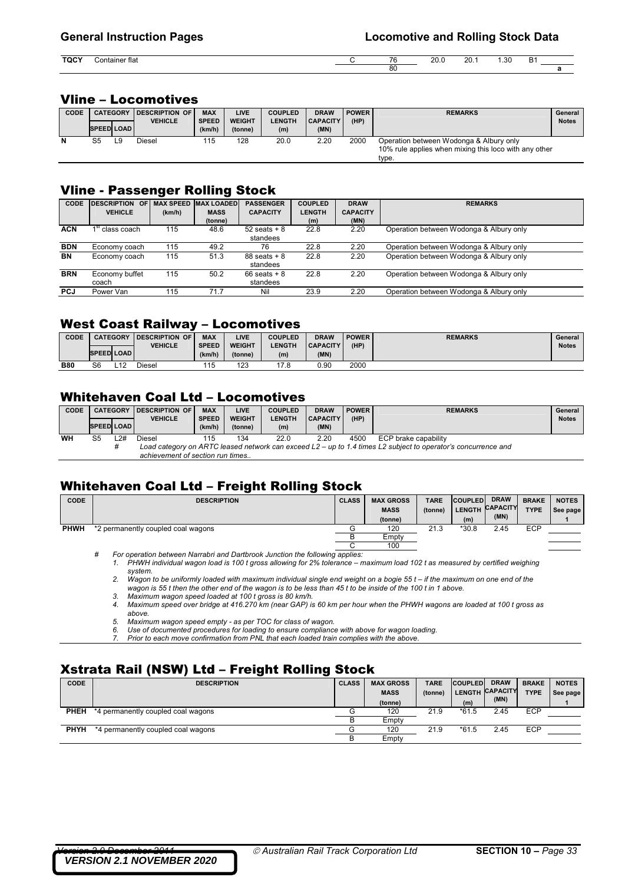| | | | | | | | | |
|---|---|---|---|---|---|---|---|---|
| TQCY | Container flat | C | 76 | 20.0 | 20.1 | 1.30 | B1 | |
| | | | 80 | | | | | a |

## Vline – Locomotives

| CODE | CATEGORY | | DESCRIPTION OF VEHICLE | MAX SPEED (km/h) | LIVE WEIGHT (tonne) | COUPLED LENGTH (m) | DRAW CAPACITY (MN) | POWER (HP) | REMARKS | General Notes |
|---|---|---|---|---|---|---|---|---|---|---|
| | SPEED | LOAD | | | | | | | | |
| N | S5 | L9 | Diesel | 115 | 128 | 20.0 | 2.20 | 2000 | Operation between Wodonga & Albury only 10% rule applies when mixing this loco with any other type. | |

## Vline - Passenger Rolling Stock

| CODE | DESCRIPTION OF VEHICLE | MAX SPEED (km/h) | MAX LOADED MASS (tonne) | PASSENGER CAPACITY | COUPLED LENGTH (m) | DRAW CAPACITY (MN) | REMARKS |
|---|---|---|---|---|---|---|---|
| ACN | 1st class coach | 115 | 48.6 | 52 seats + 8 standees | 22.8 | 2.20 | Operation between Wodonga & Albury only |
| BDN | Economy coach | 115 | 49.2 | 76 | 22.8 | 2.20 | Operation between Wodonga & Albury only |
| BN | Economy coach | 115 | 51.3 | 88 seats + 8 standees | 22.8 | 2.20 | Operation between Wodonga & Albury only |
| BRN | Economy buffet coach | 115 | 50.2 | 66 seats + 8 standees | 22.8 | 2.20 | Operation between Wodonga & Albury only |
| PCJ | Power Van | 115 | 71.7 | Nil | 23.9 | 2.20 | Operation between Wodonga & Albury only |

## West Coast Railway – Locomotives

| CODE | CATEGORY | | DESCRIPTION OF VEHICLE | MAX SPEED (km/h) | LIVE WEIGHT (tonne) | COUPLED LENGTH (m) | DRAW CAPACITY (MN) | POWER (HP) | REMARKS | General Notes |
|---|---|---|---|---|---|---|---|---|---|---|
| | SPEED | LOAD | | | | | | | | |
| B80 | S6 | L12 | Diesel | 115 | 123 | 17.8 | 0.90 | 2000 | | |

## Whitehaven Coal Ltd – Locomotives

| CODE | CATEGORY | | DESCRIPTION OF VEHICLE | MAX SPEED (km/h) | LIVE WEIGHT (tonne) | COUPLED LENGTH (m) | DRAW CAPACITY (MN) | POWER (HP) | REMARKS | General Notes |
|---|---|---|---|---|---|---|---|---|---|---|
| | SPEED | LOAD | | | | | | | | |
| WH | S5 | L2# | Diesel | 115 | 134 | 22.0 | 2.20 | 4500 | ECP brake capability | |

*# Load category on ARTC leased network can exceed L2 – up to 1.4 times L2 subject to operator's concurrence and achievement of section run times..*

## Whitehaven Coal Ltd – Freight Rolling Stock

| CODE | DESCRIPTION | CLASS | MAX GROSS MASS (tonne) | TARE (tonne) | COUPLED LENGTH (m) | DRAW CAPACITY (MN) | BRAKE TYPE | NOTES See page 1 |
|---|---|---|---|---|---|---|---|---|
| PHWH | *2 permanently coupled coal wagons | G | 120 | 21.3 | *30.8 | 2.45 | ECP | |
| | | B | Empty | | | | | |
| | | C | 100 | | | | | |

*# For operation between Narrabri and Dartbrook Junction the following applies:*

1. *PHWH individual wagon load is 100 t gross allowing for 2% tolerance – maximum load 102 t as measured by certified weighing system.*
2. *Wagon to be uniformly loaded with maximum individual single end weight on a bogie 55 t – if the maximum on one end of the wagon is 55 t then the other end of the wagon is to be less than 45 t to be inside of the 100 t in 1 above.*
3. *Maximum wagon speed loaded at 100 t gross is 80 km/h.*
4. *Maximum speed over bridge at 416.270 km (near GAP) is 60 km per hour when the PHWH wagons are loaded at 100 t gross as above.*
5. *Maximum wagon speed empty - as per TOC for class of wagon.*
6. *Use of documented procedures for loading to ensure compliance with above for wagon loading.*
7. *Prior to each move confirmation from PNL that each loaded train complies with the above.*

## Xstrata Rail (NSW) Ltd – Freight Rolling Stock

| CODE | DESCRIPTION | CLASS | MAX GROSS MASS (tonne) | TARE (tonne) | COUPLED LENGTH (m) | DRAW CAPACITY (MN) | BRAKE TYPE | NOTES See page 1 |
|---|---|---|---|---|---|---|---|---|
| PHEH | *4 permanently coupled coal wagons | G | 120 | 21.9 | *61.5 | 2.45 | ECP | |
| | | B | Empty | | | | | |
| PHYH | *4 permanently coupled coal wagons | G | 120 | 21.9 | *61.5 | 2.45 | ECP | |
| | | B | Empty | | | | | |